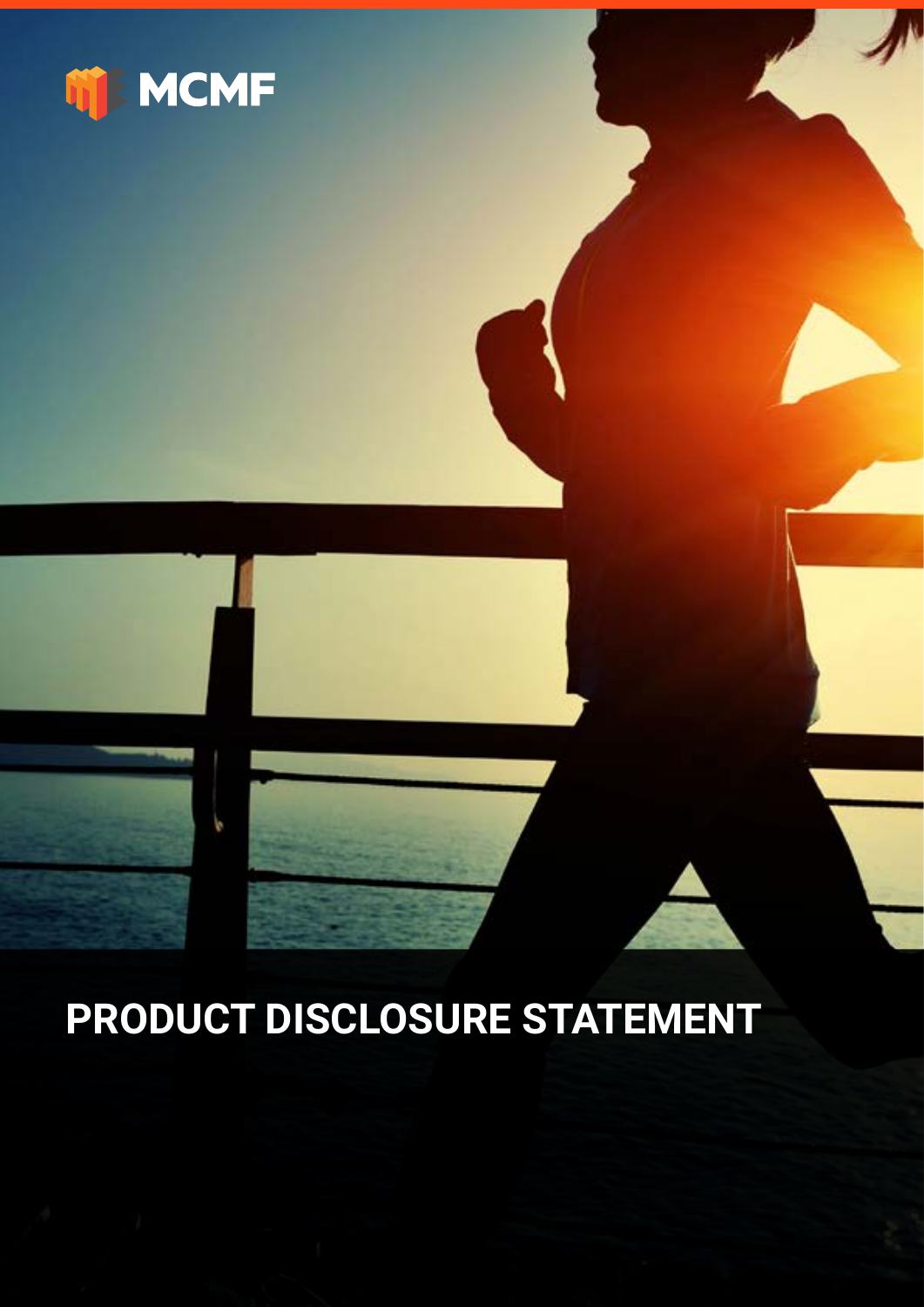MCMF

# PRODUCT DISCLOSURE STATEMENT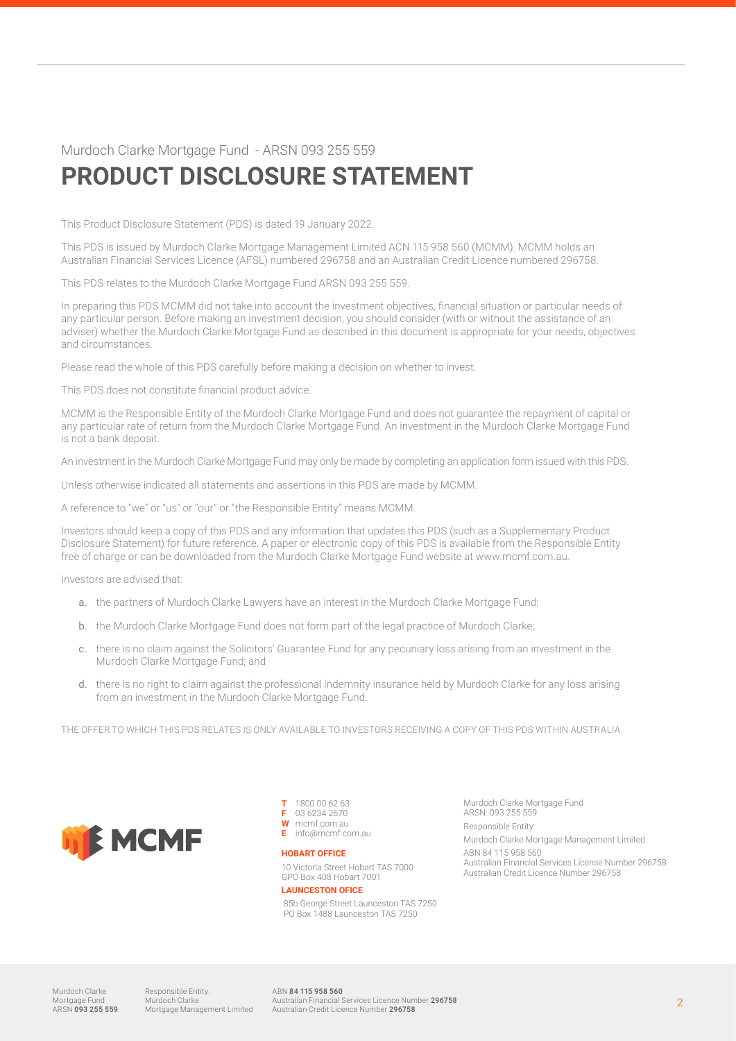Murdoch Clarke Mortgage Fund - ARSN 093 255 559

# PRODUCT DISCLOSURE STATEMENT

This Product Disclosure Statement (PDS) is dated 19 January 2022.

This PDS is issued by Murdoch Clarke Mortgage Management Limited ACN 115 958 560 (MCMM). MCMM holds an Australian Financial Services Licence (AFSL) numbered 296758 and an Australian Credit Licence numbered 296758.

This PDS relates to the Murdoch Clarke Mortgage Fund ARSN 093 255 559.

In preparing this PDS MCMM did not take into account the investment objectives, financial situation or particular needs of any particular person. Before making an investment decision, you should consider (with or without the assistance of an adviser) whether the Murdoch Clarke Mortgage Fund as described in this document is appropriate for your needs, objectives and circumstances.

Please read the whole of this PDS carefully before making a decision on whether to invest.

This PDS does not constitute financial product advice.

MCMM is the Responsible Entity of the Murdoch Clarke Mortgage Fund and does not guarantee the repayment of capital or any particular rate of return from the Murdoch Clarke Mortgage Fund. An investment in the Murdoch Clarke Mortgage Fund is not a bank deposit.

An investment in the Murdoch Clarke Mortgage Fund may only be made by completing an application form issued with this PDS.

Unless otherwise indicated all statements and assertions in this PDS are made by MCMM.

A reference to "we" or "us" or "our" or "the Responsible Entity" means MCMM.

Investors should keep a copy of this PDS and any information that updates this PDS (such as a Supplementary Product Disclosure Statement) for future reference. A paper or electronic copy of this PDS is available from the Responsible Entity free of charge or can be downloaded from the Murdoch Clarke Mortgage Fund website at www.mcmf.com.au.

Investors are advised that:

a. the partners of Murdoch Clarke Lawyers have an interest in the Murdoch Clarke Mortgage Fund;

b. the Murdoch Clarke Mortgage Fund does not form part of the legal practice of Murdoch Clarke;

c. there is no claim against the Solicitors' Guarantee Fund for any pecuniary loss arising from an investment in the Murdoch Clarke Mortgage Fund; and

d. there is no right to claim against the professional indemnity insurance held by Murdoch Clarke for any loss arising from an investment in the Murdoch Clarke Mortgage Fund.

THE OFFER TO WHICH THIS PDS RELATES IS ONLY AVAILABLE TO INVESTORS RECEIVING A COPY OF THIS PDS WITHIN AUSTRALIA

MCMF

**T** 1800 00 62 63
**F** 03 6234 2670
**W** mcmf.com.au
**E** info@mcmf.com.au

**HOBART OFFICE**
10 Victoria Street Hobart TAS 7000
GPO Box 408 Hobart 7001

**LAUNCESTON OFICE**
85b George Street Launceston TAS 7250
PO Box 1488 Launceston TAS 7250

Murdoch Clarke Mortgage Fund
ARSN: 093 255 559

Responsible Entity:

Murdoch Clarke Mortgage Management Limited

ABN 84 115 958 560
Australian Financial Services License Number 296758
Australian Credit Licence Number 296758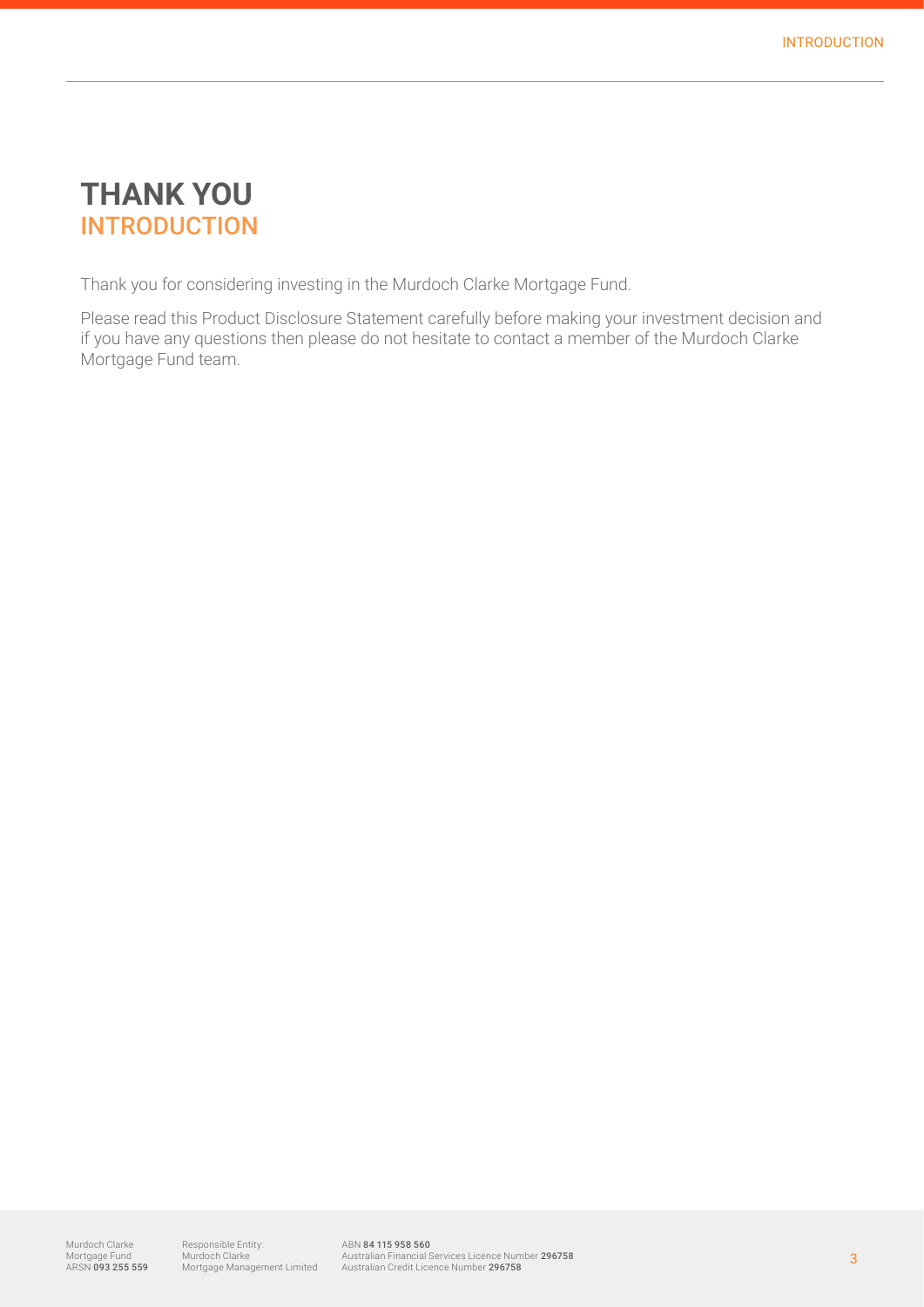# THANK YOU
## INTRODUCTION

Thank you for considering investing in the Murdoch Clarke Mortgage Fund.

Please read this Product Disclosure Statement carefully before making your investment decision and if you have any questions then please do not hesitate to contact a member of the Murdoch Clarke Mortgage Fund team.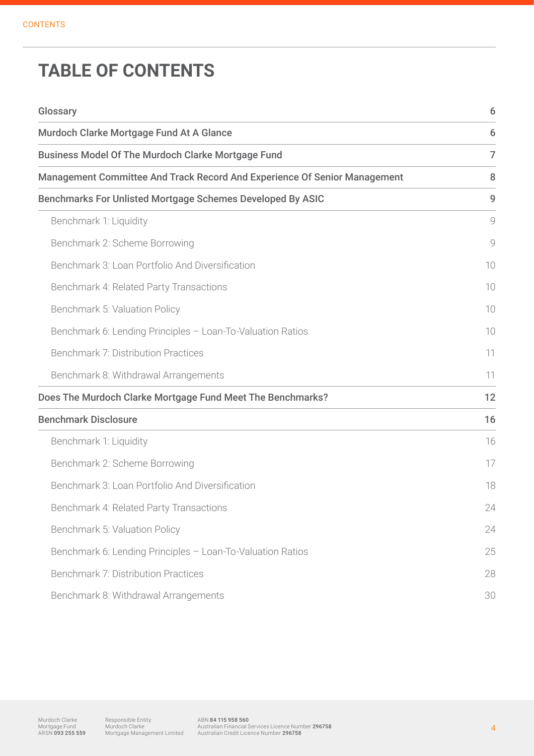# TABLE OF CONTENTS

| | |
|---|---|
| **Glossary** | **6** |
| **Murdoch Clarke Mortgage Fund At A Glance** | **6** |
| **Business Model Of The Murdoch Clarke Mortgage Fund** | **7** |
| **Management Committee And Track Record And Experience Of Senior Management** | **8** |
| **Benchmarks For Unlisted Mortgage Schemes Developed By ASIC** | **9** |
| Benchmark 1: Liquidity | 9 |
| Benchmark 2: Scheme Borrowing | 9 |
| Benchmark 3: Loan Portfolio And Diversification | 10 |
| Benchmark 4: Related Party Transactions | 10 |
| Benchmark 5: Valuation Policy | 10 |
| Benchmark 6: Lending Principles – Loan-To-Valuation Ratios | 10 |
| Benchmark 7: Distribution Practices | 11 |
| Benchmark 8: Withdrawal Arrangements | 11 |
| **Does The Murdoch Clarke Mortgage Fund Meet The Benchmarks?** | **12** |
| **Benchmark Disclosure** | **16** |
| Benchmark 1: Liquidity | 16 |
| Benchmark 2: Scheme Borrowing | 17 |
| Benchmark 3: Loan Portfolio And Diversification | 18 |
| Benchmark 4: Related Party Transactions | 24 |
| Benchmark 5: Valuation Policy | 24 |
| Benchmark 6: Lending Principles – Loan-To-Valuation Ratios | 25 |
| Benchmark 7: Distribution Practices | 28 |
| Benchmark 8: Withdrawal Arrangements | 30 |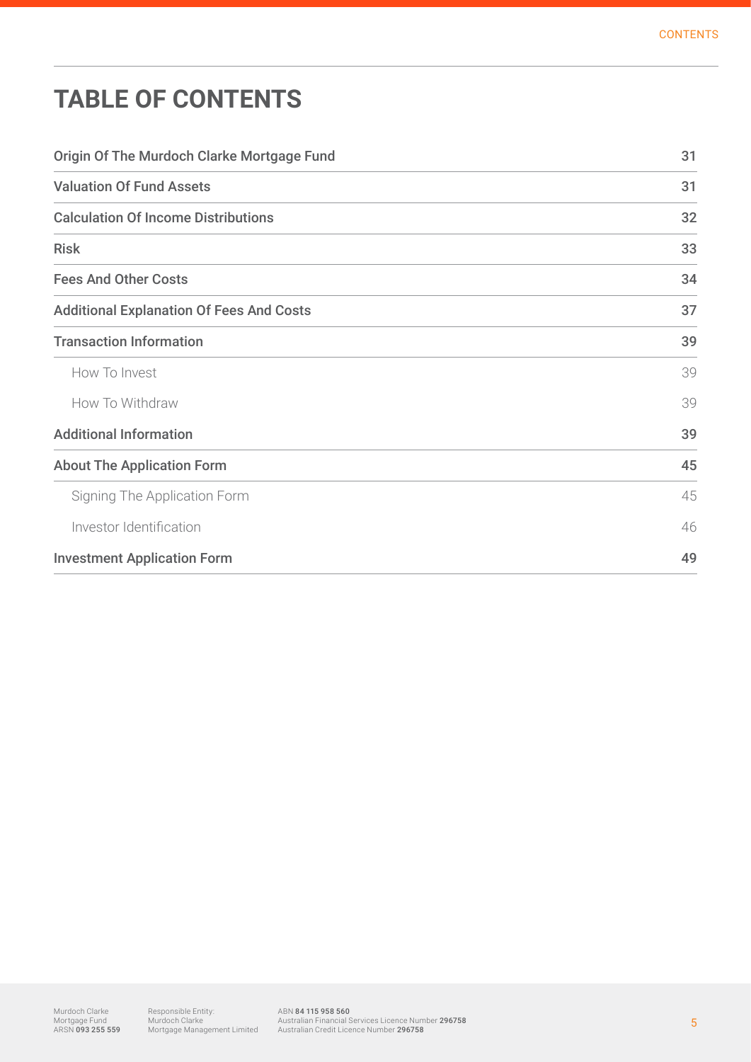# TABLE OF CONTENTS

| | |
|---|---|
| **Origin Of The Murdoch Clarke Mortgage Fund** | **31** |
| **Valuation Of Fund Assets** | **31** |
| **Calculation Of Income Distributions** | **32** |
| **Risk** | **33** |
| **Fees And Other Costs** | **34** |
| **Additional Explanation Of Fees And Costs** | **37** |
| **Transaction Information** | **39** |
| How To Invest | 39 |
| How To Withdraw | 39 |
| **Additional Information** | **39** |
| **About The Application Form** | **45** |
| Signing The Application Form | 45 |
| Investor Identification | 46 |
| **Investment Application Form** | **49** |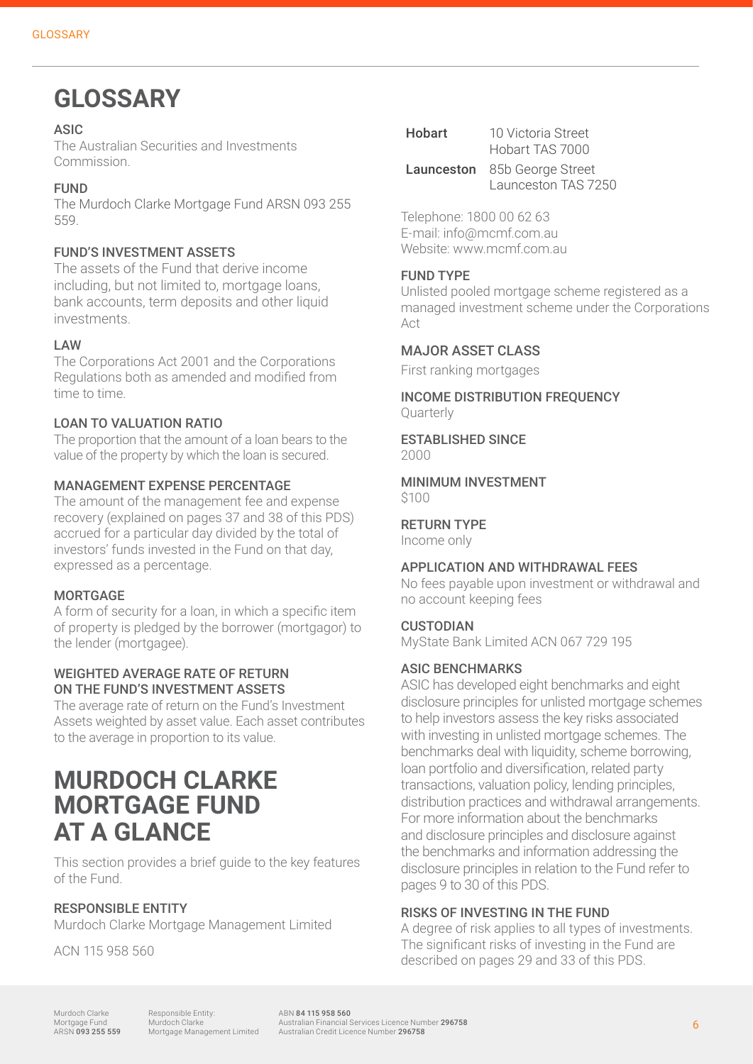# GLOSSARY

### ASIC

The Australian Securities and Investments Commission.

### FUND

The Murdoch Clarke Mortgage Fund ARSN 093 255 559.

### FUND'S INVESTMENT ASSETS

The assets of the Fund that derive income including, but not limited to, mortgage loans, bank accounts, term deposits and other liquid investments.

### LAW

The Corporations Act 2001 and the Corporations Regulations both as amended and modified from time to time.

### LOAN TO VALUATION RATIO

The proportion that the amount of a loan bears to the value of the property by which the loan is secured.

### MANAGEMENT EXPENSE PERCENTAGE

The amount of the management fee and expense recovery (explained on pages 37 and 38 of this PDS) accrued for a particular day divided by the total of investors' funds invested in the Fund on that day, expressed as a percentage.

### MORTGAGE

A form of security for a loan, in which a specific item of property is pledged by the borrower (mortgagor) to the lender (mortgagee).

### WEIGHTED AVERAGE RATE OF RETURN ON THE FUND'S INVESTMENT ASSETS

The average rate of return on the Fund's Investment Assets weighted by asset value. Each asset contributes to the average in proportion to its value.

# MURDOCH CLARKE MORTGAGE FUND AT A GLANCE

This section provides a brief guide to the key features of the Fund.

### RESPONSIBLE ENTITY

Murdoch Clarke Mortgage Management Limited

ACN 115 958 560

| | |
|---|---|
| **Hobart** | 10 Victoria Street<br>Hobart TAS 7000 |
| **Launceston** | 85b George Street<br>Launceston TAS 7250 |

Telephone: 1800 00 62 63
E-mail: info@mcmf.com.au
Website: www.mcmf.com.au

### FUND TYPE

Unlisted pooled mortgage scheme registered as a managed investment scheme under the Corporations Act

### MAJOR ASSET CLASS

First ranking mortgages

### INCOME DISTRIBUTION FREQUENCY

Quarterly

### ESTABLISHED SINCE

2000

### MINIMUM INVESTMENT

$100

### RETURN TYPE

Income only

### APPLICATION AND WITHDRAWAL FEES

No fees payable upon investment or withdrawal and no account keeping fees

### CUSTODIAN

MyState Bank Limited ACN 067 729 195

### ASIC BENCHMARKS

ASIC has developed eight benchmarks and eight disclosure principles for unlisted mortgage schemes to help investors assess the key risks associated with investing in unlisted mortgage schemes. The benchmarks deal with liquidity, scheme borrowing, loan portfolio and diversification, related party transactions, valuation policy, lending principles, distribution practices and withdrawal arrangements. For more information about the benchmarks and disclosure principles and disclosure against the benchmarks and information addressing the disclosure principles in relation to the Fund refer to pages 9 to 30 of this PDS.

### RISKS OF INVESTING IN THE FUND

A degree of risk applies to all types of investments. The significant risks of investing in the Fund are described on pages 29 and 33 of this PDS.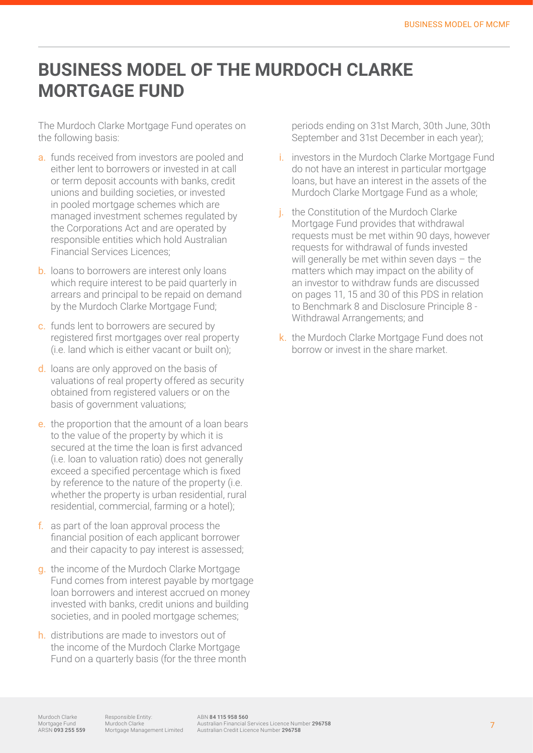# BUSINESS MODEL OF THE MURDOCH CLARKE MORTGAGE FUND

The Murdoch Clarke Mortgage Fund operates on the following basis:

a. funds received from investors are pooled and either lent to borrowers or invested in at call or term deposit accounts with banks, credit unions and building societies, or invested in pooled mortgage schemes which are managed investment schemes regulated by the Corporations Act and are operated by responsible entities which hold Australian Financial Services Licences;

b. loans to borrowers are interest only loans which require interest to be paid quarterly in arrears and principal to be repaid on demand by the Murdoch Clarke Mortgage Fund;

c. funds lent to borrowers are secured by registered first mortgages over real property (i.e. land which is either vacant or built on);

d. loans are only approved on the basis of valuations of real property offered as security obtained from registered valuers or on the basis of government valuations;

e. the proportion that the amount of a loan bears to the value of the property by which it is secured at the time the loan is first advanced (i.e. loan to valuation ratio) does not generally exceed a specified percentage which is fixed by reference to the nature of the property (i.e. whether the property is urban residential, rural residential, commercial, farming or a hotel);

f. as part of the loan approval process the financial position of each applicant borrower and their capacity to pay interest is assessed;

g. the income of the Murdoch Clarke Mortgage Fund comes from interest payable by mortgage loan borrowers and interest accrued on money invested with banks, credit unions and building societies, and in pooled mortgage schemes;

h. distributions are made to investors out of the income of the Murdoch Clarke Mortgage Fund on a quarterly basis (for the three month periods ending on 31st March, 30th June, 30th September and 31st December in each year);

i. investors in the Murdoch Clarke Mortgage Fund do not have an interest in particular mortgage loans, but have an interest in the assets of the Murdoch Clarke Mortgage Fund as a whole;

j. the Constitution of the Murdoch Clarke Mortgage Fund provides that withdrawal requests must be met within 90 days, however requests for withdrawal of funds invested will generally be met within seven days – the matters which may impact on the ability of an investor to withdraw funds are discussed on pages 11, 15 and 30 of this PDS in relation to Benchmark 8 and Disclosure Principle 8 - Withdrawal Arrangements; and

k. the Murdoch Clarke Mortgage Fund does not borrow or invest in the share market.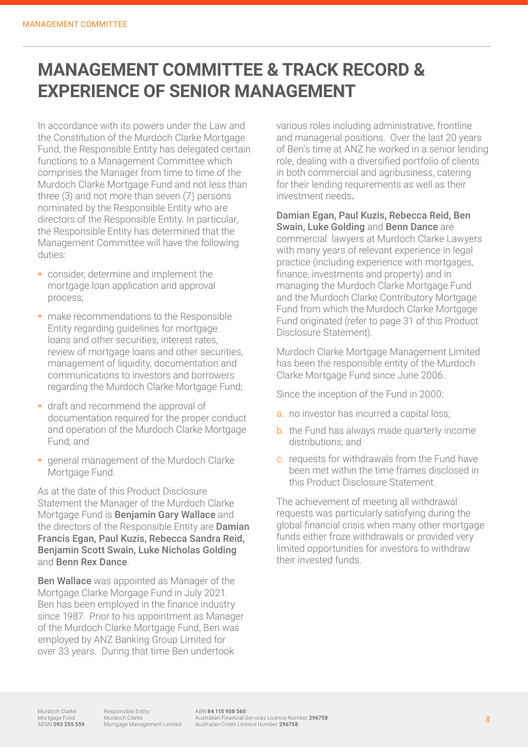# MANAGEMENT COMMITTEE & TRACK RECORD & EXPERIENCE OF SENIOR MANAGEMENT

In accordance with its powers under the Law and the Constitution of the Murdoch Clarke Mortgage Fund, the Responsible Entity has delegated certain functions to a Management Committee which comprises the Manager from time to time of the Murdoch Clarke Mortgage Fund and not less than three (3) and not more than seven (7) persons nominated by the Responsible Entity who are directors of the Responsible Entity. In particular, the Responsible Entity has determined that the Management Committee will have the following duties:

- consider, determine and implement the mortgage loan application and approval process;
- make recommendations to the Responsible Entity regarding guidelines for mortgage loans and other securities, interest rates, review of mortgage loans and other securities, management of liquidity, documentation and communications to investors and borrowers regarding the Murdoch Clarke Mortgage Fund;
- draft and recommend the approval of documentation required for the proper conduct and operation of the Murdoch Clarke Mortgage Fund; and
- general management of the Murdoch Clarke Mortgage Fund.

As at the date of this Product Disclosure Statement the Manager of the Murdoch Clarke Mortgage Fund is **Benjamin Gary Wallace** and the directors of the Responsible Entity are **Damian Francis Egan, Paul Kuzis, Rebecca Sandra Reid, Benjamin Scott Swain, Luke Nicholas Golding** and **Benn Rex Dance**.

**Ben Wallace** was appointed as Manager of the Mortgage Clarke Morgage Fund in July 2021. Ben has been employed in the finance industry since 1987. Prior to his appointment as Manager of the Murdoch Clarke Mortgage Fund, Ben was employed by ANZ Banking Group Limited for over 33 years. During that time Ben undertook various roles including administrative, frontline and managerial positions. Over the last 20 years of Ben's time at ANZ he worked in a senior lending role, dealing with a diversified portfolio of clients in both commercial and agribusiness, catering for their lending requirements as well as their investment needs.

**Damian Egan, Paul Kuzis, Rebecca Reid, Ben Swain, Luke Golding** and **Benn Dance** are commercial lawyers at Murdoch Clarke Lawyers with many years of relevant experience in legal practice (including experience with mortgages, finance, investments and property) and in managing the Murdoch Clarke Mortgage Fund and the Murdoch Clarke Contributory Mortgage Fund from which the Murdoch Clarke Mortgage Fund originated (refer to page 31 of this Product Disclosure Statement).

Murdoch Clarke Mortgage Management Limited has been the responsible entity of the Murdoch Clarke Mortgage Fund since June 2006.

Since the inception of the Fund in 2000:

a. no investor has incurred a capital loss;
b. the Fund has always made quarterly income distributions; and
c. requests for withdrawals from the Fund have been met within the time frames disclosed in this Product Disclosure Statement.

The achievement of meeting all withdrawal requests was particularly satisfying during the global financial crisis when many other mortgage funds either froze withdrawals or provided very limited opportunities for investors to withdraw their invested funds.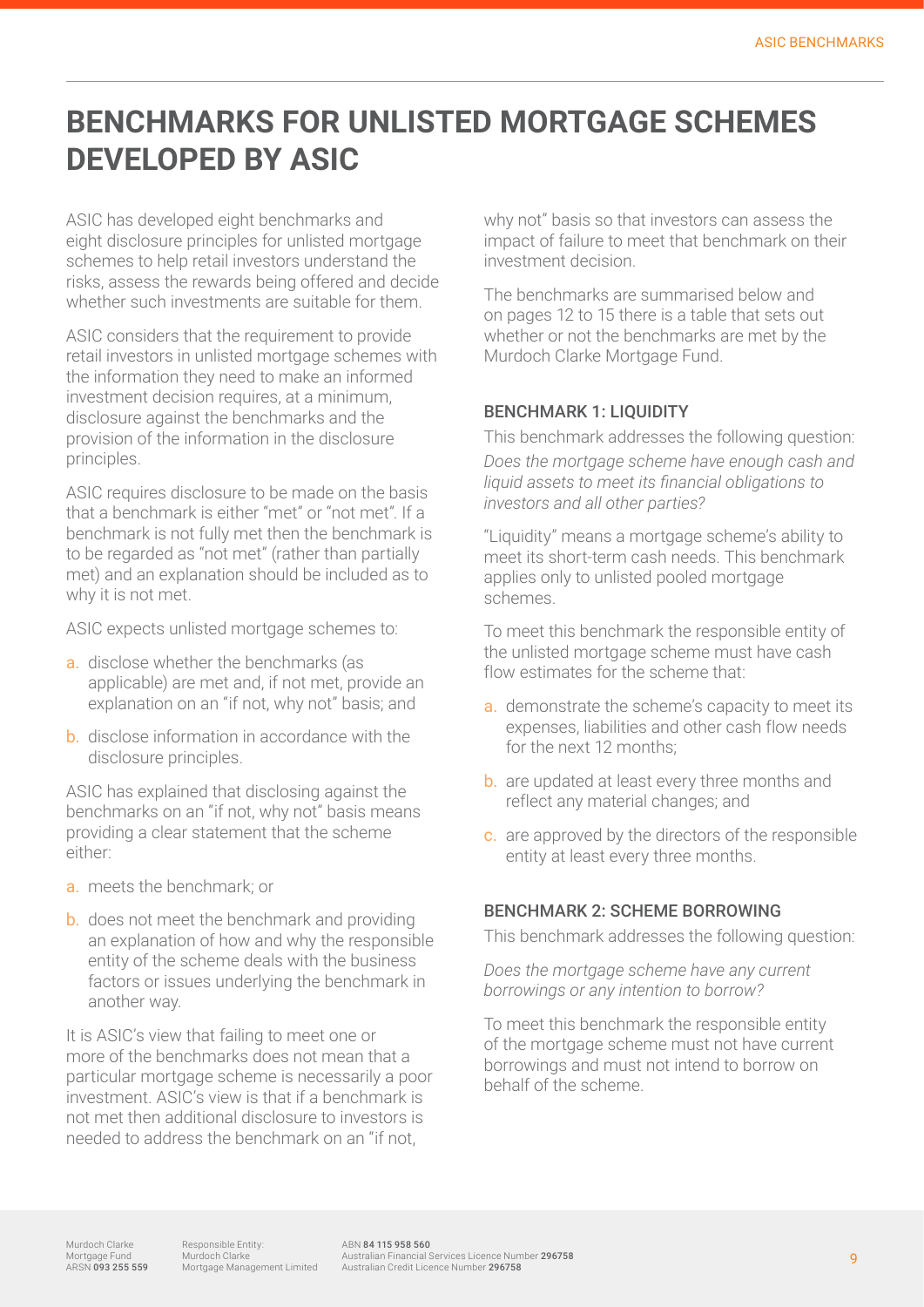# BENCHMARKS FOR UNLISTED MORTGAGE SCHEMES DEVELOPED BY ASIC

ASIC has developed eight benchmarks and eight disclosure principles for unlisted mortgage schemes to help retail investors understand the risks, assess the rewards being offered and decide whether such investments are suitable for them.

ASIC considers that the requirement to provide retail investors in unlisted mortgage schemes with the information they need to make an informed investment decision requires, at a minimum, disclosure against the benchmarks and the provision of the information in the disclosure principles.

ASIC requires disclosure to be made on the basis that a benchmark is either "met" or "not met". If a benchmark is not fully met then the benchmark is to be regarded as "not met" (rather than partially met) and an explanation should be included as to why it is not met.

ASIC expects unlisted mortgage schemes to:

a. disclose whether the benchmarks (as applicable) are met and, if not met, provide an explanation on an "if not, why not" basis; and
b. disclose information in accordance with the disclosure principles.

ASIC has explained that disclosing against the benchmarks on an "if not, why not" basis means providing a clear statement that the scheme either:

a. meets the benchmark; or
b. does not meet the benchmark and providing an explanation of how and why the responsible entity of the scheme deals with the business factors or issues underlying the benchmark in another way.

It is ASIC's view that failing to meet one or more of the benchmarks does not mean that a particular mortgage scheme is necessarily a poor investment. ASIC's view is that if a benchmark is not met then additional disclosure to investors is needed to address the benchmark on an "if not, why not" basis so that investors can assess the impact of failure to meet that benchmark on their investment decision.

The benchmarks are summarised below and on pages 12 to 15 there is a table that sets out whether or not the benchmarks are met by the Murdoch Clarke Mortgage Fund.

### BENCHMARK 1: LIQUIDITY

This benchmark addresses the following question:

*Does the mortgage scheme have enough cash and liquid assets to meet its financial obligations to investors and all other parties?*

"Liquidity" means a mortgage scheme's ability to meet its short-term cash needs. This benchmark applies only to unlisted pooled mortgage schemes.

To meet this benchmark the responsible entity of the unlisted mortgage scheme must have cash flow estimates for the scheme that:

a. demonstrate the scheme's capacity to meet its expenses, liabilities and other cash flow needs for the next 12 months;
b. are updated at least every three months and reflect any material changes; and
c. are approved by the directors of the responsible entity at least every three months.

### BENCHMARK 2: SCHEME BORROWING

This benchmark addresses the following question:

*Does the mortgage scheme have any current borrowings or any intention to borrow?*

To meet this benchmark the responsible entity of the mortgage scheme must not have current borrowings and must not intend to borrow on behalf of the scheme.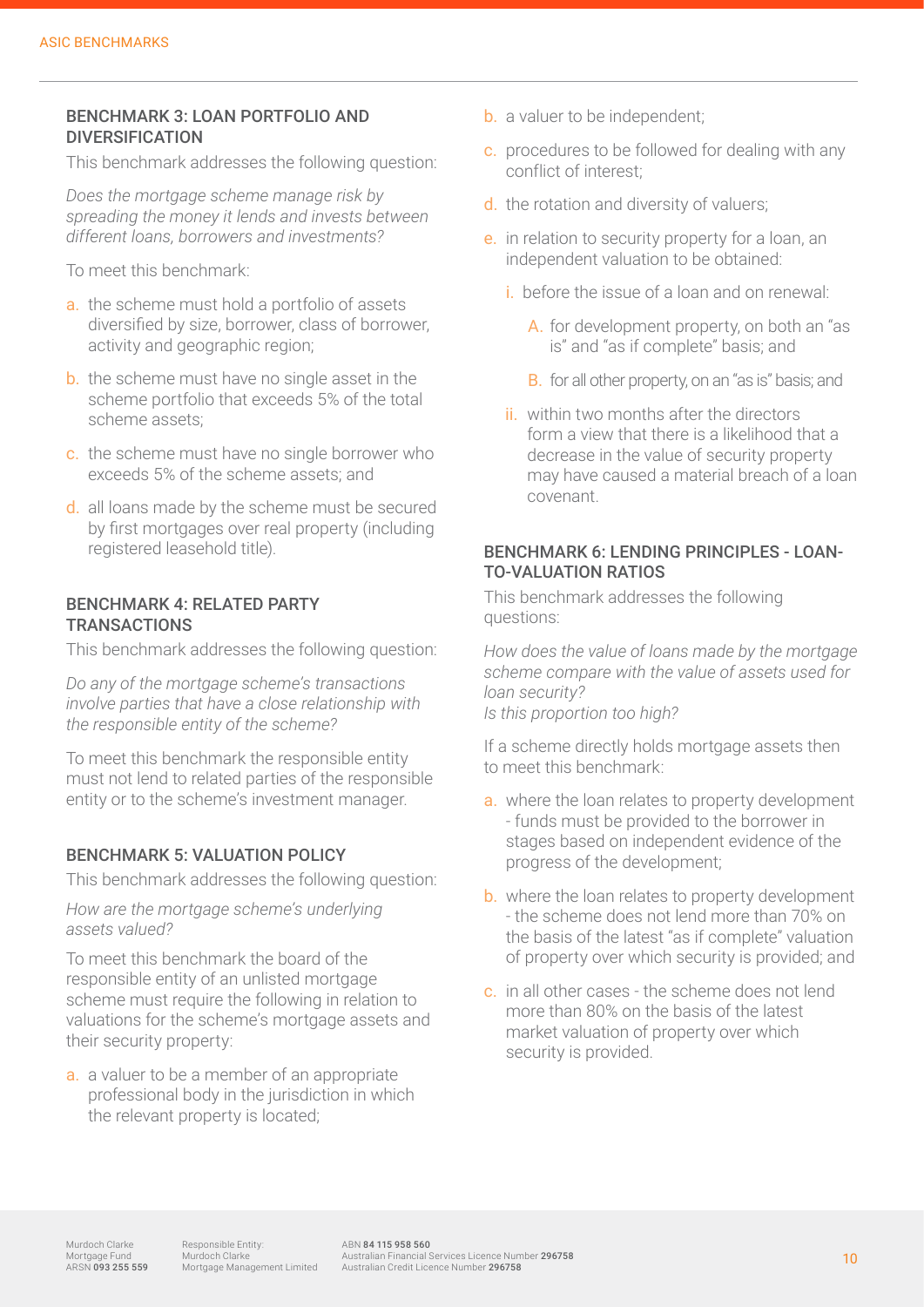## BENCHMARK 3: LOAN PORTFOLIO AND DIVERSIFICATION

This benchmark addresses the following question:

*Does the mortgage scheme manage risk by spreading the money it lends and invests between different loans, borrowers and investments?*

To meet this benchmark:

a. the scheme must hold a portfolio of assets diversified by size, borrower, class of borrower, activity and geographic region;

b. the scheme must have no single asset in the scheme portfolio that exceeds 5% of the total scheme assets;

c. the scheme must have no single borrower who exceeds 5% of the scheme assets; and

d. all loans made by the scheme must be secured by first mortgages over real property (including registered leasehold title).

## BENCHMARK 4: RELATED PARTY TRANSACTIONS

This benchmark addresses the following question:

*Do any of the mortgage scheme's transactions involve parties that have a close relationship with the responsible entity of the scheme?*

To meet this benchmark the responsible entity must not lend to related parties of the responsible entity or to the scheme's investment manager.

## BENCHMARK 5: VALUATION POLICY

This benchmark addresses the following question:

*How are the mortgage scheme's underlying assets valued?*

To meet this benchmark the board of the responsible entity of an unlisted mortgage scheme must require the following in relation to valuations for the scheme's mortgage assets and their security property:

a. a valuer to be a member of an appropriate professional body in the jurisdiction in which the relevant property is located;

b. a valuer to be independent;

c. procedures to be followed for dealing with any conflict of interest;

d. the rotation and diversity of valuers;

e. in relation to security property for a loan, an independent valuation to be obtained:

   i. before the issue of a loan and on renewal:

      A. for development property, on both an "as is" and "as if complete" basis; and

      B. for all other property, on an "as is" basis; and

   ii. within two months after the directors form a view that there is a likelihood that a decrease in the value of security property may have caused a material breach of a loan covenant.

## BENCHMARK 6: LENDING PRINCIPLES - LOAN-TO-VALUATION RATIOS

This benchmark addresses the following questions:

*How does the value of loans made by the mortgage scheme compare with the value of assets used for loan security?*
*Is this proportion too high?*

If a scheme directly holds mortgage assets then to meet this benchmark:

a. where the loan relates to property development - funds must be provided to the borrower in stages based on independent evidence of the progress of the development;

b. where the loan relates to property development - the scheme does not lend more than 70% on the basis of the latest "as if complete" valuation of property over which security is provided; and

c. in all other cases - the scheme does not lend more than 80% on the basis of the latest market valuation of property over which security is provided.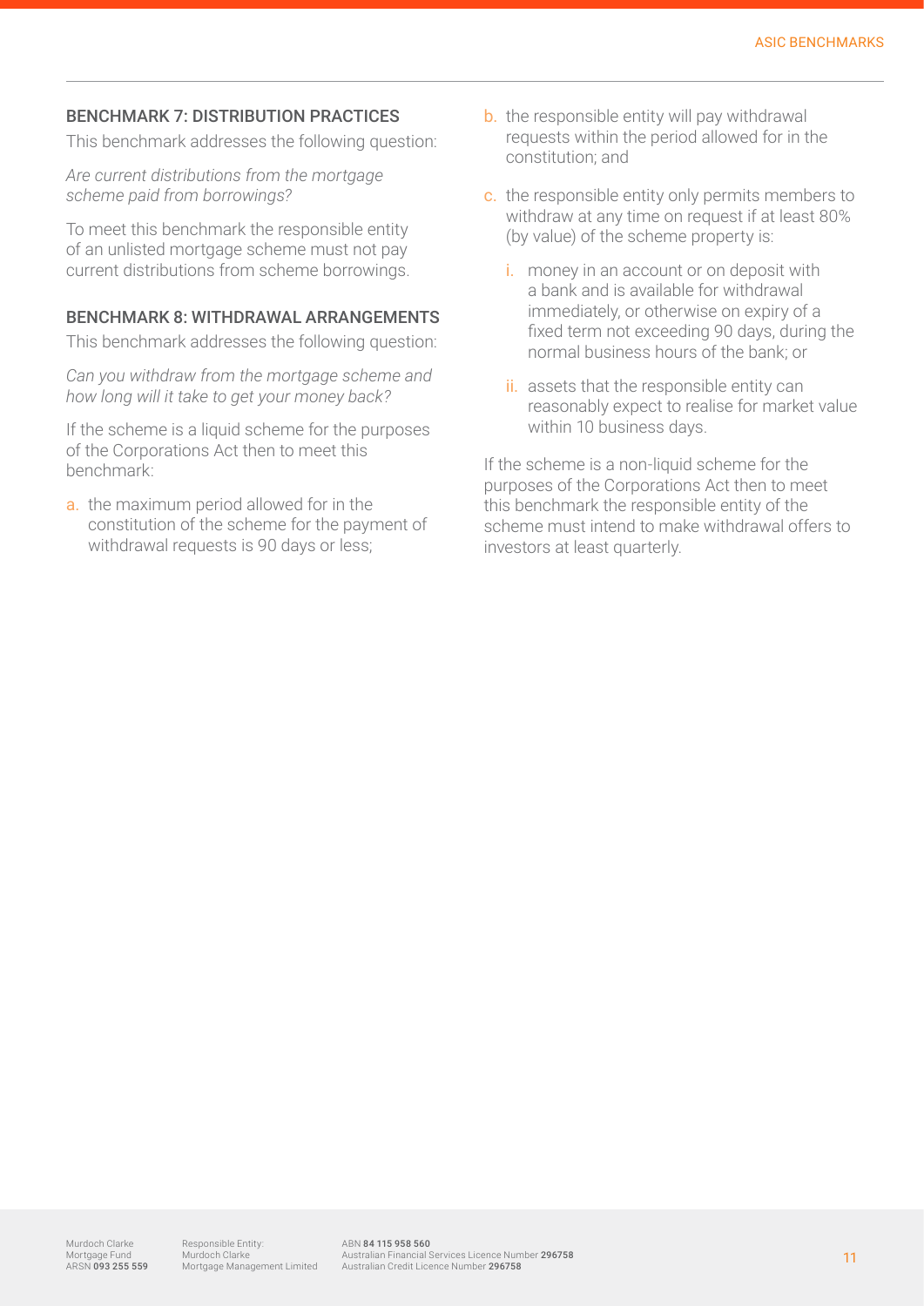## BENCHMARK 7: DISTRIBUTION PRACTICES

This benchmark addresses the following question:

*Are current distributions from the mortgage scheme paid from borrowings?*

To meet this benchmark the responsible entity of an unlisted mortgage scheme must not pay current distributions from scheme borrowings.

## BENCHMARK 8: WITHDRAWAL ARRANGEMENTS

This benchmark addresses the following question:

*Can you withdraw from the mortgage scheme and how long will it take to get your money back?*

If the scheme is a liquid scheme for the purposes of the Corporations Act then to meet this benchmark:

a. the maximum period allowed for in the constitution of the scheme for the payment of withdrawal requests is 90 days or less;

b. the responsible entity will pay withdrawal requests within the period allowed for in the constitution; and

c. the responsible entity only permits members to withdraw at any time on request if at least 80% (by value) of the scheme property is:

   i. money in an account or on deposit with a bank and is available for withdrawal immediately, or otherwise on expiry of a fixed term not exceeding 90 days, during the normal business hours of the bank; or

   ii. assets that the responsible entity can reasonably expect to realise for market value within 10 business days.

If the scheme is a non-liquid scheme for the purposes of the Corporations Act then to meet this benchmark the responsible entity of the scheme must intend to make withdrawal offers to investors at least quarterly.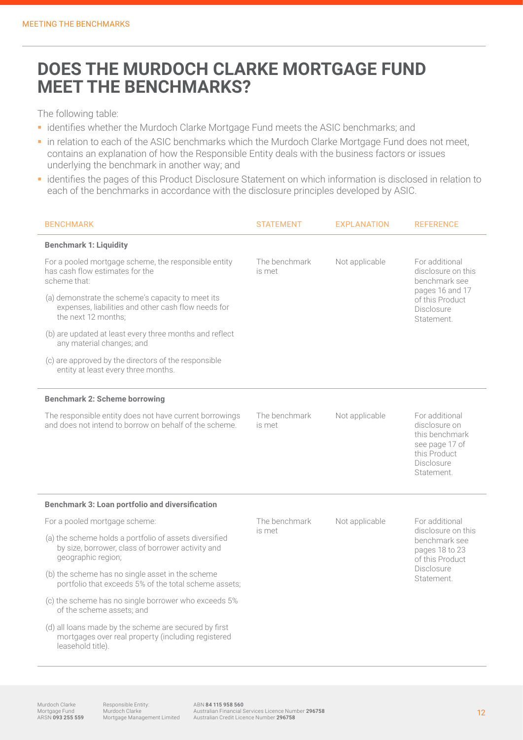# DOES THE MURDOCH CLARKE MORTGAGE FUND MEET THE BENCHMARKS?

The following table:

- identifies whether the Murdoch Clarke Mortgage Fund meets the ASIC benchmarks; and
- in relation to each of the ASIC benchmarks which the Murdoch Clarke Mortgage Fund does not meet, contains an explanation of how the Responsible Entity deals with the business factors or issues underlying the benchmark in another way; and
- identifies the pages of this Product Disclosure Statement on which information is disclosed in relation to each of the benchmarks in accordance with the disclosure principles developed by ASIC.

| BENCHMARK | STATEMENT | EXPLANATION | REFERENCE |
|---|---|---|---|
| **Benchmark 1: Liquidity** | | | |
| For a pooled mortgage scheme, the responsible entity has cash flow estimates for the scheme that:<br>(a) demonstrate the scheme's capacity to meet its expenses, liabilities and other cash flow needs for the next 12 months;<br>(b) are updated at least every three months and reflect any material changes; and<br>(c) are approved by the directors of the responsible entity at least every three months. | The benchmark is met | Not applicable | For additional disclosure on this benchmark see pages 16 and 17 of this Product Disclosure Statement. |
| **Benchmark 2: Scheme borrowing** | | | |
| The responsible entity does not have current borrowings and does not intend to borrow on behalf of the scheme. | The benchmark is met | Not applicable | For additional disclosure on this benchmark see page 17 of this Product Disclosure Statement. |
| **Benchmark 3: Loan portfolio and diversification** | | | |
| For a pooled mortgage scheme:<br>(a) the scheme holds a portfolio of assets diversified by size, borrower, class of borrower activity and geographic region;<br>(b) the scheme has no single asset in the scheme portfolio that exceeds 5% of the total scheme assets;<br>(c) the scheme has no single borrower who exceeds 5% of the scheme assets; and<br>(d) all loans made by the scheme are secured by first mortgages over real property (including registered leasehold title). | The benchmark is met | Not applicable | For additional disclosure on this benchmark see pages 18 to 23 of this Product Disclosure Statement. |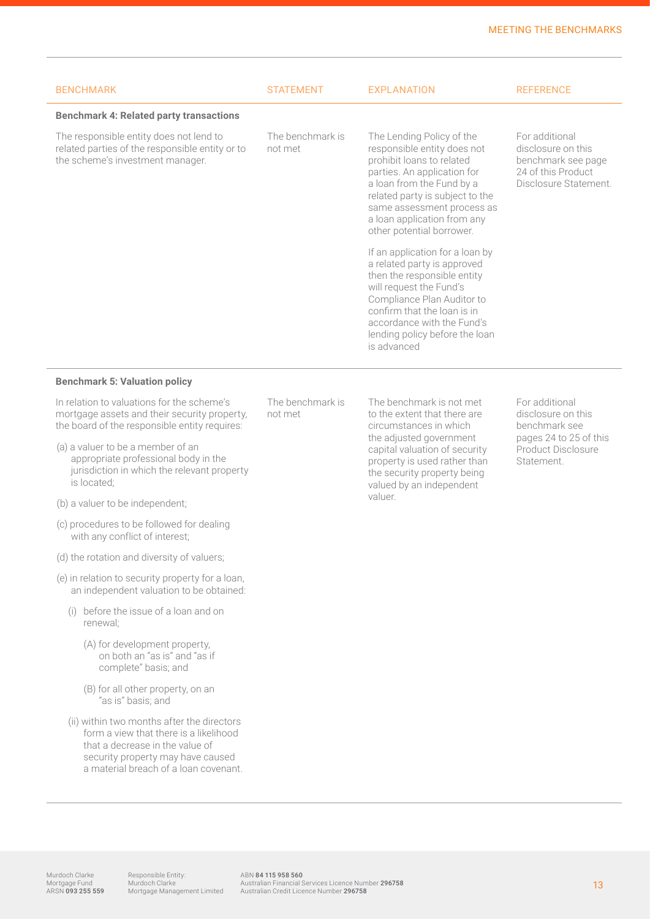| BENCHMARK | STATEMENT | EXPLANATION | REFERENCE |
|---|---|---|---|
| **Benchmark 4: Related party transactions** | | | |
| The responsible entity does not lend to related parties of the responsible entity or to the scheme's investment manager. | The benchmark is not met | The Lending Policy of the responsible entity does not prohibit loans to related parties. An application for a loan from the Fund by a related party is subject to the same assessment process as a loan application from any other potential borrower.<br><br>If an application for a loan by a related party is approved then the responsible entity will request the Fund's Compliance Plan Auditor to confirm that the loan is in accordance with the Fund's lending policy before the loan is advanced | For additional disclosure on this benchmark see page 24 of this Product Disclosure Statement. |
| **Benchmark 5: Valuation policy** | | | |
| In relation to valuations for the scheme's mortgage assets and their security property, the board of the responsible entity requires:<br><br>(a) a valuer to be a member of an appropriate professional body in the jurisdiction in which the relevant property is located;<br><br>(b) a valuer to be independent;<br><br>(c) procedures to be followed for dealing with any conflict of interest;<br><br>(d) the rotation and diversity of valuers;<br><br>(e) in relation to security property for a loan, an independent valuation to be obtained:<br><br>(i) before the issue of a loan and on renewal;<br><br>(A) for development property, on both an "as is" and "as if complete" basis; and<br><br>(B) for all other property, on an "as is" basis; and<br><br>(ii) within two months after the directors form a view that there is a likelihood that a decrease in the value of security property may have caused a material breach of a loan covenant. | The benchmark is not met | The benchmark is not met to the extent that there are circumstances in which the adjusted government capital valuation of security property is used rather than the security property being valued by an independent valuer. | For additional disclosure on this benchmark see pages 24 to 25 of this Product Disclosure Statement. |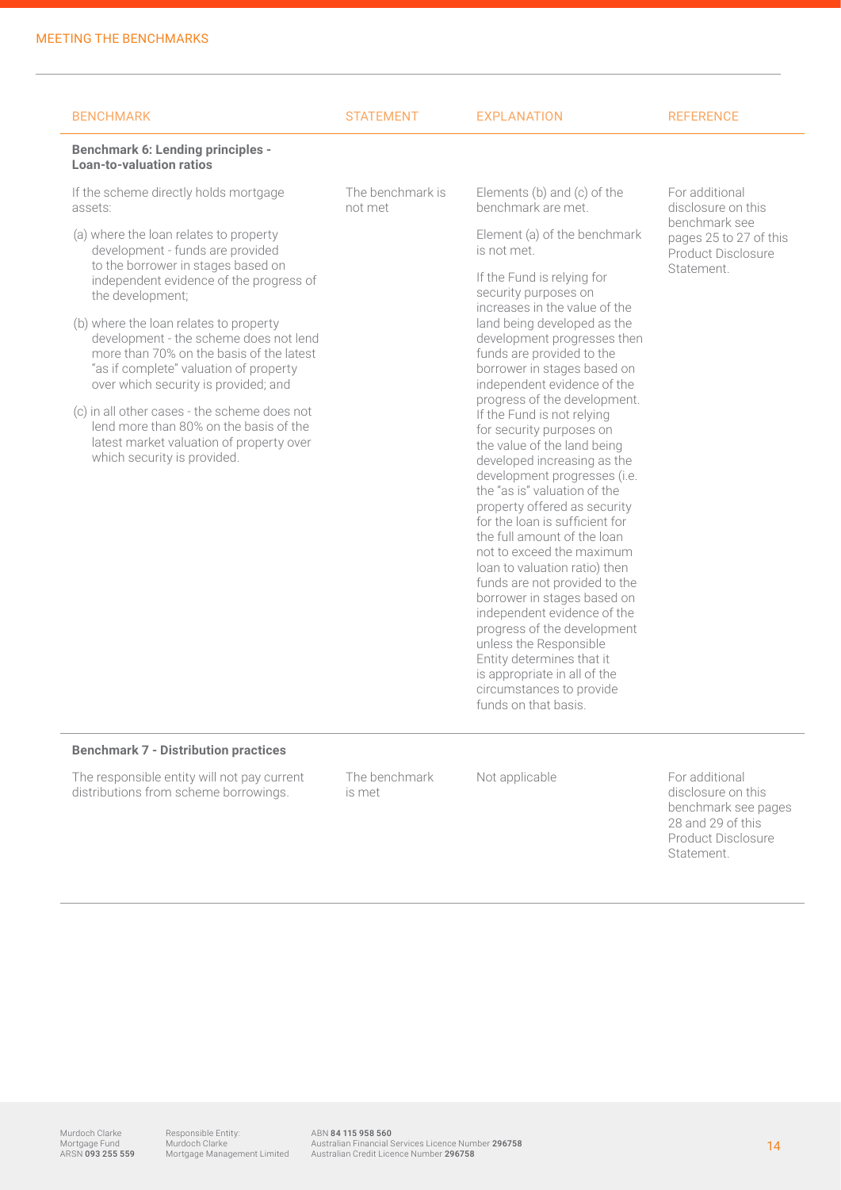## MEETING THE BENCHMARKS

| BENCHMARK | STATEMENT | EXPLANATION | REFERENCE |
|---|---|---|---|
| **Benchmark 6: Lending principles - Loan-to-valuation ratios** | | | |
| If the scheme directly holds mortgage assets:<br>(a) where the loan relates to property development - funds are provided to the borrower in stages based on independent evidence of the progress of the development;<br>(b) where the loan relates to property development - the scheme does not lend more than 70% on the basis of the latest "as if complete" valuation of property over which security is provided; and<br>(c) in all other cases - the scheme does not lend more than 80% on the basis of the latest market valuation of property over which security is provided. | The benchmark is not met | Elements (b) and (c) of the benchmark are met.<br>Element (a) of the benchmark is not met.<br>If the Fund is relying for security purposes on increases in the value of the land being developed as the development progresses then funds are provided to the borrower in stages based on independent evidence of the progress of the development. If the Fund is not relying for security purposes on the value of the land being developed increasing as the development progresses (i.e. the "as is" valuation of the property offered as security for the loan is sufficient for the full amount of the loan not to exceed the maximum loan to valuation ratio) then funds are not provided to the borrower in stages based on independent evidence of the progress of the development unless the Responsible Entity determines that it is appropriate in all of the circumstances to provide funds on that basis. | For additional disclosure on this benchmark see pages 25 to 27 of this Product Disclosure Statement. |
| **Benchmark 7 - Distribution practices** | | | |
| The responsible entity will not pay current distributions from scheme borrowings. | The benchmark is met | Not applicable | For additional disclosure on this benchmark see pages 28 and 29 of this Product Disclosure Statement. |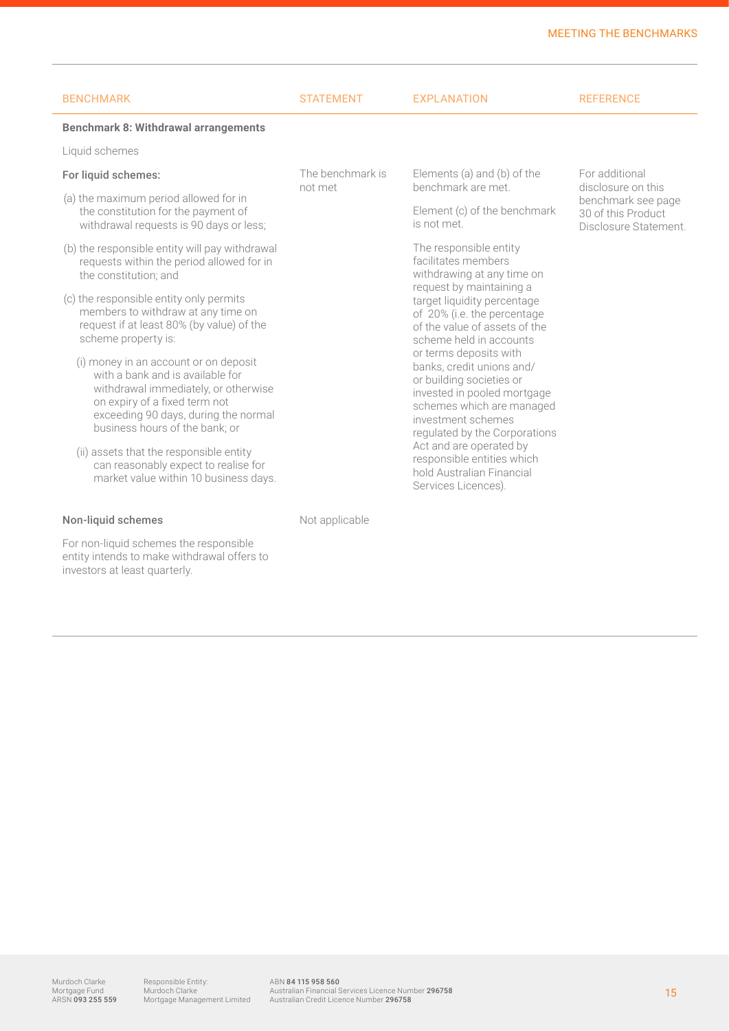| BENCHMARK | STATEMENT | EXPLANATION | REFERENCE |
|---|---|---|---|
| **Benchmark 8: Withdrawal arrangements** | | | |
| Liquid schemes | | | |
| **For liquid schemes:**<br>(a) the maximum period allowed for in the constitution for the payment of withdrawal requests is 90 days or less;<br>(b) the responsible entity will pay withdrawal requests within the period allowed for in the constitution; and<br>(c) the responsible entity only permits members to withdraw at any time on request if at least 80% (by value) of the scheme property is:<br>(i) money in an account or on deposit with a bank and is available for withdrawal immediately, or otherwise on expiry of a fixed term not exceeding 90 days, during the normal business hours of the bank; or<br>(ii) assets that the responsible entity can reasonably expect to realise for market value within 10 business days. | The benchmark is not met | Elements (a) and (b) of the benchmark are met.<br>Element (c) of the benchmark is not met.<br>The responsible entity facilitates members withdrawing at any time on request by maintaining a target liquidity percentage of 20% (i.e. the percentage of the value of assets of the scheme held in accounts or terms deposits with banks, credit unions and/or building societies or invested in pooled mortgage schemes which are managed investment schemes regulated by the Corporations Act and are operated by responsible entities which hold Australian Financial Services Licences). | For additional disclosure on this benchmark see page 30 of this Product Disclosure Statement. |
| **Non-liquid schemes**<br>For non-liquid schemes the responsible entity intends to make withdrawal offers to investors at least quarterly. | Not applicable | | |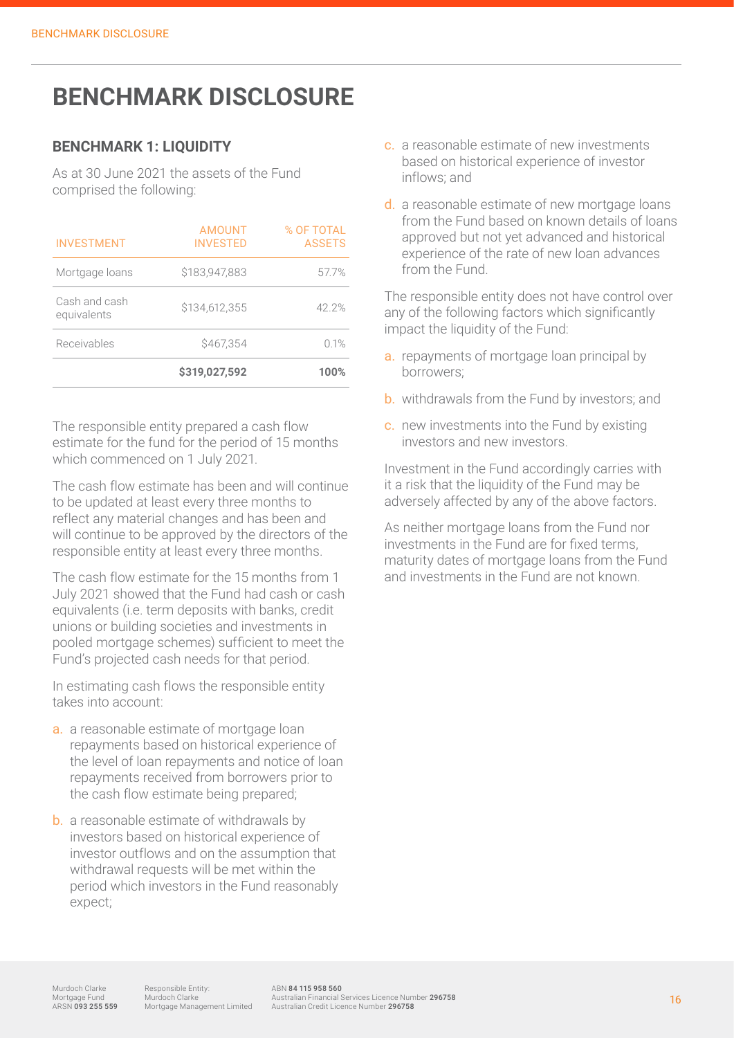# BENCHMARK DISCLOSURE

## BENCHMARK 1: LIQUIDITY

As at 30 June 2021 the assets of the Fund comprised the following:

| INVESTMENT | AMOUNT INVESTED | % OF TOTAL ASSETS |
|---|---|---|
| Mortgage loans | $183,947,883 | 57.7% |
| Cash and cash equivalents | $134,612,355 | 42.2% |
| Receivables | $467,354 | 0.1% |
| | **$319,027,592** | **100%** |

The responsible entity prepared a cash flow estimate for the fund for the period of 15 months which commenced on 1 July 2021.

The cash flow estimate has been and will continue to be updated at least every three months to reflect any material changes and has been and will continue to be approved by the directors of the responsible entity at least every three months.

The cash flow estimate for the 15 months from 1 July 2021 showed that the Fund had cash or cash equivalents (i.e. term deposits with banks, credit unions or building societies and investments in pooled mortgage schemes) sufficient to meet the Fund's projected cash needs for that period.

In estimating cash flows the responsible entity takes into account:

a. a reasonable estimate of mortgage loan repayments based on historical experience of the level of loan repayments and notice of loan repayments received from borrowers prior to the cash flow estimate being prepared;

b. a reasonable estimate of withdrawals by investors based on historical experience of investor outflows and on the assumption that withdrawal requests will be met within the period which investors in the Fund reasonably expect;

c. a reasonable estimate of new investments based on historical experience of investor inflows; and

d. a reasonable estimate of new mortgage loans from the Fund based on known details of loans approved but not yet advanced and historical experience of the rate of new loan advances from the Fund.

The responsible entity does not have control over any of the following factors which significantly impact the liquidity of the Fund:

a. repayments of mortgage loan principal by borrowers;

b. withdrawals from the Fund by investors; and

c. new investments into the Fund by existing investors and new investors.

Investment in the Fund accordingly carries with it a risk that the liquidity of the Fund may be adversely affected by any of the above factors.

As neither mortgage loans from the Fund nor investments in the Fund are for fixed terms, maturity dates of mortgage loans from the Fund and investments in the Fund are not known.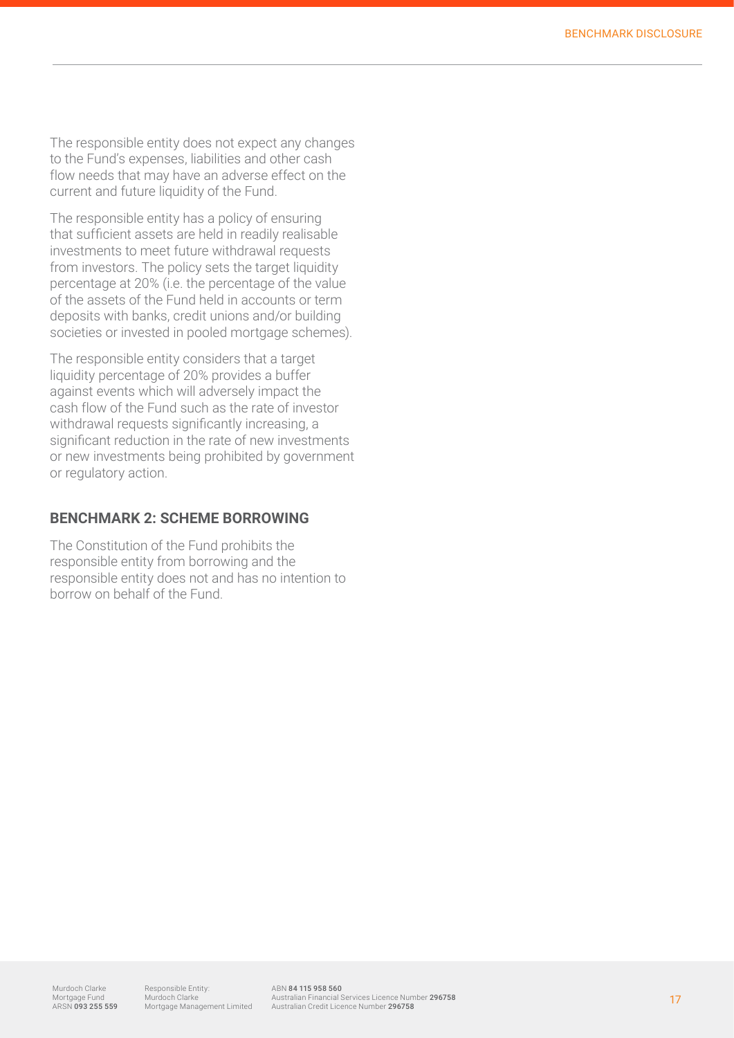The responsible entity does not expect any changes to the Fund's expenses, liabilities and other cash flow needs that may have an adverse effect on the current and future liquidity of the Fund.

The responsible entity has a policy of ensuring that sufficient assets are held in readily realisable investments to meet future withdrawal requests from investors. The policy sets the target liquidity percentage at 20% (i.e. the percentage of the value of the assets of the Fund held in accounts or term deposits with banks, credit unions and/or building societies or invested in pooled mortgage schemes).

The responsible entity considers that a target liquidity percentage of 20% provides a buffer against events which will adversely impact the cash flow of the Fund such as the rate of investor withdrawal requests significantly increasing, a significant reduction in the rate of new investments or new investments being prohibited by government or regulatory action.

## BENCHMARK 2: SCHEME BORROWING

The Constitution of the Fund prohibits the responsible entity from borrowing and the responsible entity does not and has no intention to borrow on behalf of the Fund.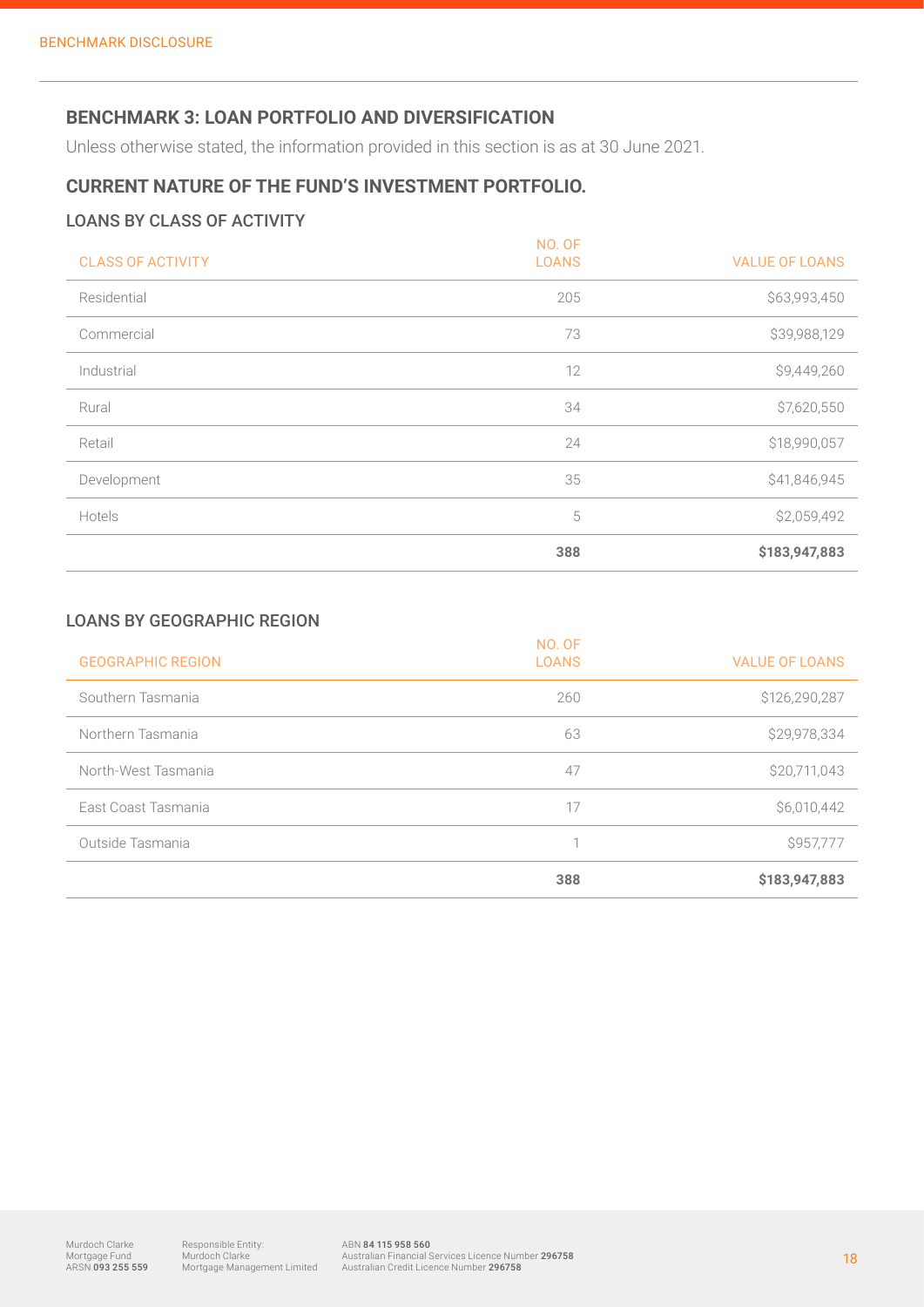## BENCHMARK 3: LOAN PORTFOLIO AND DIVERSIFICATION

Unless otherwise stated, the information provided in this section is as at 30 June 2021.

## CURRENT NATURE OF THE FUND'S INVESTMENT PORTFOLIO.

### LOANS BY CLASS OF ACTIVITY

| CLASS OF ACTIVITY | NO. OF LOANS | VALUE OF LOANS |
|---|---|---|
| Residential | 205 | $63,993,450 |
| Commercial | 73 | $39,988,129 |
| Industrial | 12 | $9,449,260 |
| Rural | 34 | $7,620,550 |
| Retail | 24 | $18,990,057 |
| Development | 35 | $41,846,945 |
| Hotels | 5 | $2,059,492 |
| | **388** | **$183,947,883** |

### LOANS BY GEOGRAPHIC REGION

| GEOGRAPHIC REGION | NO. OF LOANS | VALUE OF LOANS |
|---|---|---|
| Southern Tasmania | 260 | $126,290,287 |
| Northern Tasmania | 63 | $29,978,334 |
| North-West Tasmania | 47 | $20,711,043 |
| East Coast Tasmania | 17 | $6,010,442 |
| Outside Tasmania | 1 | $957,777 |
| | **388** | **$183,947,883** |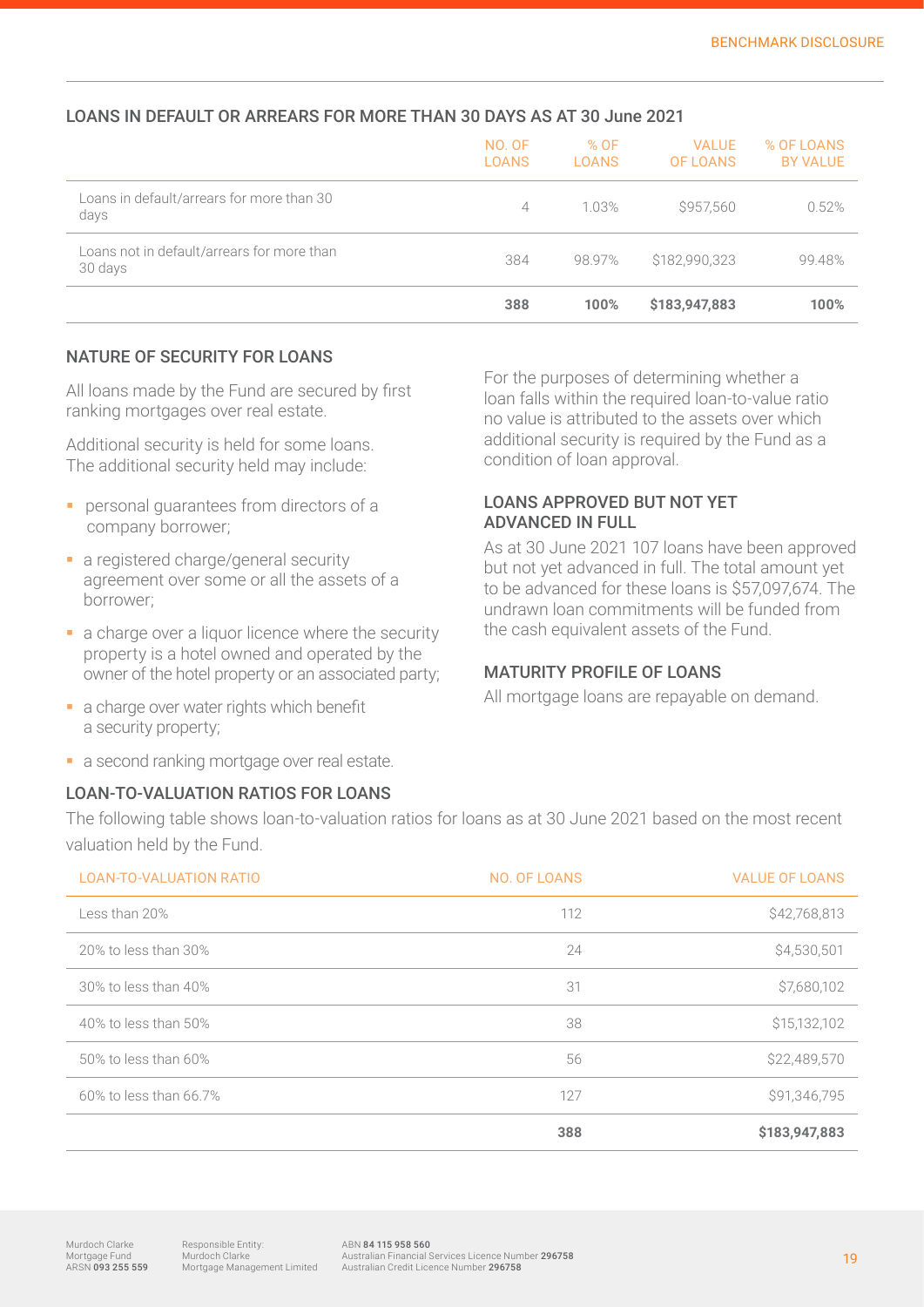## LOANS IN DEFAULT OR ARREARS FOR MORE THAN 30 DAYS AS AT 30 June 2021

| | NO. OF LOANS | % OF LOANS | VALUE OF LOANS | % OF LOANS BY VALUE |
|---|---|---|---|---|
| Loans in default/arrears for more than 30 days | 4 | 1.03% | $957,560 | 0.52% |
| Loans not in default/arrears for more than 30 days | 384 | 98.97% | $182,990,323 | 99.48% |
| | **388** | **100%** | **$183,947,883** | **100%** |

## NATURE OF SECURITY FOR LOANS

All loans made by the Fund are secured by first ranking mortgages over real estate.

Additional security is held for some loans. The additional security held may include:

- personal guarantees from directors of a company borrower;
- a registered charge/general security agreement over some or all the assets of a borrower;
- a charge over a liquor licence where the security property is a hotel owned and operated by the owner of the hotel property or an associated party;
- a charge over water rights which benefit a security property;
- a second ranking mortgage over real estate.

For the purposes of determining whether a loan falls within the required loan-to-value ratio no value is attributed to the assets over which additional security is required by the Fund as a condition of loan approval.

## LOANS APPROVED BUT NOT YET ADVANCED IN FULL

As at 30 June 2021 107 loans have been approved but not yet advanced in full. The total amount yet to be advanced for these loans is $57,097,674. The undrawn loan commitments will be funded from the cash equivalent assets of the Fund.

## MATURITY PROFILE OF LOANS

All mortgage loans are repayable on demand.

## LOAN-TO-VALUATION RATIOS FOR LOANS

The following table shows loan-to-valuation ratios for loans as at 30 June 2021 based on the most recent valuation held by the Fund.

| LOAN-TO-VALUATION RATIO | NO. OF LOANS | VALUE OF LOANS |
|---|---|---|
| Less than 20% | 112 | $42,768,813 |
| 20% to less than 30% | 24 | $4,530,501 |
| 30% to less than 40% | 31 | $7,680,102 |
| 40% to less than 50% | 38 | $15,132,102 |
| 50% to less than 60% | 56 | $22,489,570 |
| 60% to less than 66.7% | 127 | $91,346,795 |
| | **388** | **$183,947,883** |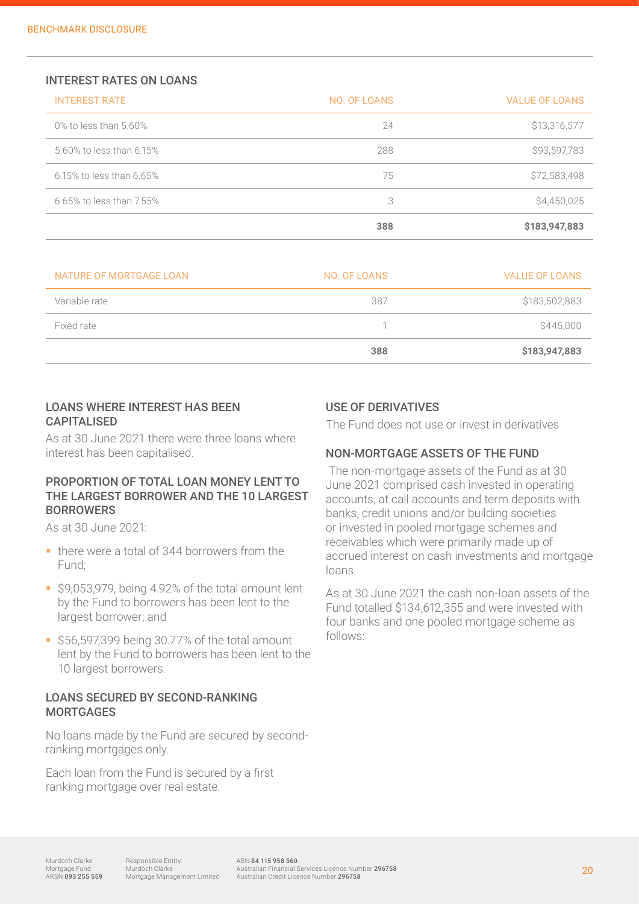## INTEREST RATES ON LOANS

| INTEREST RATE | NO. OF LOANS | VALUE OF LOANS |
|---|---|---|
| 0% to less than 5.60% | 24 | $13,316,577 |
| 5.60% to less than 6.15% | 288 | $93,597,783 |
| 6.15% to less than 6.65% | 75 | $72,583,498 |
| 6.65% to less than 7.55% | 3 | $4,450,025 |
| | **388** | **$183,947,883** |

| NATURE OF MORTGAGE LOAN | NO. OF LOANS | VALUE OF LOANS |
|---|---|---|
| Variable rate | 387 | $183,502,883 |
| Fixed rate | 1 | $445,000 |
| | **388** | **$183,947,883** |

### LOANS WHERE INTEREST HAS BEEN CAPITALISED

As at 30 June 2021 there were three loans where interest has been capitalised.

### PROPORTION OF TOTAL LOAN MONEY LENT TO THE LARGEST BORROWER AND THE 10 LARGEST BORROWERS

As at 30 June 2021:

- there were a total of 344 borrowers from the Fund;
- $9,053,979, being 4.92% of the total amount lent by the Fund to borrowers has been lent to the largest borrower; and
- $56,597,399 being 30.77% of the total amount lent by the Fund to borrowers has been lent to the 10 largest borrowers.

### LOANS SECURED BY SECOND-RANKING MORTGAGES

No loans made by the Fund are secured by second-ranking mortgages only.

Each loan from the Fund is secured by a first ranking mortgage over real estate.

### USE OF DERIVATIVES

The Fund does not use or invest in derivatives

### NON-MORTGAGE ASSETS OF THE FUND

The non-mortgage assets of the Fund as at 30 June 2021 comprised cash invested in operating accounts, at call accounts and term deposits with banks, credit unions and/or building societies or invested in pooled mortgage schemes and receivables which were primarily made up of accrued interest on cash investments and mortgage loans.

As at 30 June 2021 the cash non-loan assets of the Fund totalled $134,612,355 and were invested with four banks and one pooled mortgage scheme as follows: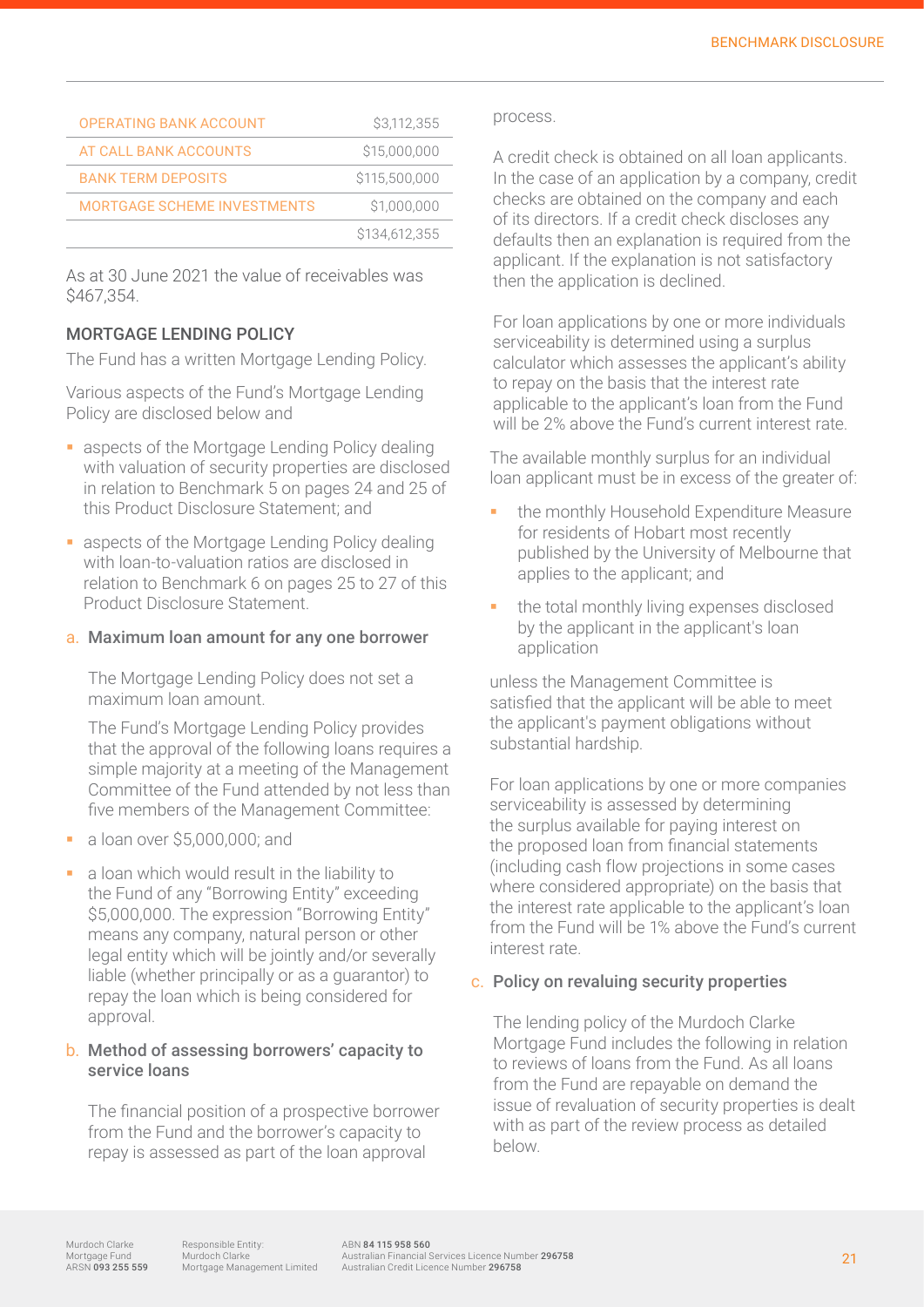| | |
|---|---|
| OPERATING BANK ACCOUNT | $3,112,355 |
| AT CALL BANK ACCOUNTS | $15,000,000 |
| BANK TERM DEPOSITS | $115,500,000 |
| MORTGAGE SCHEME INVESTMENTS | $1,000,000 |
| | $134,612,355 |

As at 30 June 2021 the value of receivables was $467,354.

### MORTGAGE LENDING POLICY

The Fund has a written Mortgage Lending Policy.

Various aspects of the Fund's Mortgage Lending Policy are disclosed below and

- aspects of the Mortgage Lending Policy dealing with valuation of security properties are disclosed in relation to Benchmark 5 on pages 24 and 25 of this Product Disclosure Statement; and
- aspects of the Mortgage Lending Policy dealing with loan-to-valuation ratios are disclosed in relation to Benchmark 6 on pages 25 to 27 of this Product Disclosure Statement.

#### a. Maximum loan amount for any one borrower

The Mortgage Lending Policy does not set a maximum loan amount.

The Fund's Mortgage Lending Policy provides that the approval of the following loans requires a simple majority at a meeting of the Management Committee of the Fund attended by not less than five members of the Management Committee:

- a loan over $5,000,000; and
- a loan which would result in the liability to the Fund of any "Borrowing Entity" exceeding $5,000,000. The expression "Borrowing Entity" means any company, natural person or other legal entity which will be jointly and/or severally liable (whether principally or as a guarantor) to repay the loan which is being considered for approval.

#### b. Method of assessing borrowers' capacity to service loans

The financial position of a prospective borrower from the Fund and the borrower's capacity to repay is assessed as part of the loan approval process.

A credit check is obtained on all loan applicants. In the case of an application by a company, credit checks are obtained on the company and each of its directors. If a credit check discloses any defaults then an explanation is required from the applicant. If the explanation is not satisfactory then the application is declined.

For loan applications by one or more individuals serviceability is determined using a surplus calculator which assesses the applicant's ability to repay on the basis that the interest rate applicable to the applicant's loan from the Fund will be 2% above the Fund's current interest rate.

The available monthly surplus for an individual loan applicant must be in excess of the greater of:

- the monthly Household Expenditure Measure for residents of Hobart most recently published by the University of Melbourne that applies to the applicant; and
- the total monthly living expenses disclosed by the applicant in the applicant's loan application

unless the Management Committee is satisfied that the applicant will be able to meet the applicant's payment obligations without substantial hardship.

For loan applications by one or more companies serviceability is assessed by determining the surplus available for paying interest on the proposed loan from financial statements (including cash flow projections in some cases where considered appropriate) on the basis that the interest rate applicable to the applicant's loan from the Fund will be 1% above the Fund's current interest rate.

#### c. Policy on revaluing security properties

The lending policy of the Murdoch Clarke Mortgage Fund includes the following in relation to reviews of loans from the Fund. As all loans from the Fund are repayable on demand the issue of revaluation of security properties is dealt with as part of the review process as detailed below.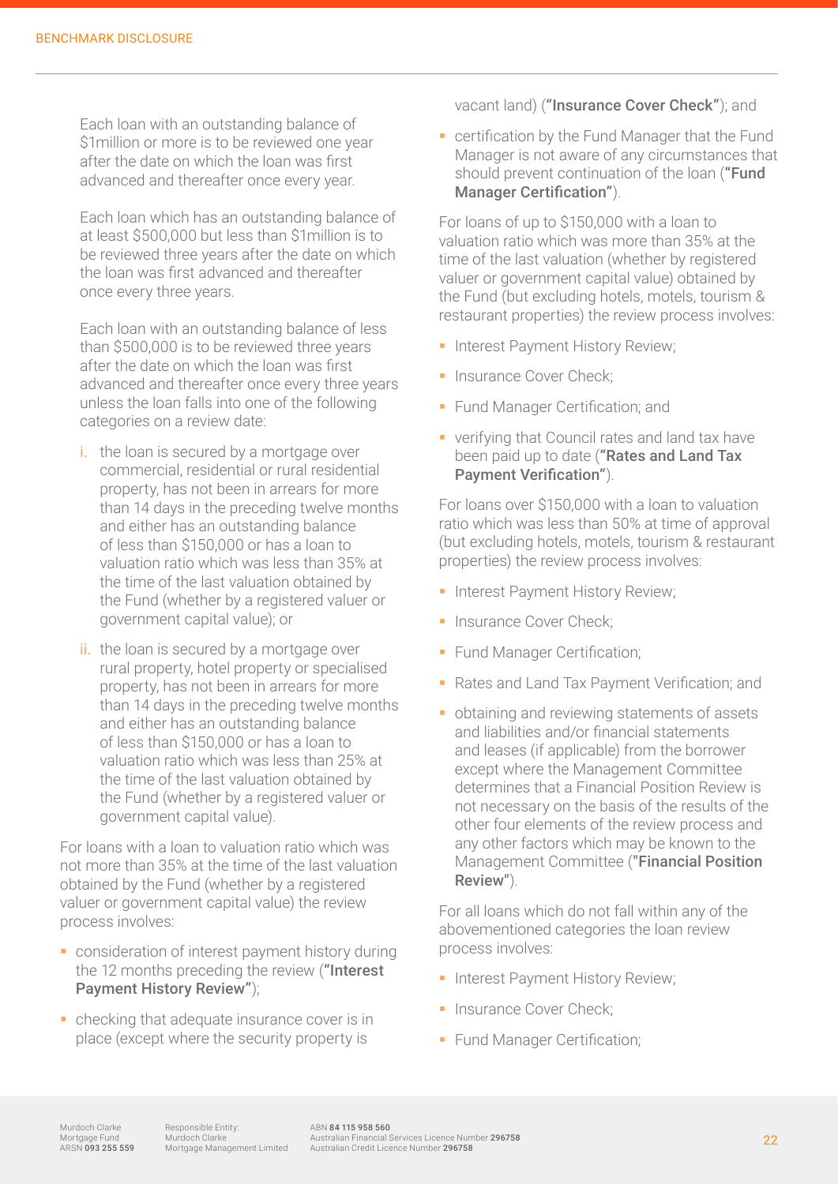Each loan with an outstanding balance of $1million or more is to be reviewed one year after the date on which the loan was first advanced and thereafter once every year.

Each loan which has an outstanding balance of at least $500,000 but less than $1million is to be reviewed three years after the date on which the loan was first advanced and thereafter once every three years.

Each loan with an outstanding balance of less than $500,000 is to be reviewed three years after the date on which the loan was first advanced and thereafter once every three years unless the loan falls into one of the following categories on a review date:

i. the loan is secured by a mortgage over commercial, residential or rural residential property, has not been in arrears for more than 14 days in the preceding twelve months and either has an outstanding balance of less than $150,000 or has a loan to valuation ratio which was less than 35% at the time of the last valuation obtained by the Fund (whether by a registered valuer or government capital value); or

ii. the loan is secured by a mortgage over rural property, hotel property or specialised property, has not been in arrears for more than 14 days in the preceding twelve months and either has an outstanding balance of less than $150,000 or has a loan to valuation ratio which was less than 25% at the time of the last valuation obtained by the Fund (whether by a registered valuer or government capital value).

For loans with a loan to valuation ratio which was not more than 35% at the time of the last valuation obtained by the Fund (whether by a registered valuer or government capital value) the review process involves:

- consideration of interest payment history during the 12 months preceding the review (**"Interest Payment History Review"**);
- checking that adequate insurance cover is in place (except where the security property is vacant land) (**"Insurance Cover Check"**); and
- certification by the Fund Manager that the Fund Manager is not aware of any circumstances that should prevent continuation of the loan (**"Fund Manager Certification"**).

For loans of up to $150,000 with a loan to valuation ratio which was more than 35% at the time of the last valuation (whether by registered valuer or government capital value) obtained by the Fund (but excluding hotels, motels, tourism & restaurant properties) the review process involves:

- Interest Payment History Review;
- Insurance Cover Check;
- Fund Manager Certification; and
- verifying that Council rates and land tax have been paid up to date (**"Rates and Land Tax Payment Verification"**).

For loans over $150,000 with a loan to valuation ratio which was less than 50% at time of approval (but excluding hotels, motels, tourism & restaurant properties) the review process involves:

- Interest Payment History Review;
- Insurance Cover Check;
- Fund Manager Certification;
- Rates and Land Tax Payment Verification; and
- obtaining and reviewing statements of assets and liabilities and/or financial statements and leases (if applicable) from the borrower except where the Management Committee determines that a Financial Position Review is not necessary on the basis of the results of the other four elements of the review process and any other factors which may be known to the Management Committee (**"Financial Position Review"**).

For all loans which do not fall within any of the abovementioned categories the loan review process involves:

- Interest Payment History Review;
- Insurance Cover Check;
- Fund Manager Certification;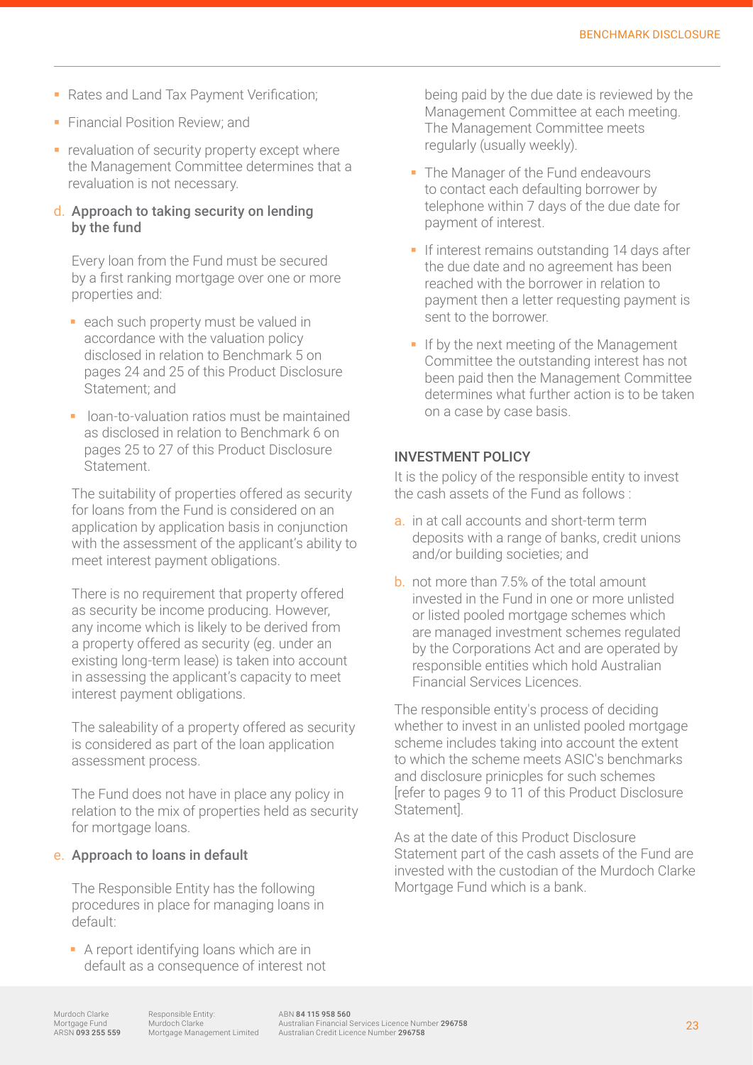- Rates and Land Tax Payment Verification;
- Financial Position Review; and
- revaluation of security property except where the Management Committee determines that a revaluation is not necessary.

### d. Approach to taking security on lending by the fund

Every loan from the Fund must be secured by a first ranking mortgage over one or more properties and:

- each such property must be valued in accordance with the valuation policy disclosed in relation to Benchmark 5 on pages 24 and 25 of this Product Disclosure Statement; and
- loan-to-valuation ratios must be maintained as disclosed in relation to Benchmark 6 on pages 25 to 27 of this Product Disclosure Statement.

The suitability of properties offered as security for loans from the Fund is considered on an application by application basis in conjunction with the assessment of the applicant's ability to meet interest payment obligations.

There is no requirement that property offered as security be income producing. However, any income which is likely to be derived from a property offered as security (eg. under an existing long-term lease) is taken into account in assessing the applicant's capacity to meet interest payment obligations.

The saleability of a property offered as security is considered as part of the loan application assessment process.

The Fund does not have in place any policy in relation to the mix of properties held as security for mortgage loans.

### e. Approach to loans in default

The Responsible Entity has the following procedures in place for managing loans in default:

- A report identifying loans which are in default as a consequence of interest not being paid by the due date is reviewed by the Management Committee at each meeting. The Management Committee meets regularly (usually weekly).
- The Manager of the Fund endeavours to contact each defaulting borrower by telephone within 7 days of the due date for payment of interest.
- If interest remains outstanding 14 days after the due date and no agreement has been reached with the borrower in relation to payment then a letter requesting payment is sent to the borrower.
- If by the next meeting of the Management Committee the outstanding interest has not been paid then the Management Committee determines what further action is to be taken on a case by case basis.

## INVESTMENT POLICY

It is the policy of the responsible entity to invest the cash assets of the Fund as follows :

a. in at call accounts and short-term term deposits with a range of banks, credit unions and/or building societies; and

b. not more than 7.5% of the total amount invested in the Fund in one or more unlisted or listed pooled mortgage schemes which are managed investment schemes regulated by the Corporations Act and are operated by responsible entities which hold Australian Financial Services Licences.

The responsible entity's process of deciding whether to invest in an unlisted pooled mortgage scheme includes taking into account the extent to which the scheme meets ASIC's benchmarks and disclosure prinicples for such schemes [refer to pages 9 to 11 of this Product Disclosure Statement].

As at the date of this Product Disclosure Statement part of the cash assets of the Fund are invested with the custodian of the Murdoch Clarke Mortgage Fund which is a bank.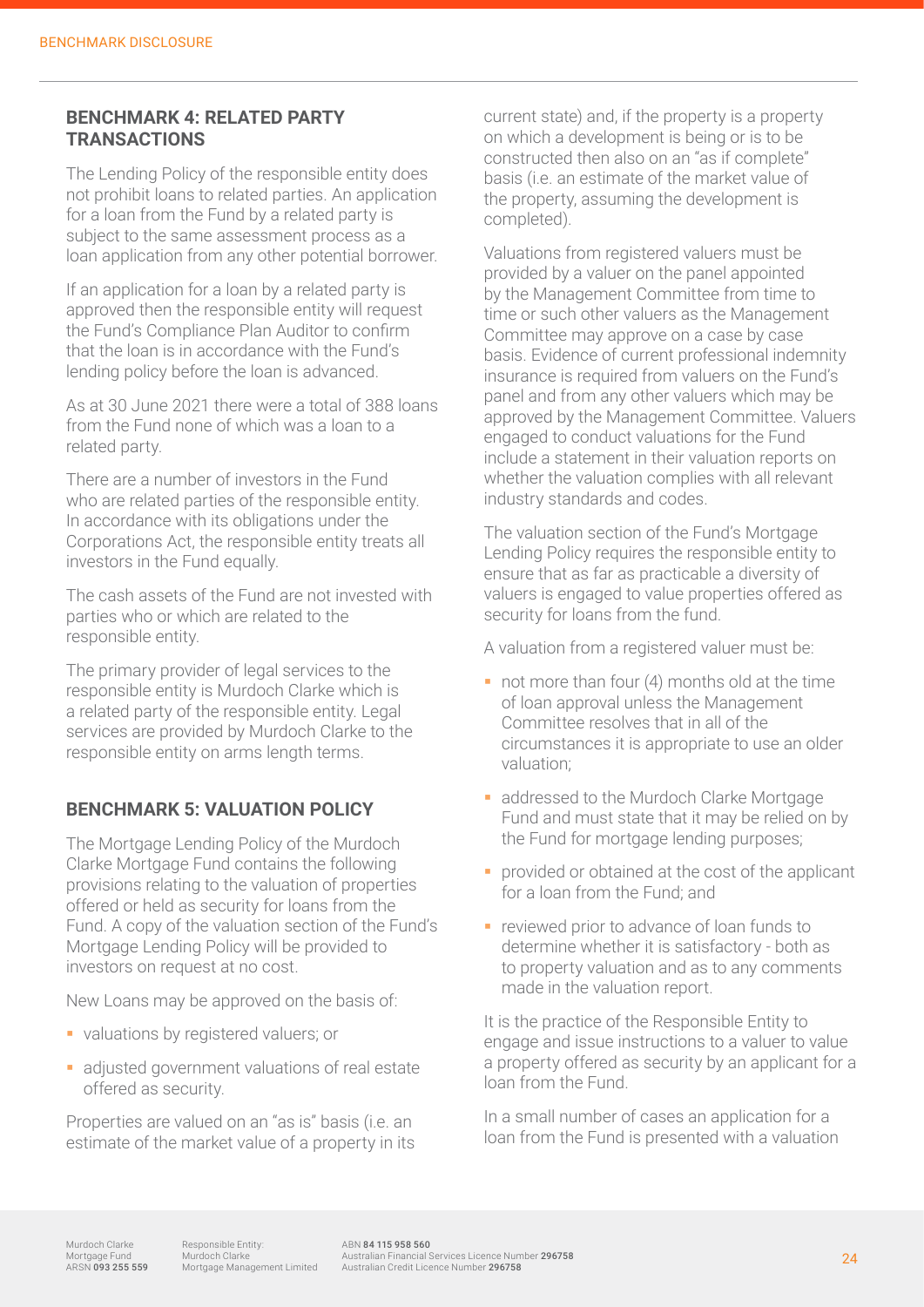## BENCHMARK 4: RELATED PARTY TRANSACTIONS

The Lending Policy of the responsible entity does not prohibit loans to related parties. An application for a loan from the Fund by a related party is subject to the same assessment process as a loan application from any other potential borrower.

If an application for a loan by a related party is approved then the responsible entity will request the Fund's Compliance Plan Auditor to confirm that the loan is in accordance with the Fund's lending policy before the loan is advanced.

As at 30 June 2021 there were a total of 388 loans from the Fund none of which was a loan to a related party.

There are a number of investors in the Fund who are related parties of the responsible entity. In accordance with its obligations under the Corporations Act, the responsible entity treats all investors in the Fund equally.

The cash assets of the Fund are not invested with parties who or which are related to the responsible entity.

The primary provider of legal services to the responsible entity is Murdoch Clarke which is a related party of the responsible entity. Legal services are provided by Murdoch Clarke to the responsible entity on arms length terms.

## BENCHMARK 5: VALUATION POLICY

The Mortgage Lending Policy of the Murdoch Clarke Mortgage Fund contains the following provisions relating to the valuation of properties offered or held as security for loans from the Fund. A copy of the valuation section of the Fund's Mortgage Lending Policy will be provided to investors on request at no cost.

New Loans may be approved on the basis of:

- valuations by registered valuers; or
- adjusted government valuations of real estate offered as security.

Properties are valued on an "as is" basis (i.e. an estimate of the market value of a property in its current state) and, if the property is a property on which a development is being or is to be constructed then also on an "as if complete" basis (i.e. an estimate of the market value of the property, assuming the development is completed).

Valuations from registered valuers must be provided by a valuer on the panel appointed by the Management Committee from time to time or such other valuers as the Management Committee may approve on a case by case basis. Evidence of current professional indemnity insurance is required from valuers on the Fund's panel and from any other valuers which may be approved by the Management Committee. Valuers engaged to conduct valuations for the Fund include a statement in their valuation reports on whether the valuation complies with all relevant industry standards and codes.

The valuation section of the Fund's Mortgage Lending Policy requires the responsible entity to ensure that as far as practicable a diversity of valuers is engaged to value properties offered as security for loans from the fund.

A valuation from a registered valuer must be:

- not more than four (4) months old at the time of loan approval unless the Management Committee resolves that in all of the circumstances it is appropriate to use an older valuation;
- addressed to the Murdoch Clarke Mortgage Fund and must state that it may be relied on by the Fund for mortgage lending purposes;
- provided or obtained at the cost of the applicant for a loan from the Fund; and
- reviewed prior to advance of loan funds to determine whether it is satisfactory - both as to property valuation and as to any comments made in the valuation report.

It is the practice of the Responsible Entity to engage and issue instructions to a valuer to value a property offered as security by an applicant for a loan from the Fund.

In a small number of cases an application for a loan from the Fund is presented with a valuation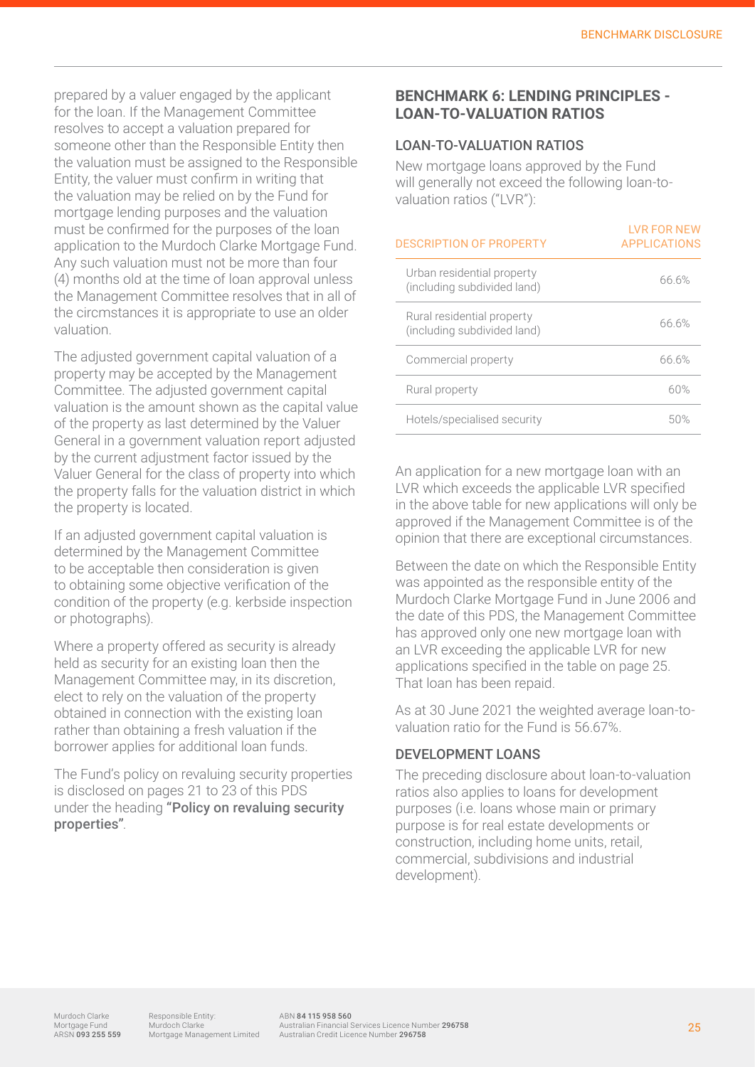prepared by a valuer engaged by the applicant for the loan. If the Management Committee resolves to accept a valuation prepared for someone other than the Responsible Entity then the valuation must be assigned to the Responsible Entity, the valuer must confirm in writing that the valuation may be relied on by the Fund for mortgage lending purposes and the valuation must be confirmed for the purposes of the loan application to the Murdoch Clarke Mortgage Fund. Any such valuation must not be more than four (4) months old at the time of loan approval unless the Management Committee resolves that in all of the circmstances it is appropriate to use an older valuation.

The adjusted government capital valuation of a property may be accepted by the Management Committee. The adjusted government capital valuation is the amount shown as the capital value of the property as last determined by the Valuer General in a government valuation report adjusted by the current adjustment factor issued by the Valuer General for the class of property into which the property falls for the valuation district in which the property is located.

If an adjusted government capital valuation is determined by the Management Committee to be acceptable then consideration is given to obtaining some objective verification of the condition of the property (e.g. kerbside inspection or photographs).

Where a property offered as security is already held as security for an existing loan then the Management Committee may, in its discretion, elect to rely on the valuation of the property obtained in connection with the existing loan rather than obtaining a fresh valuation if the borrower applies for additional loan funds.

The Fund's policy on revaluing security properties is disclosed on pages 21 to 23 of this PDS under the heading **"Policy on revaluing security properties"**.

## BENCHMARK 6: LENDING PRINCIPLES - LOAN-TO-VALUATION RATIOS

### LOAN-TO-VALUATION RATIOS

New mortgage loans approved by the Fund will generally not exceed the following loan-to-valuation ratios ("LVR"):

| DESCRIPTION OF PROPERTY | LVR FOR NEW APPLICATIONS |
|---|---|
| Urban residential property (including subdivided land) | 66.6% |
| Rural residential property (including subdivided land) | 66.6% |
| Commercial property | 66.6% |
| Rural property | 60% |
| Hotels/specialised security | 50% |

An application for a new mortgage loan with an LVR which exceeds the applicable LVR specified in the above table for new applications will only be approved if the Management Committee is of the opinion that there are exceptional circumstances.

Between the date on which the Responsible Entity was appointed as the responsible entity of the Murdoch Clarke Mortgage Fund in June 2006 and the date of this PDS, the Management Committee has approved only one new mortgage loan with an LVR exceeding the applicable LVR for new applications specified in the table on page 25. That loan has been repaid.

As at 30 June 2021 the weighted average loan-to-valuation ratio for the Fund is 56.67%.

### DEVELOPMENT LOANS

The preceding disclosure about loan-to-valuation ratios also applies to loans for development purposes (i.e. loans whose main or primary purpose is for real estate developments or construction, including home units, retail, commercial, subdivisions and industrial development).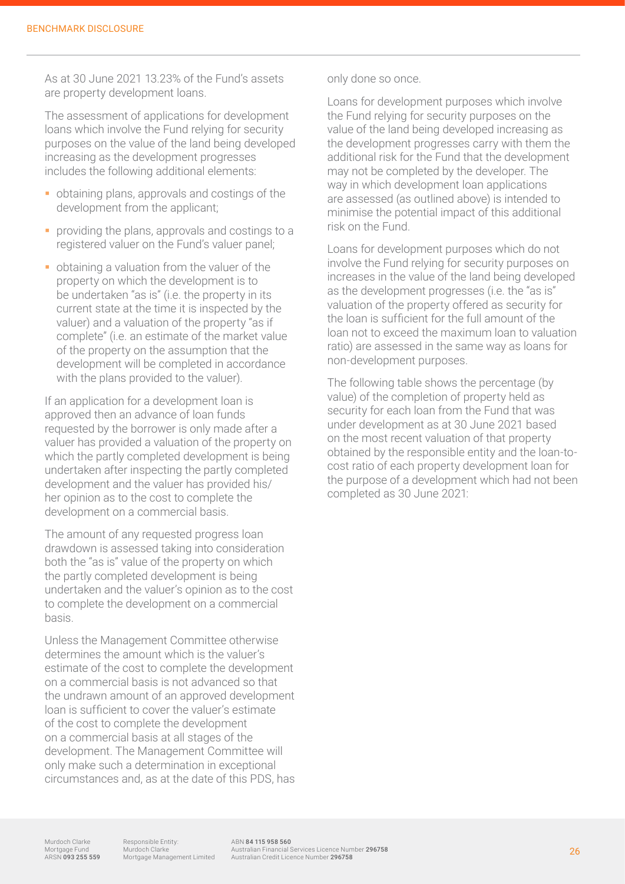As at 30 June 2021 13.23% of the Fund's assets are property development loans.

The assessment of applications for development loans which involve the Fund relying for security purposes on the value of the land being developed increasing as the development progresses includes the following additional elements:

- obtaining plans, approvals and costings of the development from the applicant;
- providing the plans, approvals and costings to a registered valuer on the Fund's valuer panel;
- obtaining a valuation from the valuer of the property on which the development is to be undertaken "as is" (i.e. the property in its current state at the time it is inspected by the valuer) and a valuation of the property "as if complete" (i.e. an estimate of the market value of the property on the assumption that the development will be completed in accordance with the plans provided to the valuer).

If an application for a development loan is approved then an advance of loan funds requested by the borrower is only made after a valuer has provided a valuation of the property on which the partly completed development is being undertaken after inspecting the partly completed development and the valuer has provided his/her opinion as to the cost to complete the development on a commercial basis.

The amount of any requested progress loan drawdown is assessed taking into consideration both the "as is" value of the property on which the partly completed development is being undertaken and the valuer's opinion as to the cost to complete the development on a commercial basis.

Unless the Management Committee otherwise determines the amount which is the valuer's estimate of the cost to complete the development on a commercial basis is not advanced so that the undrawn amount of an approved development loan is sufficient to cover the valuer's estimate of the cost to complete the development on a commercial basis at all stages of the development. The Management Committee will only make such a determination in exceptional circumstances and, as at the date of this PDS, has only done so once.

Loans for development purposes which involve the Fund relying for security purposes on the value of the land being developed increasing as the development progresses carry with them the additional risk for the Fund that the development may not be completed by the developer. The way in which development loan applications are assessed (as outlined above) is intended to minimise the potential impact of this additional risk on the Fund.

Loans for development purposes which do not involve the Fund relying for security purposes on increases in the value of the land being developed as the development progresses (i.e. the "as is" valuation of the property offered as security for the loan is sufficient for the full amount of the loan not to exceed the maximum loan to valuation ratio) are assessed in the same way as loans for non-development purposes.

The following table shows the percentage (by value) of the completion of property held as security for each loan from the Fund that was under development as at 30 June 2021 based on the most recent valuation of that property obtained by the responsible entity and the loan-to-cost ratio of each property development loan for the purpose of a development which had not been completed as 30 June 2021: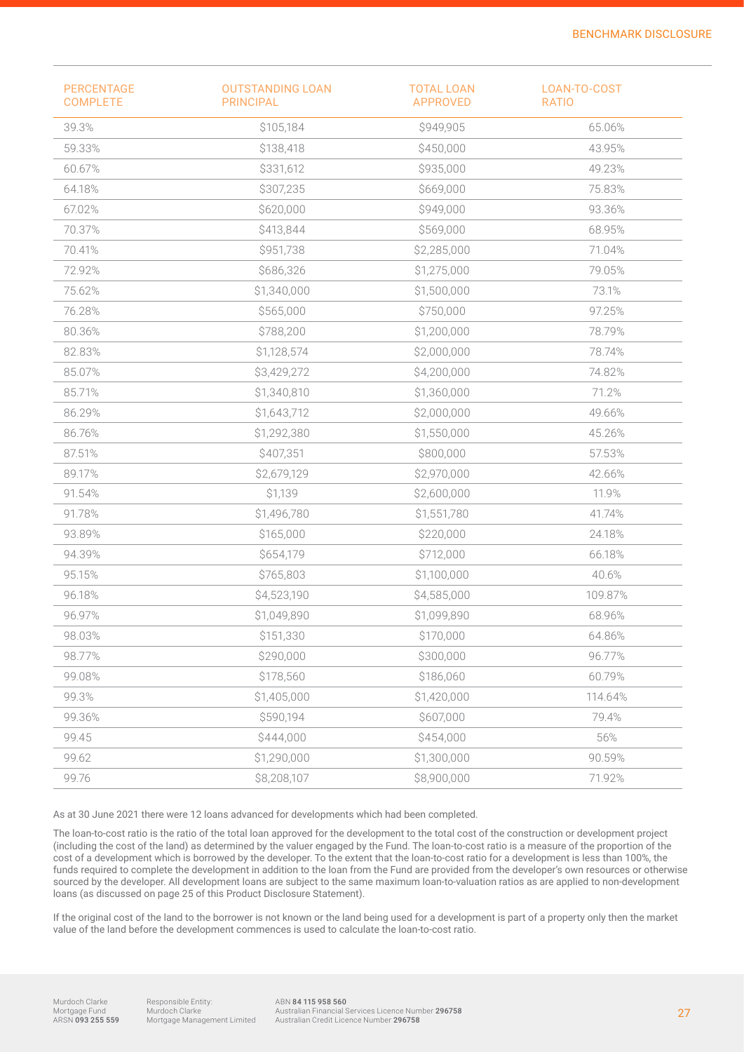| PERCENTAGE COMPLETE | OUTSTANDING LOAN PRINCIPAL | TOTAL LOAN APPROVED | LOAN-TO-COST RATIO |
|---|---|---|---|
| 39.3% | $105,184 | $949,905 | 65.06% |
| 59.33% | $138,418 | $450,000 | 43.95% |
| 60.67% | $331,612 | $935,000 | 49.23% |
| 64.18% | $307,235 | $669,000 | 75.83% |
| 67.02% | $620,000 | $949,000 | 93.36% |
| 70.37% | $413,844 | $569,000 | 68.95% |
| 70.41% | $951,738 | $2,285,000 | 71.04% |
| 72.92% | $686,326 | $1,275,000 | 79.05% |
| 75.62% | $1,340,000 | $1,500,000 | 73.1% |
| 76.28% | $565,000 | $750,000 | 97.25% |
| 80.36% | $788,200 | $1,200,000 | 78.79% |
| 82.83% | $1,128,574 | $2,000,000 | 78.74% |
| 85.07% | $3,429,272 | $4,200,000 | 74.82% |
| 85.71% | $1,340,810 | $1,360,000 | 71.2% |
| 86.29% | $1,643,712 | $2,000,000 | 49.66% |
| 86.76% | $1,292,380 | $1,550,000 | 45.26% |
| 87.51% | $407,351 | $800,000 | 57.53% |
| 89.17% | $2,679,129 | $2,970,000 | 42.66% |
| 91.54% | $1,139 | $2,600,000 | 11.9% |
| 91.78% | $1,496,780 | $1,551,780 | 41.74% |
| 93.89% | $165,000 | $220,000 | 24.18% |
| 94.39% | $654,179 | $712,000 | 66.18% |
| 95.15% | $765,803 | $1,100,000 | 40.6% |
| 96.18% | $4,523,190 | $4,585,000 | 109.87% |
| 96.97% | $1,049,890 | $1,099,890 | 68.96% |
| 98.03% | $151,330 | $170,000 | 64.86% |
| 98.77% | $290,000 | $300,000 | 96.77% |
| 99.08% | $178,560 | $186,060 | 60.79% |
| 99.3% | $1,405,000 | $1,420,000 | 114.64% |
| 99.36% | $590,194 | $607,000 | 79.4% |
| 99.45 | $444,000 | $454,000 | 56% |
| 99.62 | $1,290,000 | $1,300,000 | 90.59% |
| 99.76 | $8,208,107 | $8,900,000 | 71.92% |

As at 30 June 2021 there were 12 loans advanced for developments which had been completed.

The loan-to-cost ratio is the ratio of the total loan approved for the development to the total cost of the construction or development project (including the cost of the land) as determined by the valuer engaged by the Fund. The loan-to-cost ratio is a measure of the proportion of the cost of a development which is borrowed by the developer. To the extent that the loan-to-cost ratio for a development is less than 100%, the funds required to complete the development in addition to the loan from the Fund are provided from the developer's own resources or otherwise sourced by the developer. All development loans are subject to the same maximum loan-to-valuation ratios as are applied to non-development loans (as discussed on page 25 of this Product Disclosure Statement).

If the original cost of the land to the borrower is not known or the land being used for a development is part of a property only then the market value of the land before the development commences is used to calculate the loan-to-cost ratio.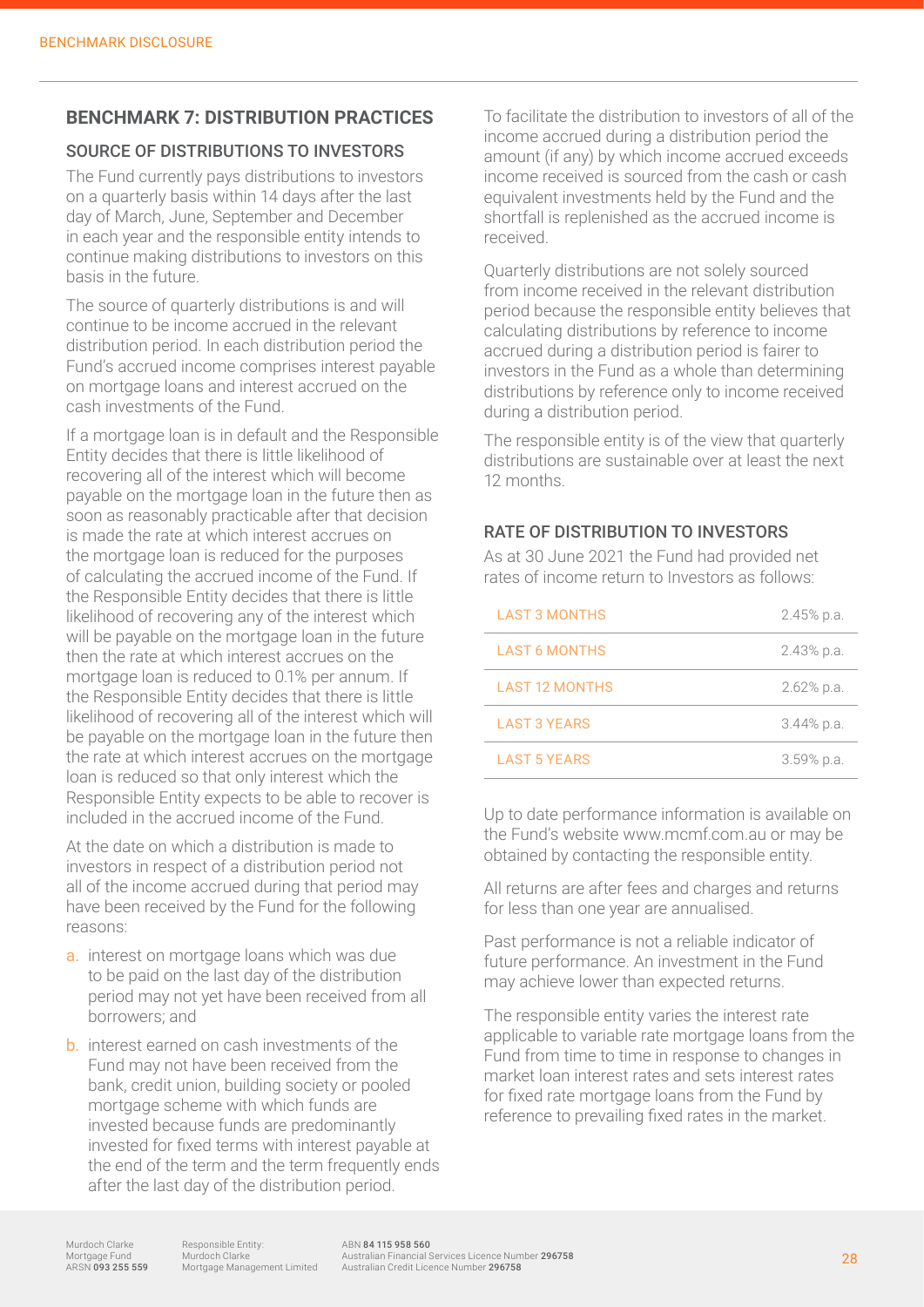## BENCHMARK 7: DISTRIBUTION PRACTICES

### SOURCE OF DISTRIBUTIONS TO INVESTORS

The Fund currently pays distributions to investors on a quarterly basis within 14 days after the last day of March, June, September and December in each year and the responsible entity intends to continue making distributions to investors on this basis in the future.

The source of quarterly distributions is and will continue to be income accrued in the relevant distribution period. In each distribution period the Fund's accrued income comprises interest payable on mortgage loans and interest accrued on the cash investments of the Fund.

If a mortgage loan is in default and the Responsible Entity decides that there is little likelihood of recovering all of the interest which will become payable on the mortgage loan in the future then as soon as reasonably practicable after that decision is made the rate at which interest accrues on the mortgage loan is reduced for the purposes of calculating the accrued income of the Fund. If the Responsible Entity decides that there is little likelihood of recovering any of the interest which will be payable on the mortgage loan in the future then the rate at which interest accrues on the mortgage loan is reduced to 0.1% per annum. If the Responsible Entity decides that there is little likelihood of recovering all of the interest which will be payable on the mortgage loan in the future then the rate at which interest accrues on the mortgage loan is reduced so that only interest which the Responsible Entity expects to be able to recover is included in the accrued income of the Fund.

At the date on which a distribution is made to investors in respect of a distribution period not all of the income accrued during that period may have been received by the Fund for the following reasons:

a. interest on mortgage loans which was due to be paid on the last day of the distribution period may not yet have been received from all borrowers; and

b. interest earned on cash investments of the Fund may not have been received from the bank, credit union, building society or pooled mortgage scheme with which funds are invested because funds are predominantly invested for fixed terms with interest payable at the end of the term and the term frequently ends after the last day of the distribution period.

To facilitate the distribution to investors of all of the income accrued during a distribution period the amount (if any) by which income accrued exceeds income received is sourced from the cash or cash equivalent investments held by the Fund and the shortfall is replenished as the accrued income is received.

Quarterly distributions are not solely sourced from income received in the relevant distribution period because the responsible entity believes that calculating distributions by reference to income accrued during a distribution period is fairer to investors in the Fund as a whole than determining distributions by reference only to income received during a distribution period.

The responsible entity is of the view that quarterly distributions are sustainable over at least the next 12 months.

### RATE OF DISTRIBUTION TO INVESTORS

As at 30 June 2021 the Fund had provided net rates of income return to Investors as follows:

| | |
|---|---|
| LAST 3 MONTHS | 2.45% p.a. |
| LAST 6 MONTHS | 2.43% p.a. |
| LAST 12 MONTHS | 2.62% p.a. |
| LAST 3 YEARS | 3.44% p.a. |
| LAST 5 YEARS | 3.59% p.a. |

Up to date performance information is available on the Fund's website www.mcmf.com.au or may be obtained by contacting the responsible entity.

All returns are after fees and charges and returns for less than one year are annualised.

Past performance is not a reliable indicator of future performance. An investment in the Fund may achieve lower than expected returns.

The responsible entity varies the interest rate applicable to variable rate mortgage loans from the Fund from time to time in response to changes in market loan interest rates and sets interest rates for fixed rate mortgage loans from the Fund by reference to prevailing fixed rates in the market.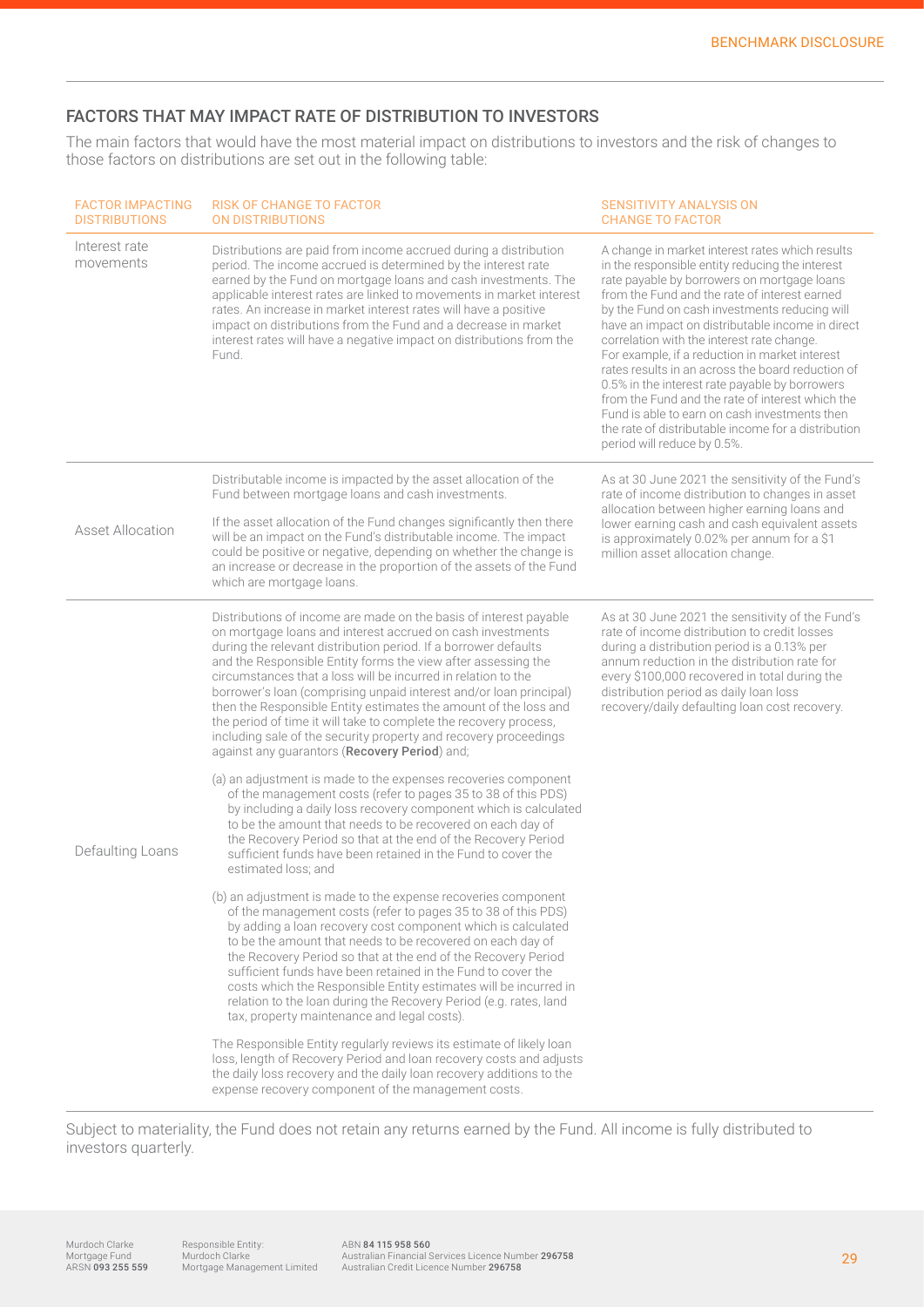## FACTORS THAT MAY IMPACT RATE OF DISTRIBUTION TO INVESTORS

The main factors that would have the most material impact on distributions to investors and the risk of changes to those factors on distributions are set out in the following table:

| FACTOR IMPACTING DISTRIBUTIONS | RISK OF CHANGE TO FACTOR ON DISTRIBUTIONS | SENSITIVITY ANALYSIS ON CHANGE TO FACTOR |
|---|---|---|
| Interest rate movements | Distributions are paid from income accrued during a distribution period. The income accrued is determined by the interest rate earned by the Fund on mortgage loans and cash investments. The applicable interest rates are linked to movements in market interest rates. An increase in market interest rates will have a positive impact on distributions from the Fund and a decrease in market interest rates will have a negative impact on distributions from the Fund. | A change in market interest rates which results in the responsible entity reducing the interest rate payable by borrowers on mortgage loans from the Fund and the rate of interest earned by the Fund on cash investments reducing will have an impact on distributable income in direct correlation with the interest rate change. For example, if a reduction in market interest rates results in an across the board reduction of 0.5% in the interest rate payable by borrowers from the Fund and the rate of interest which the Fund is able to earn on cash investments then the rate of distributable income for a distribution period will reduce by 0.5%. |
| Asset Allocation | Distributable income is impacted by the asset allocation of the Fund between mortgage loans and cash investments.<br><br>If the asset allocation of the Fund changes significantly then there will be an impact on the Fund's distributable income. The impact could be positive or negative, depending on whether the change is an increase or decrease in the proportion of the assets of the Fund which are mortgage loans. | As at 30 June 2021 the sensitivity of the Fund's rate of income distribution to changes in asset allocation between higher earning loans and lower earning cash and cash equivalent assets is approximately 0.02% per annum for a $1 million asset allocation change. |
| Defaulting Loans | Distributions of income are made on the basis of interest payable on mortgage loans and interest accrued on cash investments during the relevant distribution period. If a borrower defaults and the Responsible Entity forms the view after assessing the circumstances that a loss will be incurred in relation to the borrower's loan (comprising unpaid interest and/or loan principal) then the Responsible Entity estimates the amount of the loss and the period of time it will take to complete the recovery process, including sale of the security property and recovery proceedings against any guarantors (**Recovery Period**) and;<br><br>(a) an adjustment is made to the expenses recoveries component of the management costs (refer to pages 35 to 38 of this PDS) by including a daily loss recovery component which is calculated to be the amount that needs to be recovered on each day of the Recovery Period so that at the end of the Recovery Period sufficient funds have been retained in the Fund to cover the estimated loss; and<br><br>(b) an adjustment is made to the expense recoveries component of the management costs (refer to pages 35 to 38 of this PDS) by adding a loan recovery cost component which is calculated to be the amount that needs to be recovered on each day of the Recovery Period so that at the end of the Recovery Period sufficient funds have been retained in the Fund to cover the costs which the Responsible Entity estimates will be incurred in relation to the loan during the Recovery Period (e.g. rates, land tax, property maintenance and legal costs).<br><br>The Responsible Entity regularly reviews its estimate of likely loan loss, length of Recovery Period and loan recovery costs and adjusts the daily loss recovery and the daily loan recovery additions to the expense recovery component of the management costs. | As at 30 June 2021 the sensitivity of the Fund's rate of income distribution to credit losses during a distribution period is a 0.13% per annum reduction in the distribution rate for every $100,000 recovered in total during the distribution period as daily loan loss recovery/daily defaulting loan cost recovery. |

Subject to materiality, the Fund does not retain any returns earned by the Fund. All income is fully distributed to investors quarterly.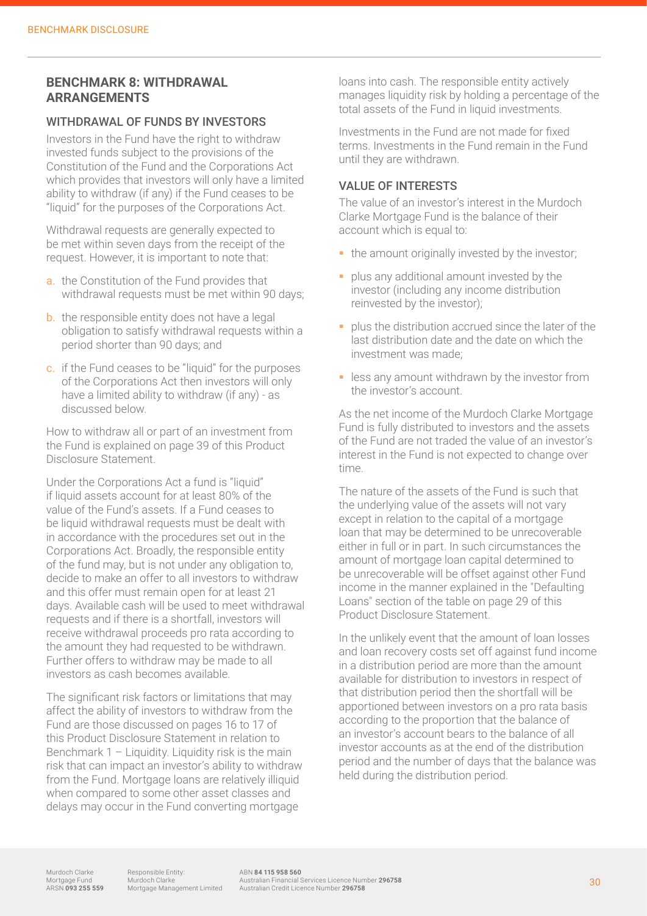## BENCHMARK 8: WITHDRAWAL ARRANGEMENTS

### WITHDRAWAL OF FUNDS BY INVESTORS

Investors in the Fund have the right to withdraw invested funds subject to the provisions of the Constitution of the Fund and the Corporations Act which provides that investors will only have a limited ability to withdraw (if any) if the Fund ceases to be "liquid" for the purposes of the Corporations Act.

Withdrawal requests are generally expected to be met within seven days from the receipt of the request. However, it is important to note that:

a. the Constitution of the Fund provides that withdrawal requests must be met within 90 days;

b. the responsible entity does not have a legal obligation to satisfy withdrawal requests within a period shorter than 90 days; and

c. if the Fund ceases to be "liquid" for the purposes of the Corporations Act then investors will only have a limited ability to withdraw (if any) - as discussed below.

How to withdraw all or part of an investment from the Fund is explained on page 39 of this Product Disclosure Statement.

Under the Corporations Act a fund is "liquid" if liquid assets account for at least 80% of the value of the Fund's assets. If a Fund ceases to be liquid withdrawal requests must be dealt with in accordance with the procedures set out in the Corporations Act. Broadly, the responsible entity of the fund may, but is not under any obligation to, decide to make an offer to all investors to withdraw and this offer must remain open for at least 21 days. Available cash will be used to meet withdrawal requests and if there is a shortfall, investors will receive withdrawal proceeds pro rata according to the amount they had requested to be withdrawn. Further offers to withdraw may be made to all investors as cash becomes available.

The significant risk factors or limitations that may affect the ability of investors to withdraw from the Fund are those discussed on pages 16 to 17 of this Product Disclosure Statement in relation to Benchmark 1 – Liquidity. Liquidity risk is the main risk that can impact an investor's ability to withdraw from the Fund. Mortgage loans are relatively illiquid when compared to some other asset classes and delays may occur in the Fund converting mortgage loans into cash. The responsible entity actively manages liquidity risk by holding a percentage of the total assets of the Fund in liquid investments.

Investments in the Fund are not made for fixed terms. Investments in the Fund remain in the Fund until they are withdrawn.

### VALUE OF INTERESTS

The value of an investor's interest in the Murdoch Clarke Mortgage Fund is the balance of their account which is equal to:

- the amount originally invested by the investor;
- plus any additional amount invested by the investor (including any income distribution reinvested by the investor);
- plus the distribution accrued since the later of the last distribution date and the date on which the investment was made;
- less any amount withdrawn by the investor from the investor's account.

As the net income of the Murdoch Clarke Mortgage Fund is fully distributed to investors and the assets of the Fund are not traded the value of an investor's interest in the Fund is not expected to change over time.

The nature of the assets of the Fund is such that the underlying value of the assets will not vary except in relation to the capital of a mortgage loan that may be determined to be unrecoverable either in full or in part. In such circumstances the amount of mortgage loan capital determined to be unrecoverable will be offset against other Fund income in the manner explained in the "Defaulting Loans" section of the table on page 29 of this Product Disclosure Statement.

In the unlikely event that the amount of loan losses and loan recovery costs set off against fund income in a distribution period are more than the amount available for distribution to investors in respect of that distribution period then the shortfall will be apportioned between investors on a pro rata basis according to the proportion that the balance of an investor's account bears to the balance of all investor accounts as at the end of the distribution period and the number of days that the balance was held during the distribution period.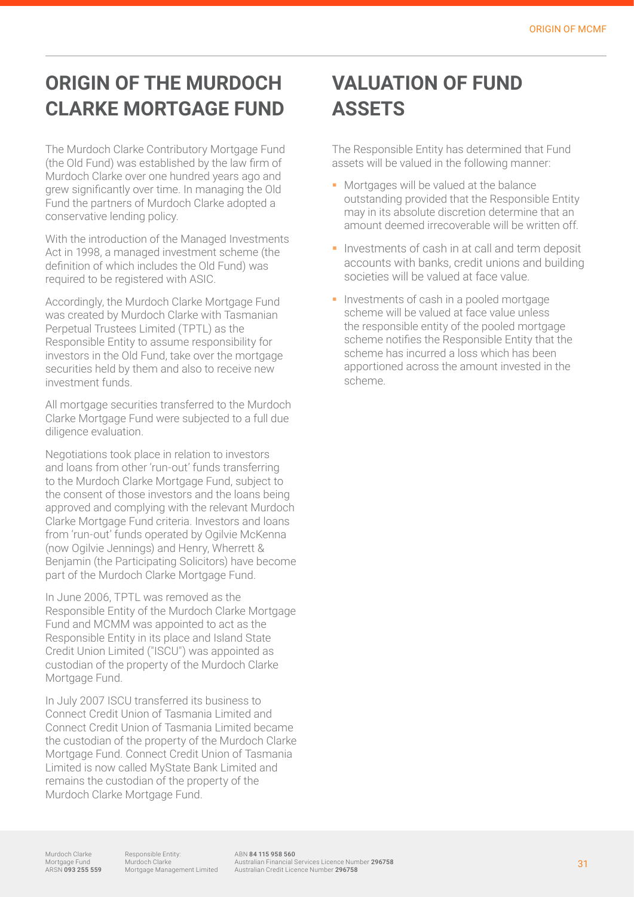# ORIGIN OF THE MURDOCH CLARKE MORTGAGE FUND

The Murdoch Clarke Contributory Mortgage Fund (the Old Fund) was established by the law firm of Murdoch Clarke over one hundred years ago and grew significantly over time. In managing the Old Fund the partners of Murdoch Clarke adopted a conservative lending policy.

With the introduction of the Managed Investments Act in 1998, a managed investment scheme (the definition of which includes the Old Fund) was required to be registered with ASIC.

Accordingly, the Murdoch Clarke Mortgage Fund was created by Murdoch Clarke with Tasmanian Perpetual Trustees Limited (TPTL) as the Responsible Entity to assume responsibility for investors in the Old Fund, take over the mortgage securities held by them and also to receive new investment funds.

All mortgage securities transferred to the Murdoch Clarke Mortgage Fund were subjected to a full due diligence evaluation.

Negotiations took place in relation to investors and loans from other 'run-out' funds transferring to the Murdoch Clarke Mortgage Fund, subject to the consent of those investors and the loans being approved and complying with the relevant Murdoch Clarke Mortgage Fund criteria. Investors and loans from 'run-out' funds operated by Ogilvie McKenna (now Ogilvie Jennings) and Henry, Wherrett & Benjamin (the Participating Solicitors) have become part of the Murdoch Clarke Mortgage Fund.

In June 2006, TPTL was removed as the Responsible Entity of the Murdoch Clarke Mortgage Fund and MCMM was appointed to act as the Responsible Entity in its place and Island State Credit Union Limited ("ISCU") was appointed as custodian of the property of the Murdoch Clarke Mortgage Fund.

In July 2007 ISCU transferred its business to Connect Credit Union of Tasmania Limited and Connect Credit Union of Tasmania Limited became the custodian of the property of the Murdoch Clarke Mortgage Fund. Connect Credit Union of Tasmania Limited is now called MyState Bank Limited and remains the custodian of the property of the Murdoch Clarke Mortgage Fund.

# VALUATION OF FUND ASSETS

The Responsible Entity has determined that Fund assets will be valued in the following manner:

- Mortgages will be valued at the balance outstanding provided that the Responsible Entity may in its absolute discretion determine that an amount deemed irrecoverable will be written off.
- Investments of cash in at call and term deposit accounts with banks, credit unions and building societies will be valued at face value.
- Investments of cash in a pooled mortgage scheme will be valued at face value unless the responsible entity of the pooled mortgage scheme notifies the Responsible Entity that the scheme has incurred a loss which has been apportioned across the amount invested in the scheme.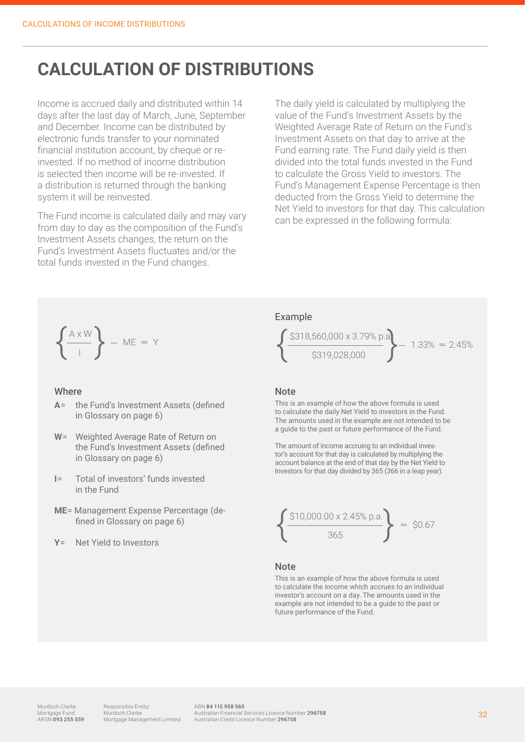# CALCULATION OF DISTRIBUTIONS

Income is accrued daily and distributed within 14 days after the last day of March, June, September and December. Income can be distributed by electronic funds transfer to your nominated financial institution account, by cheque or re-invested. If no method of income distribution is selected then income will be re-invested. If a distribution is returned through the banking system it will be reinvested.

The Fund income is calculated daily and may vary from day to day as the composition of the Fund's Investment Assets changes, the return on the Fund's Investment Assets fluctuates and/or the total funds invested in the Fund changes.

The daily yield is calculated by multiplying the value of the Fund's Investment Assets by the Weighted Average Rate of Return on the Fund's Investment Assets on that day to arrive at the Fund earning rate. The Fund daily yield is then divided into the total funds invested in the Fund to calculate the Gross Yield to investors. The Fund's Management Expense Percentage is then deducted from the Gross Yield to determine the Net Yield to investors for that day. This calculation can be expressed in the following formula:

$$\left\{ \frac{A \times W}{I} \right\} - ME = Y$$

**Where**

- **A** = the Fund's Investment Assets (defined in Glossary on page 6)
- **W** = Weighted Average Rate of Return on the Fund's Investment Assets (defined in Glossary on page 6)
- **I** = Total of investors' funds invested in the Fund
- **ME** = Management Expense Percentage (defined in Glossary on page 6)
- **Y** = Net Yield to Investors

Example

$$\left\{ \frac{\$318{,}560{,}000 \times 3.79\% \text{ p.a}}{\$319{,}028{,}000} \right\} - 1.33\% = 2.45\%$$

**Note**

This is an example of how the above formula is used to calculate the daily Net Yield to investors in the Fund. The amounts used in the example are not intended to be a guide to the past or future performance of the Fund.

The amount of income accruing to an individual investor's account for that day is calculated by multiplying the account balance at the end of that day by the Net Yield to Investors for that day divided by 365 (366 in a leap year).

$$\left\{ \frac{\$10{,}000.00 \times 2.45\% \text{ p.a.}}{365} \right\} = \$0.67$$

**Note**

This is an example of how the above formula is used to calculate the income which accrues to an individual investor's account on a day. The amounts used in the example are not intended to be a guide to the past or future performance of the Fund.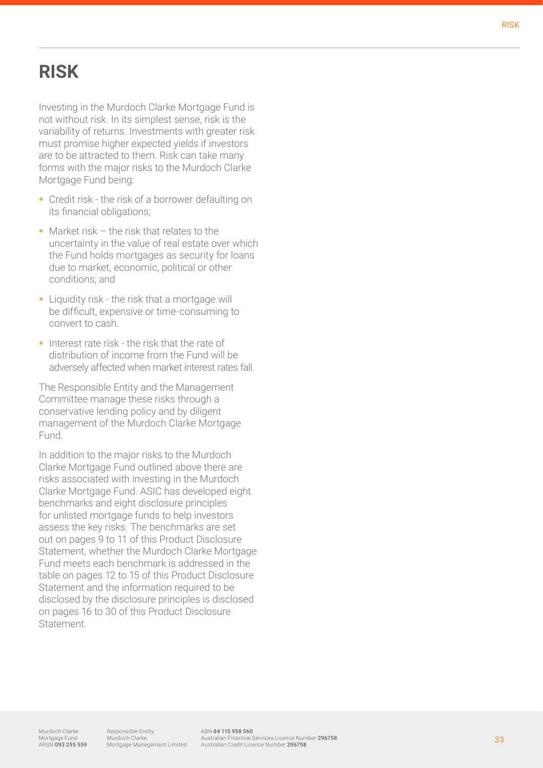# RISK

Investing in the Murdoch Clarke Mortgage Fund is not without risk. In its simplest sense, risk is the variability of returns. Investments with greater risk must promise higher expected yields if investors are to be attracted to them. Risk can take many forms with the major risks to the Murdoch Clarke Mortgage Fund being:

- Credit risk - the risk of a borrower defaulting on its financial obligations;
- Market risk – the risk that relates to the uncertainty in the value of real estate over which the Fund holds mortgages as security for loans due to market, economic, political or other conditions; and
- Liquidity risk - the risk that a mortgage will be difficult, expensive or time-consuming to convert to cash.
- Interest rate risk - the risk that the rate of distribution of income from the Fund will be adversely affected when market interest rates fall.

The Responsible Entity and the Management Committee manage these risks through a conservative lending policy and by diligent management of the Murdoch Clarke Mortgage Fund.

In addition to the major risks to the Murdoch Clarke Mortgage Fund outlined above there are risks associated with investing in the Murdoch Clarke Mortgage Fund. ASIC has developed eight benchmarks and eight disclosure principles for unlisted mortgage funds to help investors assess the key risks. The benchmarks are set out on pages 9 to 11 of this Product Disclosure Statement, whether the Murdoch Clarke Mortgage Fund meets each benchmark is addressed in the table on pages 12 to 15 of this Product Disclosure Statement and the information required to be disclosed by the disclosure principles is disclosed on pages 16 to 30 of this Product Disclosure Statement.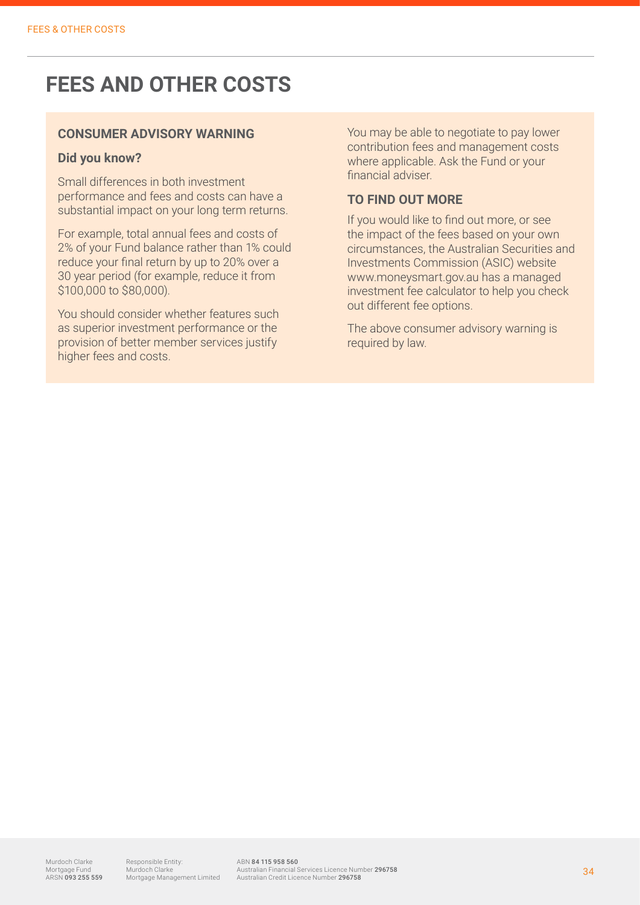# FEES AND OTHER COSTS

## CONSUMER ADVISORY WARNING

### Did you know?

Small differences in both investment performance and fees and costs can have a substantial impact on your long term returns.

For example, total annual fees and costs of 2% of your Fund balance rather than 1% could reduce your final return by up to 20% over a 30 year period (for example, reduce it from $100,000 to $80,000).

You should consider whether features such as superior investment performance or the provision of better member services justify higher fees and costs.

You may be able to negotiate to pay lower contribution fees and management costs where applicable. Ask the Fund or your financial adviser.

## TO FIND OUT MORE

If you would like to find out more, or see the impact of the fees based on your own circumstances, the Australian Securities and Investments Commission (ASIC) website www.moneysmart.gov.au has a managed investment fee calculator to help you check out different fee options.

The above consumer advisory warning is required by law.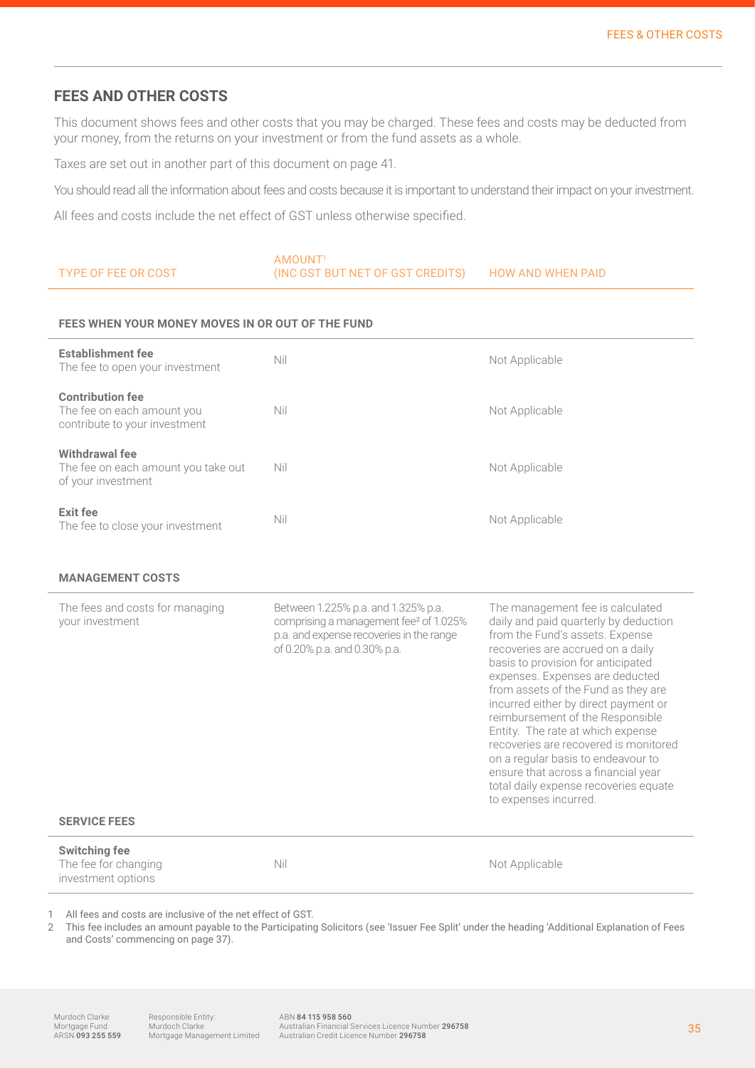## FEES AND OTHER COSTS

This document shows fees and other costs that you may be charged. These fees and costs may be deducted from your money, from the returns on your investment or from the fund assets as a whole.

Taxes are set out in another part of this document on page 41.

You should read all the information about fees and costs because it is important to understand their impact on your investment.

All fees and costs include the net effect of GST unless otherwise specified.

| TYPE OF FEE OR COST | AMOUNT[1] (INC GST BUT NET OF GST CREDITS) | HOW AND WHEN PAID |
|---|---|---|
| **FEES WHEN YOUR MONEY MOVES IN OR OUT OF THE FUND** | | |
| **Establishment fee** The fee to open your investment | Nil | Not Applicable |
| **Contribution fee** The fee on each amount you contribute to your investment | Nil | Not Applicable |
| **Withdrawal fee** The fee on each amount you take out of your investment | Nil | Not Applicable |
| **Exit fee** The fee to close your investment | Nil | Not Applicable |
| **MANAGEMENT COSTS** | | |
| The fees and costs for managing your investment | Between 1.225% p.a. and 1.325% p.a. comprising a management fee[2] of 1.025% p.a. and expense recoveries in the range of 0.20% p.a. and 0.30% p.a. | The management fee is calculated daily and paid quarterly by deduction from the Fund's assets. Expense recoveries are accrued on a daily basis to provision for anticipated expenses. Expenses are deducted from assets of the Fund as they are incurred either by direct payment or reimbursement of the Responsible Entity. The rate at which expense recoveries are recovered is monitored on a regular basis to endeavour to ensure that across a financial year total daily expense recoveries equate to expenses incurred. |
| **SERVICE FEES** | | |
| **Switching fee** The fee for changing investment options | Nil | Not Applicable |

1 All fees and costs are inclusive of the net effect of GST.

2 This fee includes an amount payable to the Participating Solicitors (see 'Issuer Fee Split' under the heading 'Additional Explanation of Fees and Costs' commencing on page 37).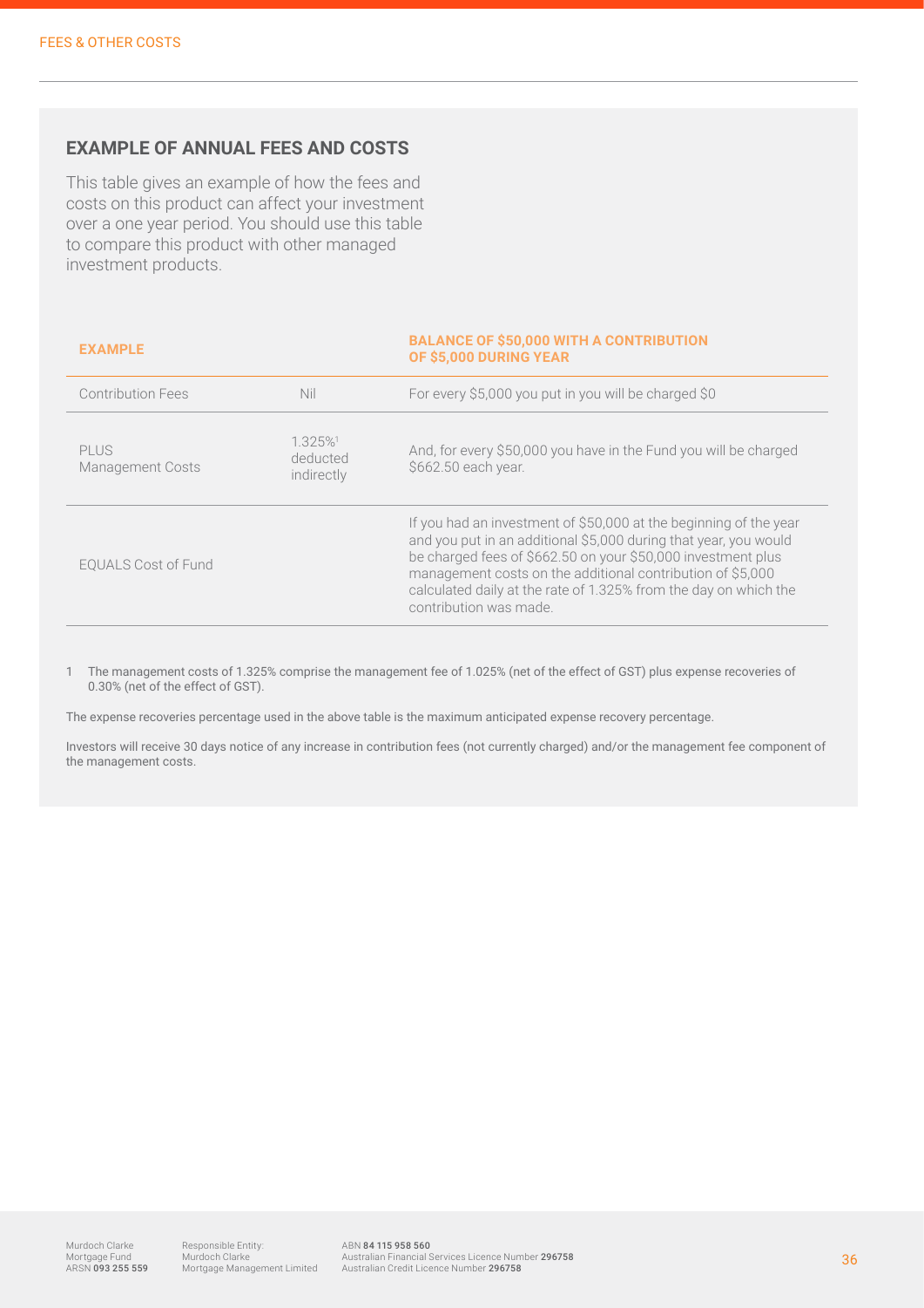## EXAMPLE OF ANNUAL FEES AND COSTS

This table gives an example of how the fees and costs on this product can affect your investment over a one year period. You should use this table to compare this product with other managed investment products.

| **EXAMPLE** | | **BALANCE OF $50,000 WITH A CONTRIBUTION OF $5,000 DURING YEAR** |
|---|---|---|
| Contribution Fees | Nil | For every $5,000 you put in you will be charged $0 |
| PLUS Management Costs | 1.325%[1] deducted indirectly | And, for every $50,000 you have in the Fund you will be charged $662.50 each year. |
| EQUALS Cost of Fund | | If you had an investment of $50,000 at the beginning of the year and you put in an additional $5,000 during that year, you would be charged fees of $662.50 on your $50,000 investment plus management costs on the additional contribution of $5,000 calculated daily at the rate of 1.325% from the day on which the contribution was made. |

1 The management costs of 1.325% comprise the management fee of 1.025% (net of the effect of GST) plus expense recoveries of 0.30% (net of the effect of GST).

The expense recoveries percentage used in the above table is the maximum anticipated expense recovery percentage.

Investors will receive 30 days notice of any increase in contribution fees (not currently charged) and/or the management fee component of the management costs.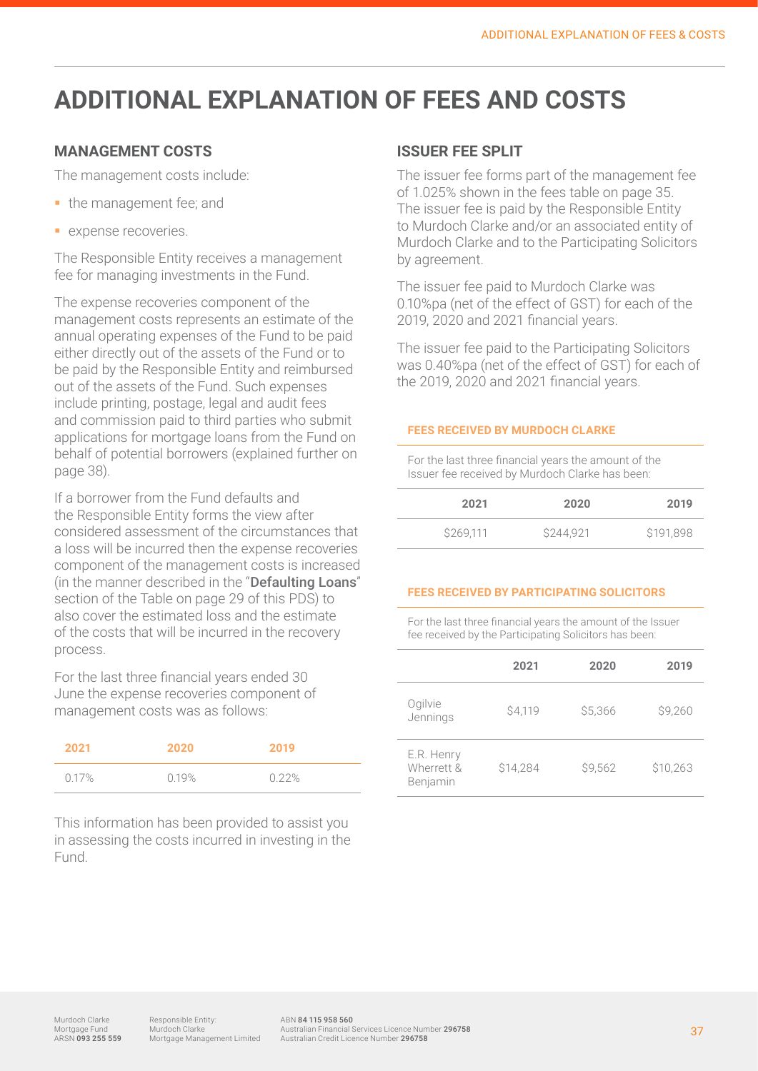# ADDITIONAL EXPLANATION OF FEES AND COSTS

## MANAGEMENT COSTS

The management costs include:

- the management fee; and
- expense recoveries.

The Responsible Entity receives a management fee for managing investments in the Fund.

The expense recoveries component of the management costs represents an estimate of the annual operating expenses of the Fund to be paid either directly out of the assets of the Fund or to be paid by the Responsible Entity and reimbursed out of the assets of the Fund. Such expenses include printing, postage, legal and audit fees and commission paid to third parties who submit applications for mortgage loans from the Fund on behalf of potential borrowers (explained further on page 38).

If a borrower from the Fund defaults and the Responsible Entity forms the view after considered assessment of the circumstances that a loss will be incurred then the expense recoveries component of the management costs is increased (in the manner described in the "**Defaulting Loans**" section of the Table on page 29 of this PDS) to also cover the estimated loss and the estimate of the costs that will be incurred in the recovery process.

For the last three financial years ended 30 June the expense recoveries component of management costs was as follows:

| 2021 | 2020 | 2019 |
|---|---|---|
| 0.17% | 0.19% | 0.22% |

This information has been provided to assist you in assessing the costs incurred in investing in the Fund.

## ISSUER FEE SPLIT

The issuer fee forms part of the management fee of 1.025% shown in the fees table on page 35. The issuer fee is paid by the Responsible Entity to Murdoch Clarke and/or an associated entity of Murdoch Clarke and to the Participating Solicitors by agreement.

The issuer fee paid to Murdoch Clarke was 0.10%pa (net of the effect of GST) for each of the 2019, 2020 and 2021 financial years.

The issuer fee paid to the Participating Solicitors was 0.40%pa (net of the effect of GST) for each of the 2019, 2020 and 2021 financial years.

### FEES RECEIVED BY MURDOCH CLARKE

For the last three financial years the amount of the Issuer fee received by Murdoch Clarke has been:

| 2021 | 2020 | 2019 |
|---|---|---|
| $269,111 | $244,921 | $191,898 |

### FEES RECEIVED BY PARTICIPATING SOLICITORS

For the last three financial years the amount of the Issuer fee received by the Participating Solicitors has been:

| | 2021 | 2020 | 2019 |
|---|---|---|---|
| Ogilvie Jennings | $4,119 | $5,366 | $9,260 |
| E.R. Henry Wherrett & Benjamin | $14,284 | $9,562 | $10,263 |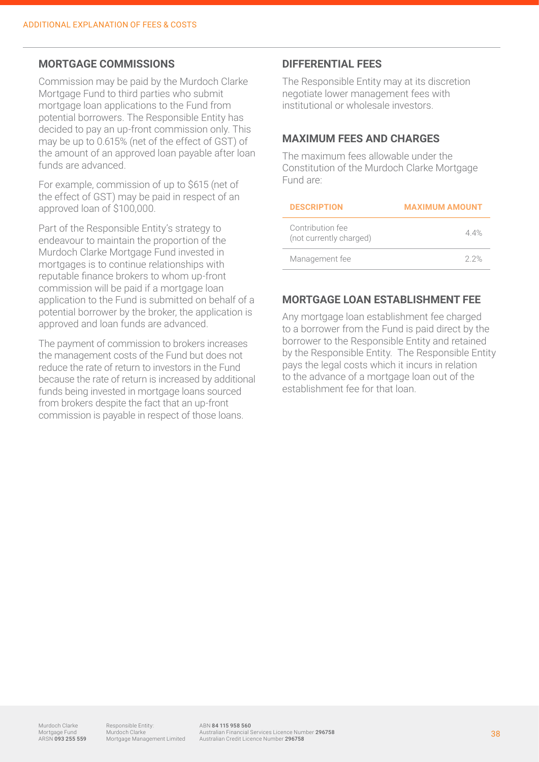## MORTGAGE COMMISSIONS

Commission may be paid by the Murdoch Clarke Mortgage Fund to third parties who submit mortgage loan applications to the Fund from potential borrowers. The Responsible Entity has decided to pay an up-front commission only. This may be up to 0.615% (net of the effect of GST) of the amount of an approved loan payable after loan funds are advanced.

For example, commission of up to $615 (net of the effect of GST) may be paid in respect of an approved loan of $100,000.

Part of the Responsible Entity's strategy to endeavour to maintain the proportion of the Murdoch Clarke Mortgage Fund invested in mortgages is to continue relationships with reputable finance brokers to whom up-front commission will be paid if a mortgage loan application to the Fund is submitted on behalf of a potential borrower by the broker, the application is approved and loan funds are advanced.

The payment of commission to brokers increases the management costs of the Fund but does not reduce the rate of return to investors in the Fund because the rate of return is increased by additional funds being invested in mortgage loans sourced from brokers despite the fact that an up-front commission is payable in respect of those loans.

## DIFFERENTIAL FEES

The Responsible Entity may at its discretion negotiate lower management fees with institutional or wholesale investors.

## MAXIMUM FEES AND CHARGES

The maximum fees allowable under the Constitution of the Murdoch Clarke Mortgage Fund are:

| DESCRIPTION | MAXIMUM AMOUNT |
|---|---|
| Contribution fee (not currently charged) | 4.4% |
| Management fee | 2.2% |

## MORTGAGE LOAN ESTABLISHMENT FEE

Any mortgage loan establishment fee charged to a borrower from the Fund is paid direct by the borrower to the Responsible Entity and retained by the Responsible Entity. The Responsible Entity pays the legal costs which it incurs in relation to the advance of a mortgage loan out of the establishment fee for that loan.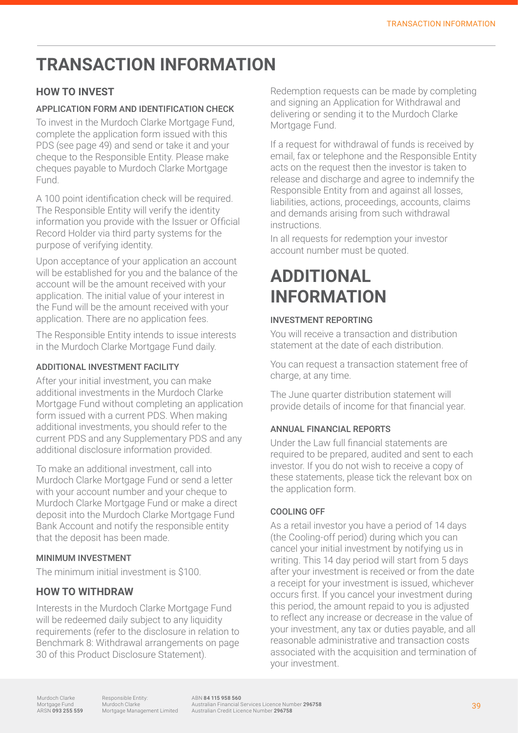# TRANSACTION INFORMATION

## HOW TO INVEST

### APPLICATION FORM AND IDENTIFICATION CHECK

To invest in the Murdoch Clarke Mortgage Fund, complete the application form issued with this PDS (see page 49) and send or take it and your cheque to the Responsible Entity. Please make cheques payable to Murdoch Clarke Mortgage Fund.

A 100 point identification check will be required. The Responsible Entity will verify the identity information you provide with the Issuer or Official Record Holder via third party systems for the purpose of verifying identity.

Upon acceptance of your application an account will be established for you and the balance of the account will be the amount received with your application. The initial value of your interest in the Fund will be the amount received with your application. There are no application fees.

The Responsible Entity intends to issue interests in the Murdoch Clarke Mortgage Fund daily.

### ADDITIONAL INVESTMENT FACILITY

After your initial investment, you can make additional investments in the Murdoch Clarke Mortgage Fund without completing an application form issued with a current PDS. When making additional investments, you should refer to the current PDS and any Supplementary PDS and any additional disclosure information provided.

To make an additional investment, call into Murdoch Clarke Mortgage Fund or send a letter with your account number and your cheque to Murdoch Clarke Mortgage Fund or make a direct deposit into the Murdoch Clarke Mortgage Fund Bank Account and notify the responsible entity that the deposit has been made.

### MINIMUM INVESTMENT

The minimum initial investment is $100.

## HOW TO WITHDRAW

Interests in the Murdoch Clarke Mortgage Fund will be redeemed daily subject to any liquidity requirements (refer to the disclosure in relation to Benchmark 8: Withdrawal arrangements on page 30 of this Product Disclosure Statement).

Redemption requests can be made by completing and signing an Application for Withdrawal and delivering or sending it to the Murdoch Clarke Mortgage Fund.

If a request for withdrawal of funds is received by email, fax or telephone and the Responsible Entity acts on the request then the investor is taken to release and discharge and agree to indemnify the Responsible Entity from and against all losses, liabilities, actions, proceedings, accounts, claims and demands arising from such withdrawal instructions.

In all requests for redemption your investor account number must be quoted.

# ADDITIONAL INFORMATION

### INVESTMENT REPORTING

You will receive a transaction and distribution statement at the date of each distribution.

You can request a transaction statement free of charge, at any time.

The June quarter distribution statement will provide details of income for that financial year.

### ANNUAL FINANCIAL REPORTS

Under the Law full financial statements are required to be prepared, audited and sent to each investor. If you do not wish to receive a copy of these statements, please tick the relevant box on the application form.

### COOLING OFF

As a retail investor you have a period of 14 days (the Cooling-off period) during which you can cancel your initial investment by notifying us in writing. This 14 day period will start from 5 days after your investment is received or from the date a receipt for your investment is issued, whichever occurs first. If you cancel your investment during this period, the amount repaid to you is adjusted to reflect any increase or decrease in the value of your investment, any tax or duties payable, and all reasonable administrative and transaction costs associated with the acquisition and termination of your investment.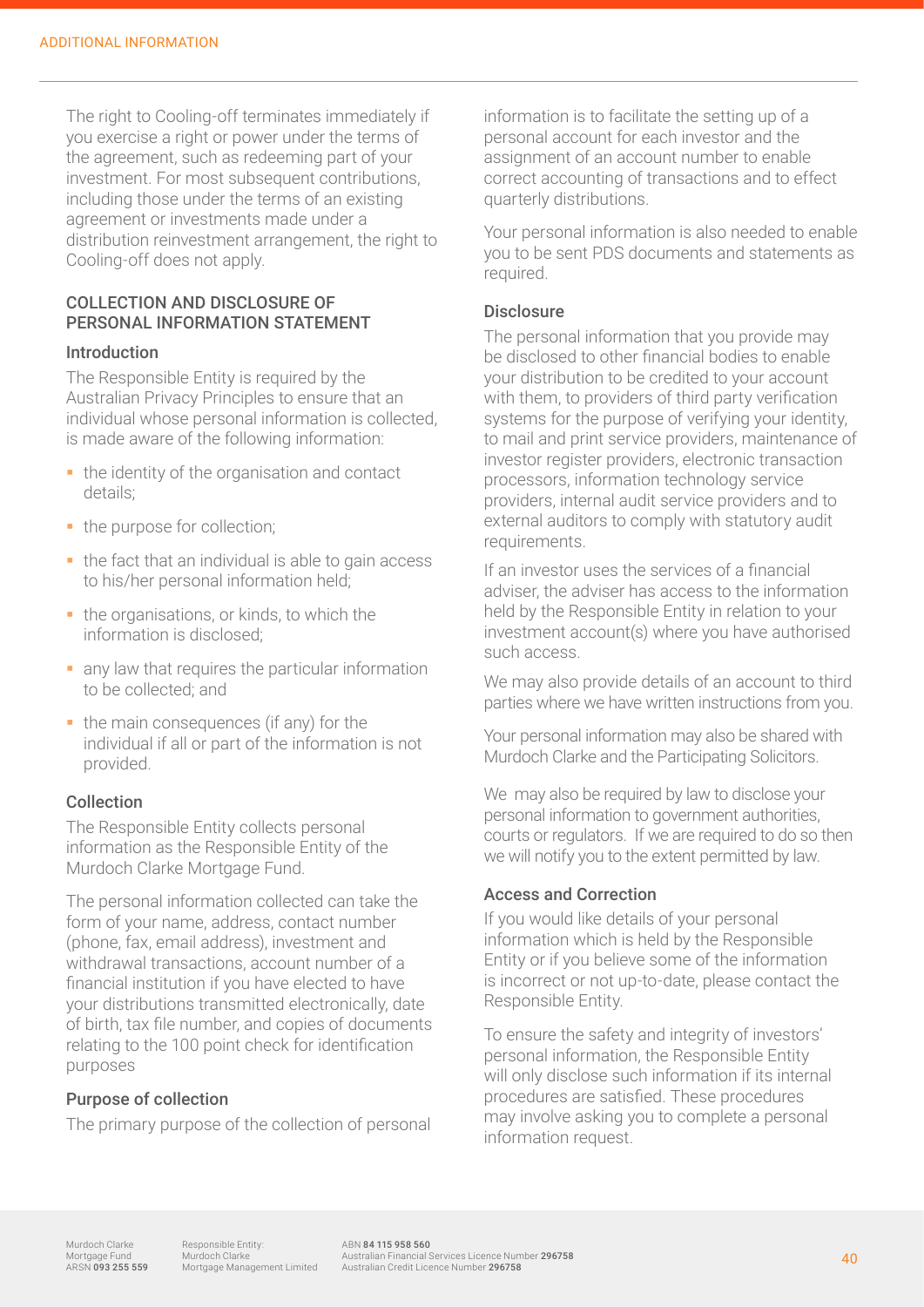The right to Cooling-off terminates immediately if you exercise a right or power under the terms of the agreement, such as redeeming part of your investment. For most subsequent contributions, including those under the terms of an existing agreement or investments made under a distribution reinvestment arrangement, the right to Cooling-off does not apply.

## COLLECTION AND DISCLOSURE OF PERSONAL INFORMATION STATEMENT

### Introduction

The Responsible Entity is required by the Australian Privacy Principles to ensure that an individual whose personal information is collected, is made aware of the following information:

- the identity of the organisation and contact details;
- the purpose for collection;
- the fact that an individual is able to gain access to his/her personal information held;
- the organisations, or kinds, to which the information is disclosed;
- any law that requires the particular information to be collected; and
- the main consequences (if any) for the individual if all or part of the information is not provided.

### Collection

The Responsible Entity collects personal information as the Responsible Entity of the Murdoch Clarke Mortgage Fund.

The personal information collected can take the form of your name, address, contact number (phone, fax, email address), investment and withdrawal transactions, account number of a financial institution if you have elected to have your distributions transmitted electronically, date of birth, tax file number, and copies of documents relating to the 100 point check for identification purposes

### Purpose of collection

The primary purpose of the collection of personal information is to facilitate the setting up of a personal account for each investor and the assignment of an account number to enable correct accounting of transactions and to effect quarterly distributions.

Your personal information is also needed to enable you to be sent PDS documents and statements as required.

### Disclosure

The personal information that you provide may be disclosed to other financial bodies to enable your distribution to be credited to your account with them, to providers of third party verification systems for the purpose of verifying your identity, to mail and print service providers, maintenance of investor register providers, electronic transaction processors, information technology service providers, internal audit service providers and to external auditors to comply with statutory audit requirements.

If an investor uses the services of a financial adviser, the adviser has access to the information held by the Responsible Entity in relation to your investment account(s) where you have authorised such access.

We may also provide details of an account to third parties where we have written instructions from you.

Your personal information may also be shared with Murdoch Clarke and the Participating Solicitors.

We may also be required by law to disclose your personal information to government authorities, courts or regulators. If we are required to do so then we will notify you to the extent permitted by law.

### Access and Correction

If you would like details of your personal information which is held by the Responsible Entity or if you believe some of the information is incorrect or not up-to-date, please contact the Responsible Entity.

To ensure the safety and integrity of investors' personal information, the Responsible Entity will only disclose such information if its internal procedures are satisfied. These procedures may involve asking you to complete a personal information request.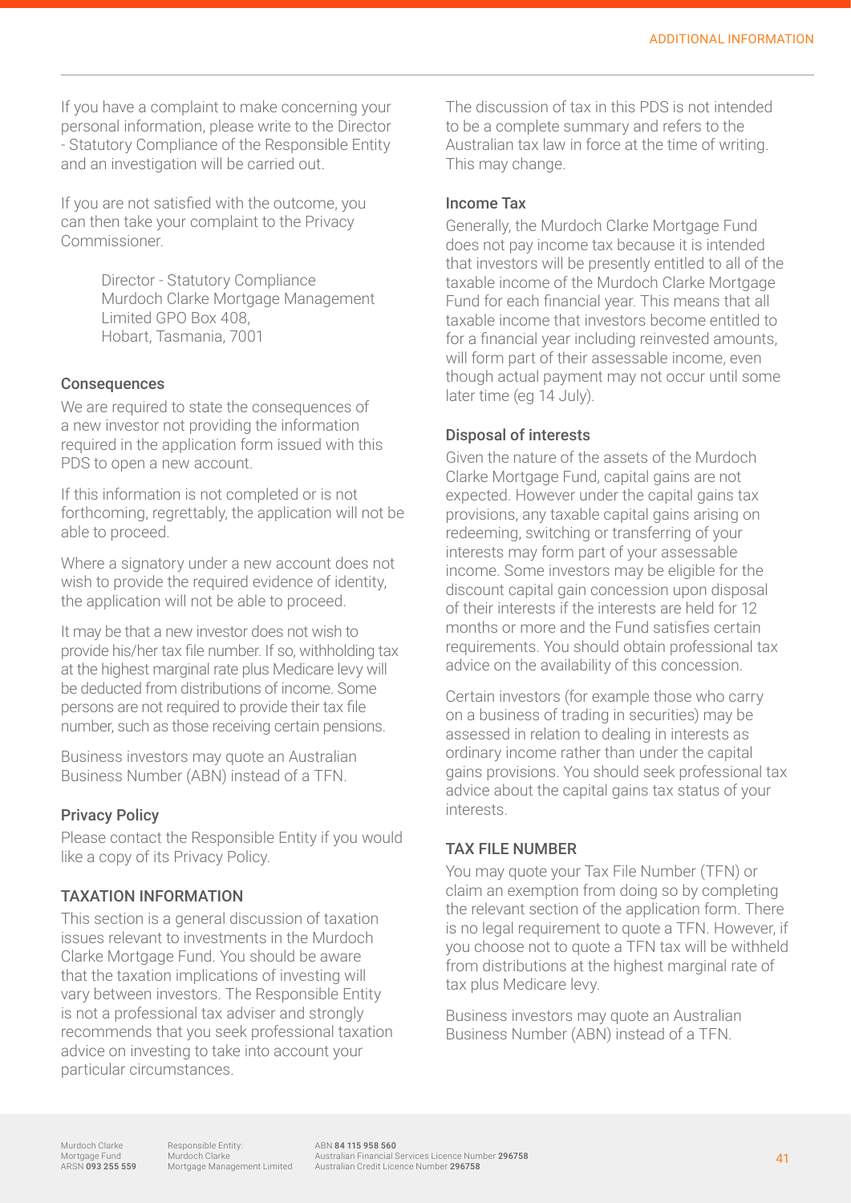If you have a complaint to make concerning your personal information, please write to the Director - Statutory Compliance of the Responsible Entity and an investigation will be carried out.

If you are not satisfied with the outcome, you can then take your complaint to the Privacy Commissioner.

> Director - Statutory Compliance
> Murdoch Clarke Mortgage Management Limited GPO Box 408,
> Hobart, Tasmania, 7001

### Consequences

We are required to state the consequences of a new investor not providing the information required in the application form issued with this PDS to open a new account.

If this information is not completed or is not forthcoming, regrettably, the application will not be able to proceed.

Where a signatory under a new account does not wish to provide the required evidence of identity, the application will not be able to proceed.

It may be that a new investor does not wish to provide his/her tax file number. If so, withholding tax at the highest marginal rate plus Medicare levy will be deducted from distributions of income. Some persons are not required to provide their tax file number, such as those receiving certain pensions.

Business investors may quote an Australian Business Number (ABN) instead of a TFN.

### Privacy Policy

Please contact the Responsible Entity if you would like a copy of its Privacy Policy.

## TAXATION INFORMATION

This section is a general discussion of taxation issues relevant to investments in the Murdoch Clarke Mortgage Fund. You should be aware that the taxation implications of investing will vary between investors. The Responsible Entity is not a professional tax adviser and strongly recommends that you seek professional taxation advice on investing to take into account your particular circumstances.

The discussion of tax in this PDS is not intended to be a complete summary and refers to the Australian tax law in force at the time of writing. This may change.

### Income Tax

Generally, the Murdoch Clarke Mortgage Fund does not pay income tax because it is intended that investors will be presently entitled to all of the taxable income of the Murdoch Clarke Mortgage Fund for each financial year. This means that all taxable income that investors become entitled to for a financial year including reinvested amounts, will form part of their assessable income, even though actual payment may not occur until some later time (eg 14 July).

### Disposal of interests

Given the nature of the assets of the Murdoch Clarke Mortgage Fund, capital gains are not expected. However under the capital gains tax provisions, any taxable capital gains arising on redeeming, switching or transferring of your interests may form part of your assessable income. Some investors may be eligible for the discount capital gain concession upon disposal of their interests if the interests are held for 12 months or more and the Fund satisfies certain requirements. You should obtain professional tax advice on the availability of this concession.

Certain investors (for example those who carry on a business of trading in securities) may be assessed in relation to dealing in interests as ordinary income rather than under the capital gains provisions. You should seek professional tax advice about the capital gains tax status of your interests.

## TAX FILE NUMBER

You may quote your Tax File Number (TFN) or claim an exemption from doing so by completing the relevant section of the application form. There is no legal requirement to quote a TFN. However, if you choose not to quote a TFN tax will be withheld from distributions at the highest marginal rate of tax plus Medicare levy.

Business investors may quote an Australian Business Number (ABN) instead of a TFN.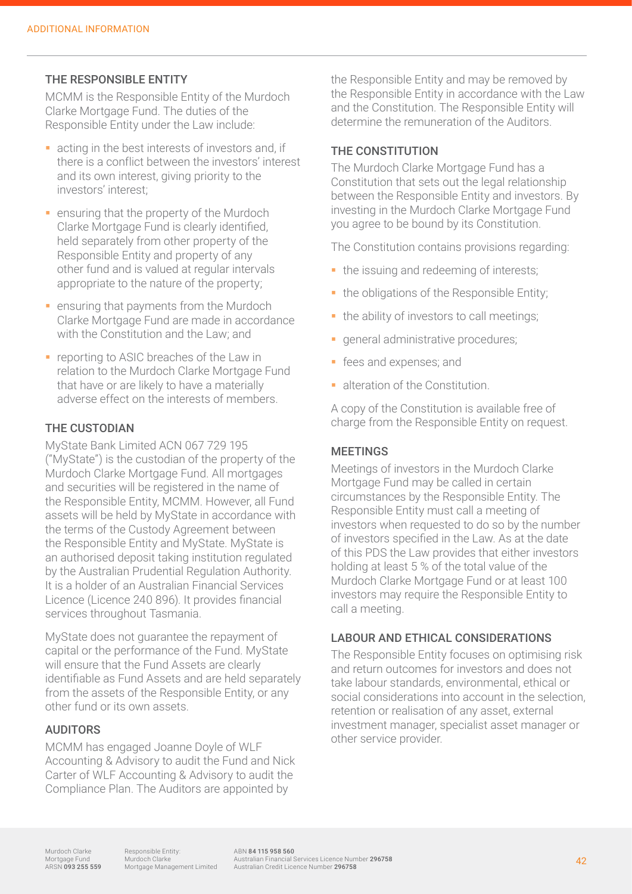## THE RESPONSIBLE ENTITY

MCMM is the Responsible Entity of the Murdoch Clarke Mortgage Fund. The duties of the Responsible Entity under the Law include:

- acting in the best interests of investors and, if there is a conflict between the investors' interest and its own interest, giving priority to the investors' interest;
- ensuring that the property of the Murdoch Clarke Mortgage Fund is clearly identified, held separately from other property of the Responsible Entity and property of any other fund and is valued at regular intervals appropriate to the nature of the property;
- ensuring that payments from the Murdoch Clarke Mortgage Fund are made in accordance with the Constitution and the Law; and
- reporting to ASIC breaches of the Law in relation to the Murdoch Clarke Mortgage Fund that have or are likely to have a materially adverse effect on the interests of members.

## THE CUSTODIAN

MyState Bank Limited ACN 067 729 195 ("MyState") is the custodian of the property of the Murdoch Clarke Mortgage Fund. All mortgages and securities will be registered in the name of the Responsible Entity, MCMM. However, all Fund assets will be held by MyState in accordance with the terms of the Custody Agreement between the Responsible Entity and MyState. MyState is an authorised deposit taking institution regulated by the Australian Prudential Regulation Authority. It is a holder of an Australian Financial Services Licence (Licence 240 896). It provides financial services throughout Tasmania.

MyState does not guarantee the repayment of capital or the performance of the Fund. MyState will ensure that the Fund Assets are clearly identifiable as Fund Assets and are held separately from the assets of the Responsible Entity, or any other fund or its own assets.

## AUDITORS

MCMM has engaged Joanne Doyle of WLF Accounting & Advisory to audit the Fund and Nick Carter of WLF Accounting & Advisory to audit the Compliance Plan. The Auditors are appointed by the Responsible Entity and may be removed by the Responsible Entity in accordance with the Law and the Constitution. The Responsible Entity will determine the remuneration of the Auditors.

## THE CONSTITUTION

The Murdoch Clarke Mortgage Fund has a Constitution that sets out the legal relationship between the Responsible Entity and investors. By investing in the Murdoch Clarke Mortgage Fund you agree to be bound by its Constitution.

The Constitution contains provisions regarding:

- the issuing and redeeming of interests;
- the obligations of the Responsible Entity;
- the ability of investors to call meetings;
- general administrative procedures;
- fees and expenses; and
- alteration of the Constitution.

A copy of the Constitution is available free of charge from the Responsible Entity on request.

## MEETINGS

Meetings of investors in the Murdoch Clarke Mortgage Fund may be called in certain circumstances by the Responsible Entity. The Responsible Entity must call a meeting of investors when requested to do so by the number of investors specified in the Law. As at the date of this PDS the Law provides that either investors holding at least 5 % of the total value of the Murdoch Clarke Mortgage Fund or at least 100 investors may require the Responsible Entity to call a meeting.

## LABOUR AND ETHICAL CONSIDERATIONS

The Responsible Entity focuses on optimising risk and return outcomes for investors and does not take labour standards, environmental, ethical or social considerations into account in the selection, retention or realisation of any asset, external investment manager, specialist asset manager or other service provider.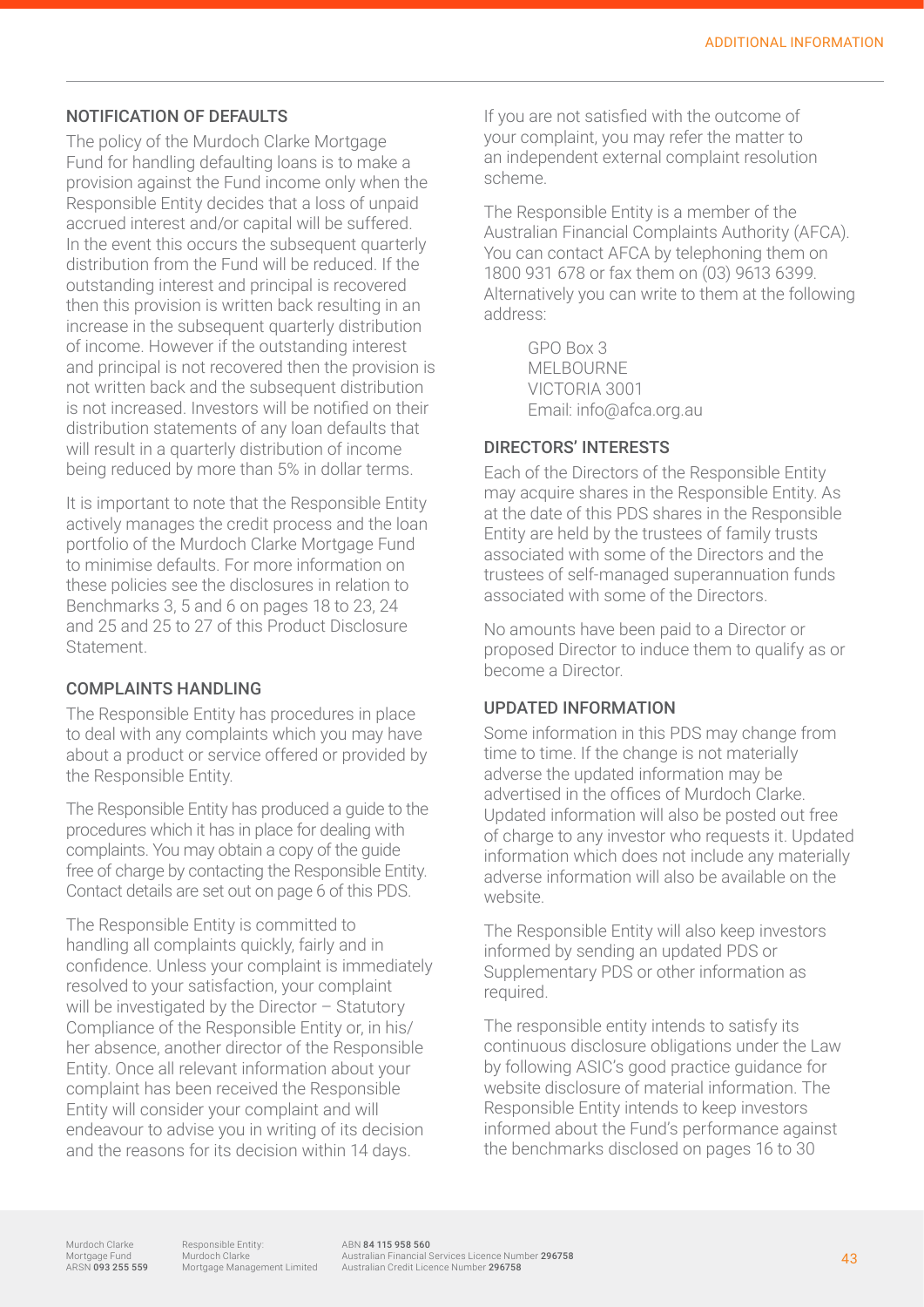## NOTIFICATION OF DEFAULTS

The policy of the Murdoch Clarke Mortgage Fund for handling defaulting loans is to make a provision against the Fund income only when the Responsible Entity decides that a loss of unpaid accrued interest and/or capital will be suffered. In the event this occurs the subsequent quarterly distribution from the Fund will be reduced. If the outstanding interest and principal is recovered then this provision is written back resulting in an increase in the subsequent quarterly distribution of income. However if the outstanding interest and principal is not recovered then the provision is not written back and the subsequent distribution is not increased. Investors will be notified on their distribution statements of any loan defaults that will result in a quarterly distribution of income being reduced by more than 5% in dollar terms.

It is important to note that the Responsible Entity actively manages the credit process and the loan portfolio of the Murdoch Clarke Mortgage Fund to minimise defaults. For more information on these policies see the disclosures in relation to Benchmarks 3, 5 and 6 on pages 18 to 23, 24 and 25 and 25 to 27 of this Product Disclosure Statement.

## COMPLAINTS HANDLING

The Responsible Entity has procedures in place to deal with any complaints which you may have about a product or service offered or provided by the Responsible Entity.

The Responsible Entity has produced a guide to the procedures which it has in place for dealing with complaints. You may obtain a copy of the guide free of charge by contacting the Responsible Entity. Contact details are set out on page 6 of this PDS.

The Responsible Entity is committed to handling all complaints quickly, fairly and in confidence. Unless your complaint is immediately resolved to your satisfaction, your complaint will be investigated by the Director – Statutory Compliance of the Responsible Entity or, in his/her absence, another director of the Responsible Entity. Once all relevant information about your complaint has been received the Responsible Entity will consider your complaint and will endeavour to advise you in writing of its decision and the reasons for its decision within 14 days.

If you are not satisfied with the outcome of your complaint, you may refer the matter to an independent external complaint resolution scheme.

The Responsible Entity is a member of the Australian Financial Complaints Authority (AFCA). You can contact AFCA by telephoning them on 1800 931 678 or fax them on (03) 9613 6399. Alternatively you can write to them at the following address:

GPO Box 3  
MELBOURNE  
VICTORIA 3001  
Email: info@afca.org.au

## DIRECTORS' INTERESTS

Each of the Directors of the Responsible Entity may acquire shares in the Responsible Entity. As at the date of this PDS shares in the Responsible Entity are held by the trustees of family trusts associated with some of the Directors and the trustees of self-managed superannuation funds associated with some of the Directors.

No amounts have been paid to a Director or proposed Director to induce them to qualify as or become a Director.

## UPDATED INFORMATION

Some information in this PDS may change from time to time. If the change is not materially adverse the updated information may be advertised in the offices of Murdoch Clarke. Updated information will also be posted out free of charge to any investor who requests it. Updated information which does not include any materially adverse information will also be available on the website.

The Responsible Entity will also keep investors informed by sending an updated PDS or Supplementary PDS or other information as required.

The responsible entity intends to satisfy its continuous disclosure obligations under the Law by following ASIC's good practice guidance for website disclosure of material information. The Responsible Entity intends to keep investors informed about the Fund's performance against the benchmarks disclosed on pages 16 to 30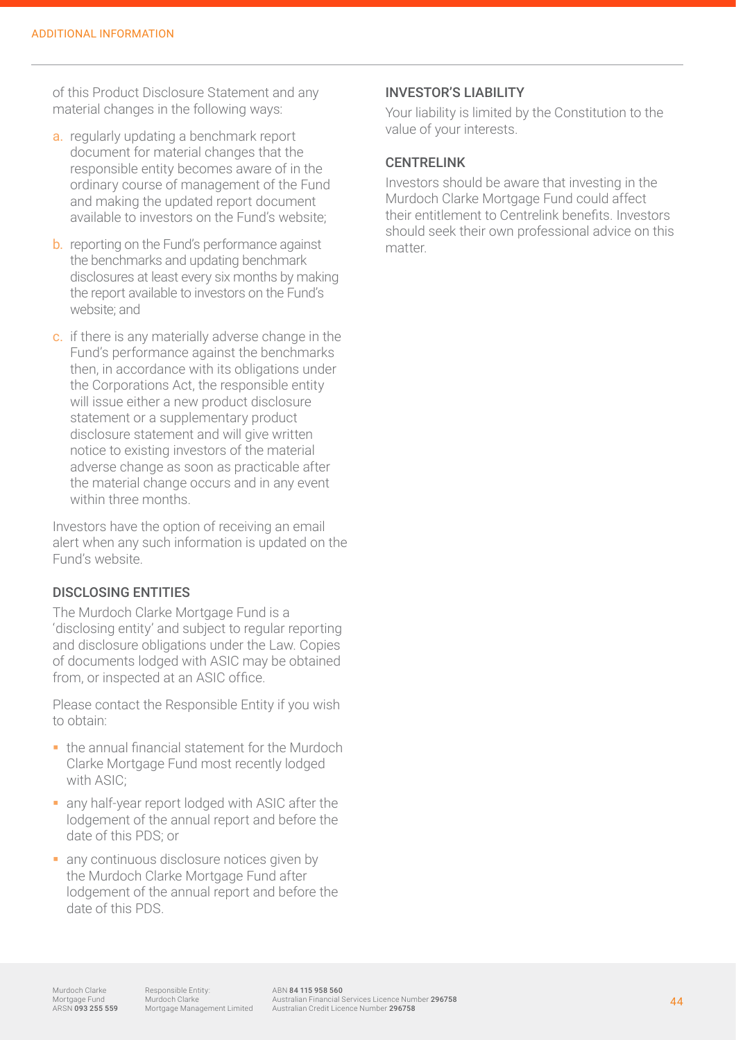of this Product Disclosure Statement and any material changes in the following ways:

a. regularly updating a benchmark report document for material changes that the responsible entity becomes aware of in the ordinary course of management of the Fund and making the updated report document available to investors on the Fund's website;

b. reporting on the Fund's performance against the benchmarks and updating benchmark disclosures at least every six months by making the report available to investors on the Fund's website; and

c. if there is any materially adverse change in the Fund's performance against the benchmarks then, in accordance with its obligations under the Corporations Act, the responsible entity will issue either a new product disclosure statement or a supplementary product disclosure statement and will give written notice to existing investors of the material adverse change as soon as practicable after the material change occurs and in any event within three months.

Investors have the option of receiving an email alert when any such information is updated on the Fund's website.

### DISCLOSING ENTITIES

The Murdoch Clarke Mortgage Fund is a 'disclosing entity' and subject to regular reporting and disclosure obligations under the Law. Copies of documents lodged with ASIC may be obtained from, or inspected at an ASIC office.

Please contact the Responsible Entity if you wish to obtain:

- the annual financial statement for the Murdoch Clarke Mortgage Fund most recently lodged with ASIC;
- any half-year report lodged with ASIC after the lodgement of the annual report and before the date of this PDS; or
- any continuous disclosure notices given by the Murdoch Clarke Mortgage Fund after lodgement of the annual report and before the date of this PDS.

### INVESTOR'S LIABILITY

Your liability is limited by the Constitution to the value of your interests.

### CENTRELINK

Investors should be aware that investing in the Murdoch Clarke Mortgage Fund could affect their entitlement to Centrelink benefits. Investors should seek their own professional advice on this matter.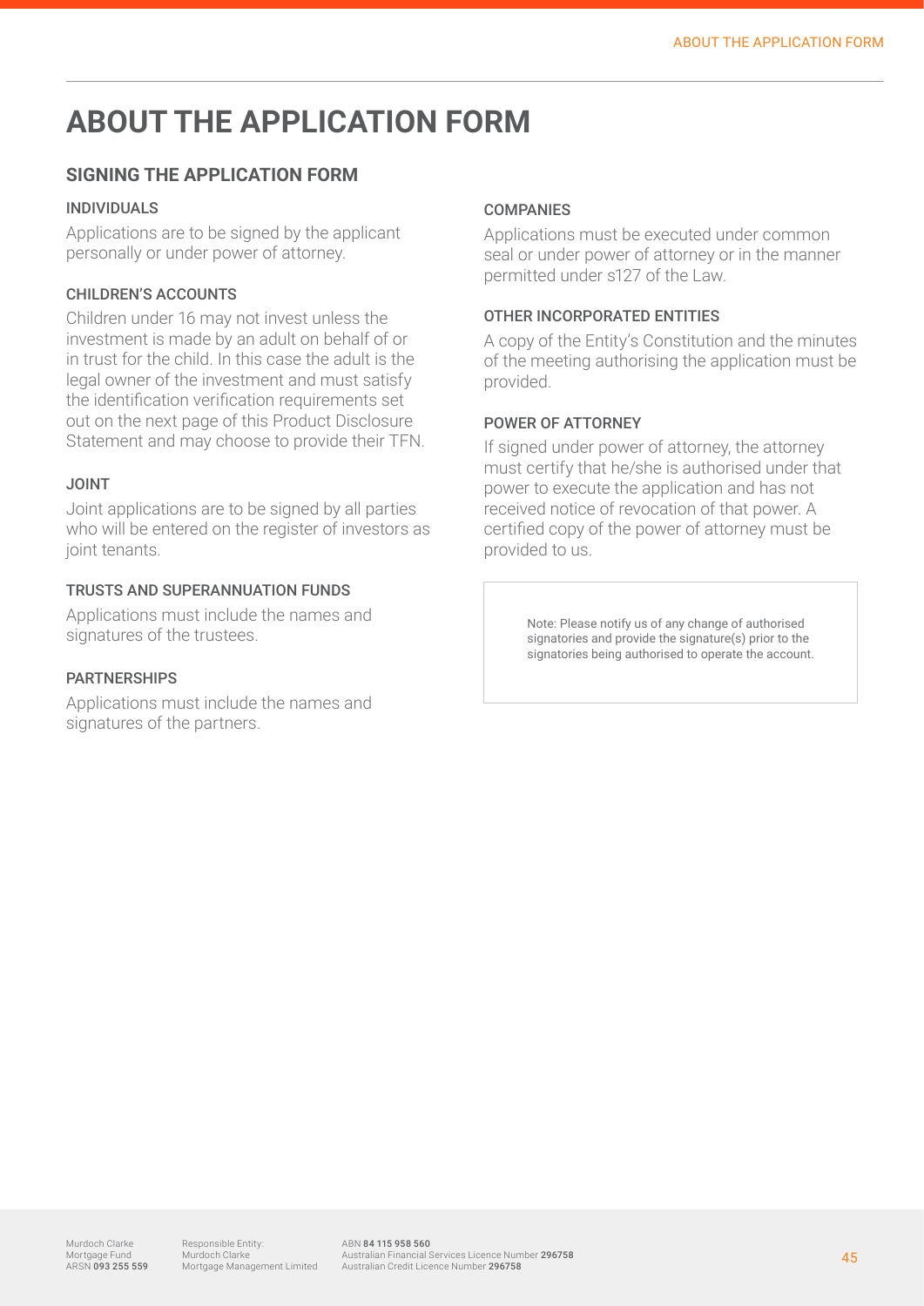# ABOUT THE APPLICATION FORM

## SIGNING THE APPLICATION FORM

### INDIVIDUALS

Applications are to be signed by the applicant personally or under power of attorney.

### CHILDREN'S ACCOUNTS

Children under 16 may not invest unless the investment is made by an adult on behalf of or in trust for the child. In this case the adult is the legal owner of the investment and must satisfy the identification verification requirements set out on the next page of this Product Disclosure Statement and may choose to provide their TFN.

### JOINT

Joint applications are to be signed by all parties who will be entered on the register of investors as joint tenants.

### TRUSTS AND SUPERANNUATION FUNDS

Applications must include the names and signatures of the trustees.

### PARTNERSHIPS

Applications must include the names and signatures of the partners.

### COMPANIES

Applications must be executed under common seal or under power of attorney or in the manner permitted under s127 of the Law.

### OTHER INCORPORATED ENTITIES

A copy of the Entity's Constitution and the minutes of the meeting authorising the application must be provided.

### POWER OF ATTORNEY

If signed under power of attorney, the attorney must certify that he/she is authorised under that power to execute the application and has not received notice of revocation of that power. A certified copy of the power of attorney must be provided to us.

Note: Please notify us of any change of authorised signatories and provide the signature(s) prior to the signatories being authorised to operate the account.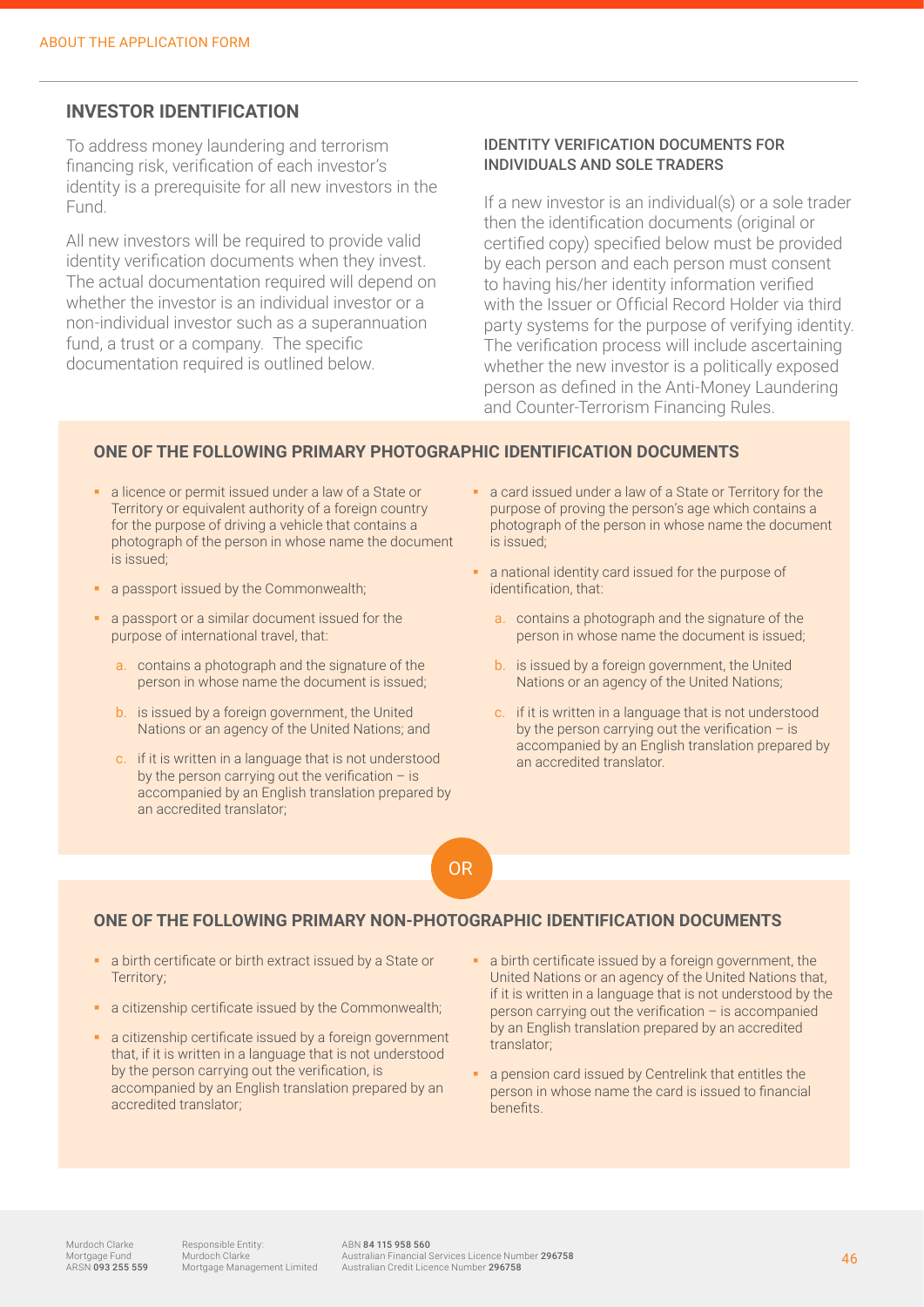## INVESTOR IDENTIFICATION

To address money laundering and terrorism financing risk, verification of each investor's identity is a prerequisite for all new investors in the Fund.

All new investors will be required to provide valid identity verification documents when they invest. The actual documentation required will depend on whether the investor is an individual investor or a non-individual investor such as a superannuation fund, a trust or a company. The specific documentation required is outlined below.

### IDENTITY VERIFICATION DOCUMENTS FOR INDIVIDUALS AND SOLE TRADERS

If a new investor is an individual(s) or a sole trader then the identification documents (original or certified copy) specified below must be provided by each person and each person must consent to having his/her identity information verified with the Issuer or Official Record Holder via third party systems for the purpose of verifying identity. The verification process will include ascertaining whether the new investor is a politically exposed person as defined in the Anti-Money Laundering and Counter-Terrorism Financing Rules.

### ONE OF THE FOLLOWING PRIMARY PHOTOGRAPHIC IDENTIFICATION DOCUMENTS

- a licence or permit issued under a law of a State or Territory or equivalent authority of a foreign country for the purpose of driving a vehicle that contains a photograph of the person in whose name the document is issued;
- a passport issued by the Commonwealth;
- a passport or a similar document issued for the purpose of international travel, that:
  a. contains a photograph and the signature of the person in whose name the document is issued;
  b. is issued by a foreign government, the United Nations or an agency of the United Nations; and
  c. if it is written in a language that is not understood by the person carrying out the verification – is accompanied by an English translation prepared by an accredited translator;
- a card issued under a law of a State or Territory for the purpose of proving the person's age which contains a photograph of the person in whose name the document is issued;
- a national identity card issued for the purpose of identification, that:
  a. contains a photograph and the signature of the person in whose name the document is issued;
  b. is issued by a foreign government, the United Nations or an agency of the United Nations;
  c. if it is written in a language that is not understood by the person carrying out the verification – is accompanied by an English translation prepared by an accredited translator.

OR

### ONE OF THE FOLLOWING PRIMARY NON-PHOTOGRAPHIC IDENTIFICATION DOCUMENTS

- a birth certificate or birth extract issued by a State or Territory;
- a citizenship certificate issued by the Commonwealth;
- a citizenship certificate issued by a foreign government that, if it is written in a language that is not understood by the person carrying out the verification, is accompanied by an English translation prepared by an accredited translator;
- a birth certificate issued by a foreign government, the United Nations or an agency of the United Nations that, if it is written in a language that is not understood by the person carrying out the verification – is accompanied by an English translation prepared by an accredited translator;
- a pension card issued by Centrelink that entitles the person in whose name the card is issued to financial benefits.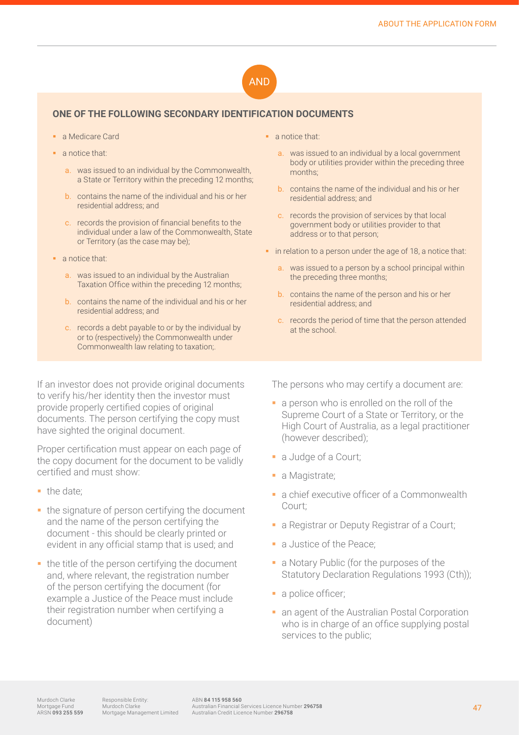AND

### ONE OF THE FOLLOWING SECONDARY IDENTIFICATION DOCUMENTS

- a Medicare Card
- a notice that:
  a. was issued to an individual by the Commonwealth, a State or Territory within the preceding 12 months;
  b. contains the name of the individual and his or her residential address; and
  c. records the provision of financial benefits to the individual under a law of the Commonwealth, State or Territory (as the case may be);
- a notice that:
  a. was issued to an individual by the Australian Taxation Office within the preceding 12 months;
  b. contains the name of the individual and his or her residential address; and
  c. records a debt payable to or by the individual by or to (respectively) the Commonwealth under Commonwealth law relating to taxation;.
- a notice that:
  a. was issued to an individual by a local government body or utilities provider within the preceding three months;
  b. contains the name of the individual and his or her residential address; and
  c. records the provision of services by that local government body or utilities provider to that address or to that person;
- in relation to a person under the age of 18, a notice that:
  a. was issued to a person by a school principal within the preceding three months;
  b. contains the name of the person and his or her residential address; and
  c. records the period of time that the person attended at the school.

If an investor does not provide original documents to verify his/her identity then the investor must provide properly certified copies of original documents. The person certifying the copy must have sighted the original document.

Proper certification must appear on each page of the copy document for the document to be validly certified and must show:

- the date;
- the signature of person certifying the document and the name of the person certifying the document - this should be clearly printed or evident in any official stamp that is used; and
- the title of the person certifying the document and, where relevant, the registration number of the person certifying the document (for example a Justice of the Peace must include their registration number when certifying a document)

The persons who may certify a document are:

- a person who is enrolled on the roll of the Supreme Court of a State or Territory, or the High Court of Australia, as a legal practitioner (however described);
- a Judge of a Court;
- a Magistrate;
- a chief executive officer of a Commonwealth Court;
- a Registrar or Deputy Registrar of a Court;
- a Justice of the Peace;
- a Notary Public (for the purposes of the Statutory Declaration Regulations 1993 (Cth));
- a police officer;
- an agent of the Australian Postal Corporation who is in charge of an office supplying postal services to the public;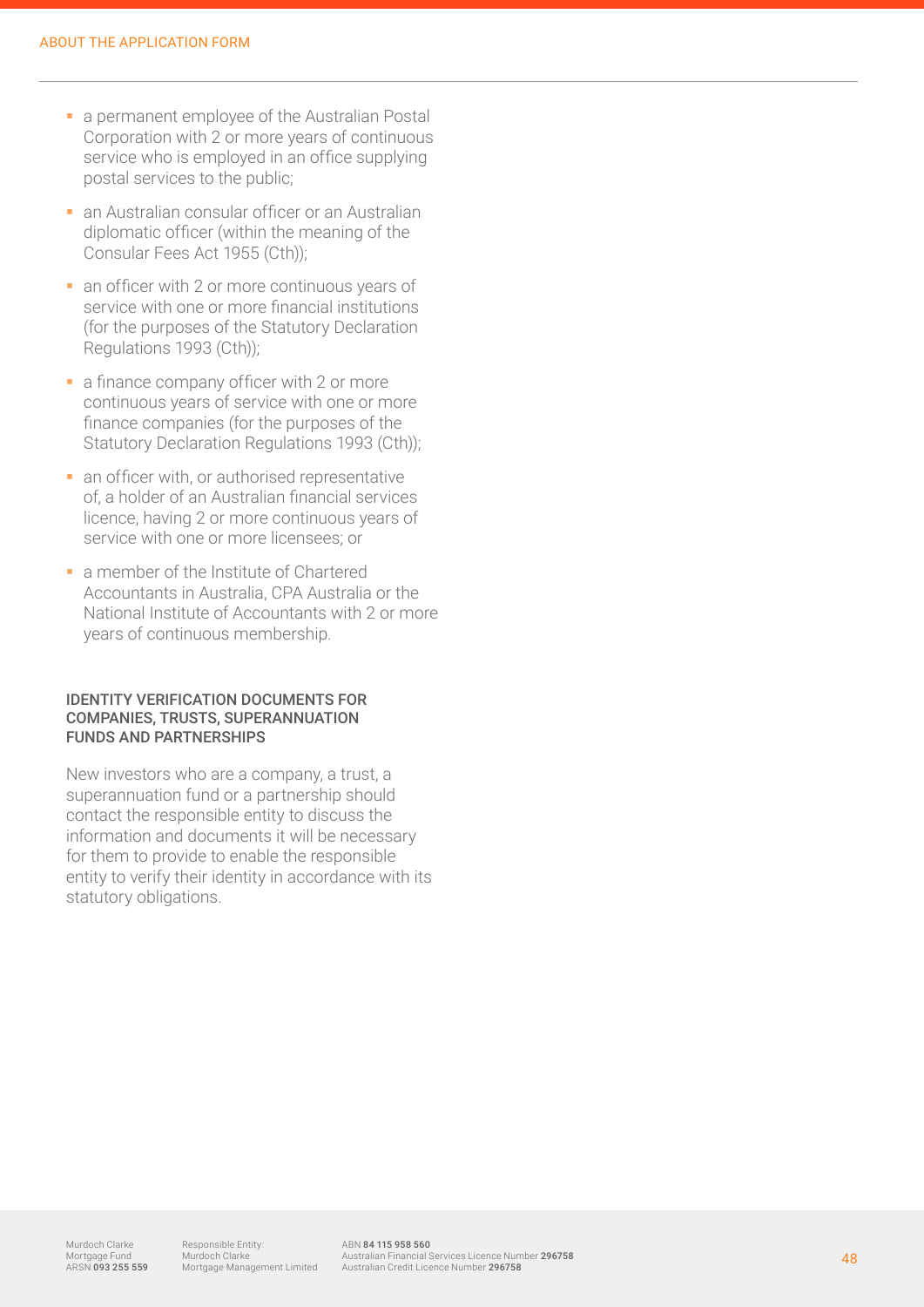- a permanent employee of the Australian Postal Corporation with 2 or more years of continuous service who is employed in an office supplying postal services to the public;
- an Australian consular officer or an Australian diplomatic officer (within the meaning of the Consular Fees Act 1955 (Cth));
- an officer with 2 or more continuous years of service with one or more financial institutions (for the purposes of the Statutory Declaration Regulations 1993 (Cth));
- a finance company officer with 2 or more continuous years of service with one or more finance companies (for the purposes of the Statutory Declaration Regulations 1993 (Cth));
- an officer with, or authorised representative of, a holder of an Australian financial services licence, having 2 or more continuous years of service with one or more licensees; or
- a member of the Institute of Chartered Accountants in Australia, CPA Australia or the National Institute of Accountants with 2 or more years of continuous membership.

### IDENTITY VERIFICATION DOCUMENTS FOR COMPANIES, TRUSTS, SUPERANNUATION FUNDS AND PARTNERSHIPS

New investors who are a company, a trust, a superannuation fund or a partnership should contact the responsible entity to discuss the information and documents it will be necessary for them to provide to enable the responsible entity to verify their identity in accordance with its statutory obligations.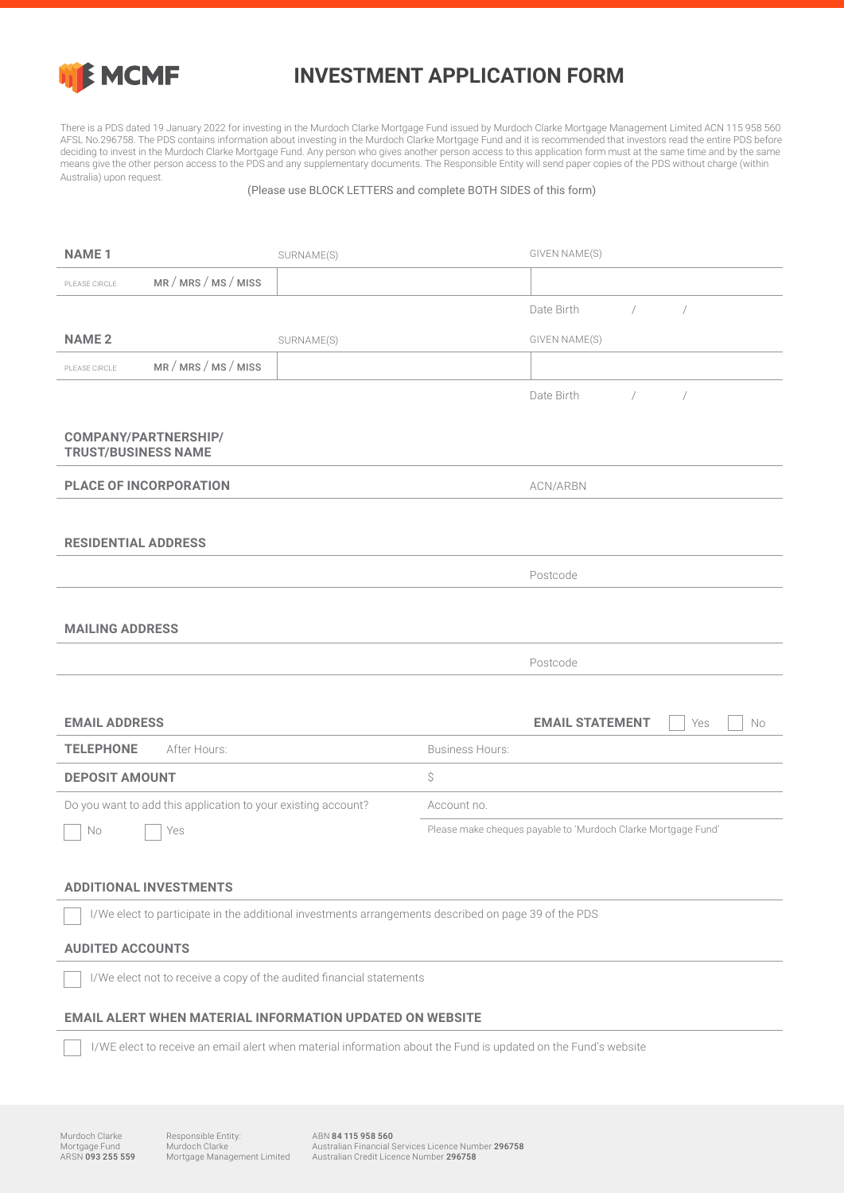MCMF

# INVESTMENT APPLICATION FORM

There is a PDS dated 19 January 2022 for investing in the Murdoch Clarke Mortgage Fund issued by Murdoch Clarke Mortgage Management Limited ACN 115 958 560 AFSL No.296758. The PDS contains information about investing in the Murdoch Clarke Mortgage Fund and it is recommended that investors read the entire PDS before deciding to invest in the Murdoch Clarke Mortgage Fund. Any person who gives another person access to this application form must at the same time and by the same means give the other person access to the PDS and any supplementary documents. The Responsible Entity will send paper copies of the PDS without charge (within Australia) upon request.

(Please use BLOCK LETTERS and complete BOTH SIDES of this form)

| **NAME 1** | SURNAME(S) | GIVEN NAME(S) |
|---|---|---|
| PLEASE CIRCLE MR / MRS / MS / MISS | | |
| | | Date Birth / / |

| **NAME 2** | SURNAME(S) | GIVEN NAME(S) |
|---|---|---|
| PLEASE CIRCLE MR / MRS / MS / MISS | | |
| | | Date Birth / / |

**COMPANY/PARTNERSHIP/ TRUST/BUSINESS NAME**

**PLACE OF INCORPORATION** ACN/ARBN

**RESIDENTIAL ADDRESS**

Postcode

**MAILING ADDRESS**

Postcode

**EMAIL ADDRESS** **EMAIL STATEMENT** ☐ Yes ☐ No

**TELEPHONE** After Hours: Business Hours:

**DEPOSIT AMOUNT** $

Do you want to add this application to your existing account? Account no.

☐ No ☐ Yes

Please make cheques payable to 'Murdoch Clarke Mortgage Fund'

**ADDITIONAL INVESTMENTS**

☐ I/We elect to participate in the additional investments arrangements described on page 39 of the PDS

**AUDITED ACCOUNTS**

☐ I/We elect not to receive a copy of the audited financial statements

**EMAIL ALERT WHEN MATERIAL INFORMATION UPDATED ON WEBSITE**

☐ I/WE elect to receive an email alert when material information about the Fund is updated on the Fund's website

Murdoch Clarke Mortgage Fund ARSN **093 255 559** | Responsible Entity: Murdoch Clarke Mortgage Management Limited | ABN **84 115 958 560** Australian Financial Services Licence Number **296758** Australian Credit Licence Number **296758**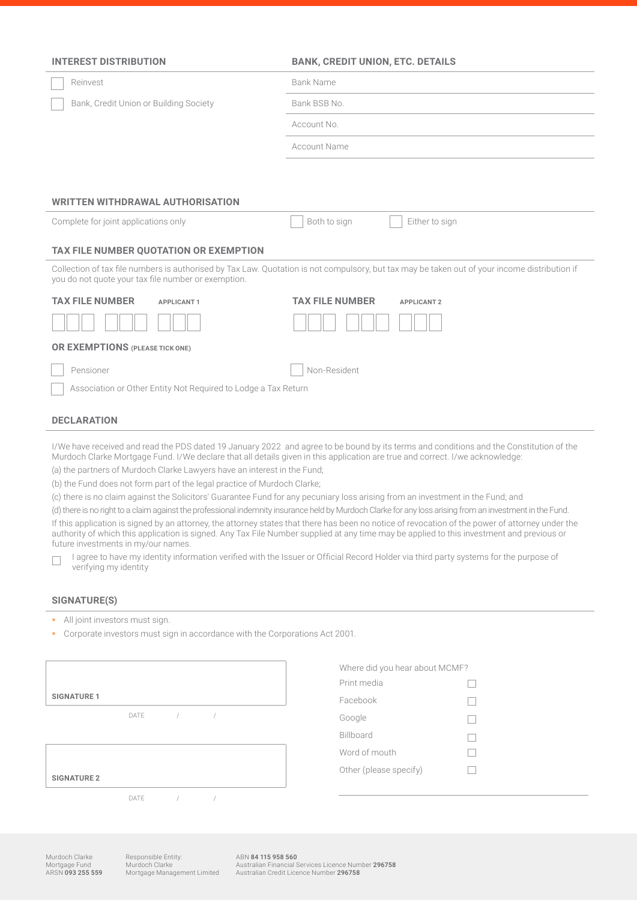## INTEREST DISTRIBUTION

- [ ] Reinvest
- [ ] Bank, Credit Union or Building Society

## BANK, CREDIT UNION, ETC. DETAILS

Bank Name

Bank BSB No.

Account No.

Account Name

## WRITTEN WITHDRAWAL AUTHORISATION

Complete for joint applications only

- [ ] Both to sign
- [ ] Either to sign

## TAX FILE NUMBER QUOTATION OR EXEMPTION

Collection of tax file numbers is authorised by Tax Law. Quotation is not compulsory, but tax may be taken out of your income distribution if you do not quote your tax file number or exemption.

**TAX FILE NUMBER** APPLICANT 1

☐☐☐ ☐☐☐ ☐☐☐

**TAX FILE NUMBER** APPLICANT 2

☐☐☐ ☐☐☐ ☐☐☐

**OR EXEMPTIONS** (PLEASE TICK ONE)

- [ ] Pensioner
- [ ] Non-Resident
- [ ] Association or Other Entity Not Required to Lodge a Tax Return

## DECLARATION

I/We have received and read the PDS dated 19 January 2022 and agree to be bound by its terms and conditions and the Constitution of the Murdoch Clarke Mortgage Fund. I/We declare that all details given in this application are true and correct. I/we acknowledge:

(a) the partners of Murdoch Clarke Lawyers have an interest in the Fund;

(b) the Fund does not form part of the legal practice of Murdoch Clarke;

(c) there is no claim against the Solicitors' Guarantee Fund for any pecuniary loss arising from an investment in the Fund; and

(d) there is no right to a claim against the professional indemnity insurance held by Murdoch Clarke for any loss arising from an investment in the Fund.

If this application is signed by an attorney, the attorney states that there has been no notice of revocation of the power of attorney under the authority of which this application is signed. Any Tax File Number supplied at any time may be applied to this investment and previous or future investments in my/our names.

- [ ] I agree to have my identity information verified with the Issuer or Official Record Holder via third party systems for the purpose of verifying my identity

## SIGNATURE(S)

- All joint investors must sign.
- Corporate investors must sign in accordance with the Corporations Act 2001.

**SIGNATURE 1**

DATE / /

**SIGNATURE 2**

DATE / /

Where did you hear about MCMF?

- [ ] Print media
- [ ] Facebook
- [ ] Google
- [ ] Billboard
- [ ] Word of mouth
- [ ] Other (please specify)

Murdoch Clarke Mortgage Fund ARSN **093 255 559**

Responsible Entity: Murdoch Clarke Mortgage Management Limited

ABN **84 115 958 560**
Australian Financial Services Licence Number **296758**
Australian Credit Licence Number **296758**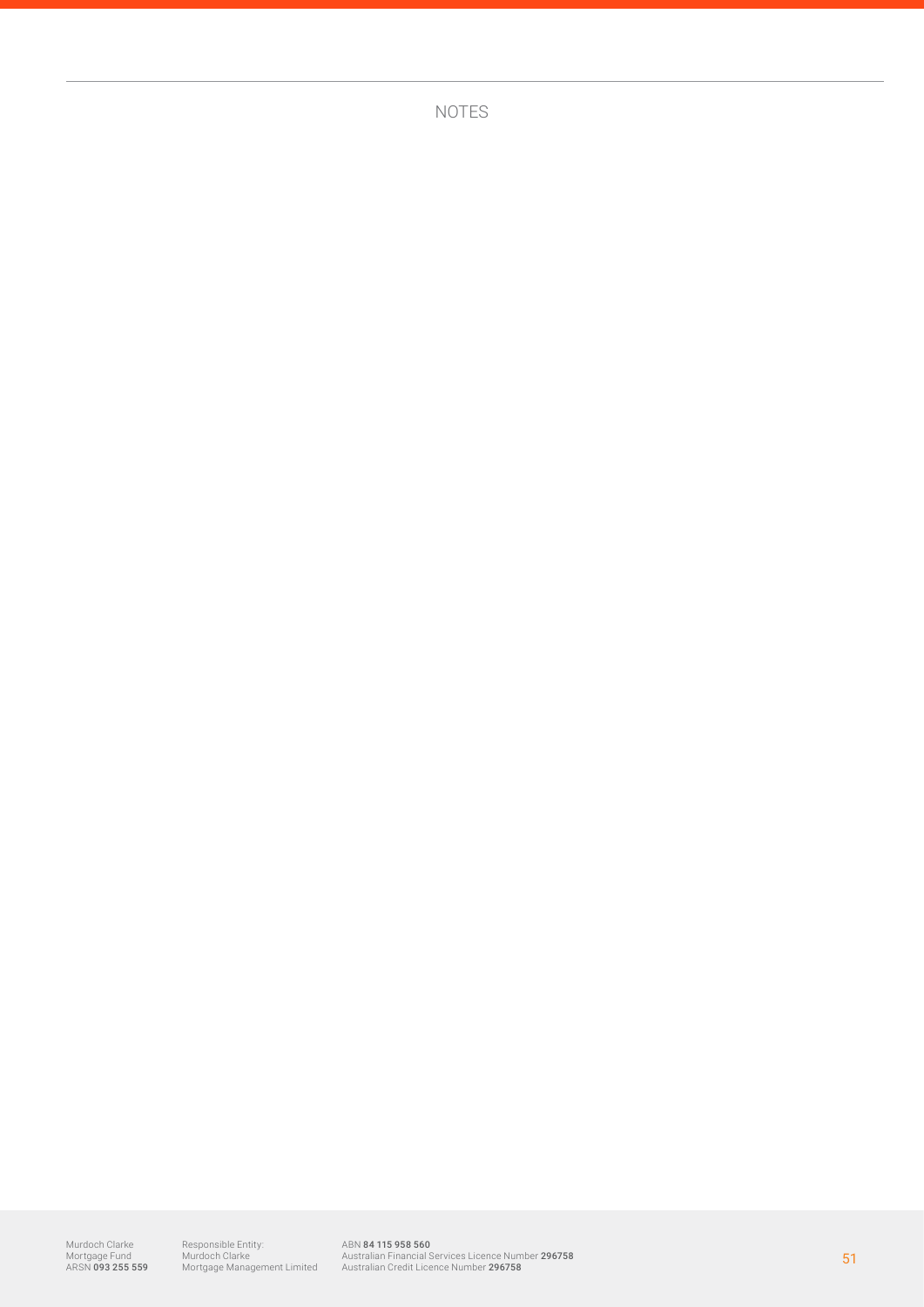# NOTES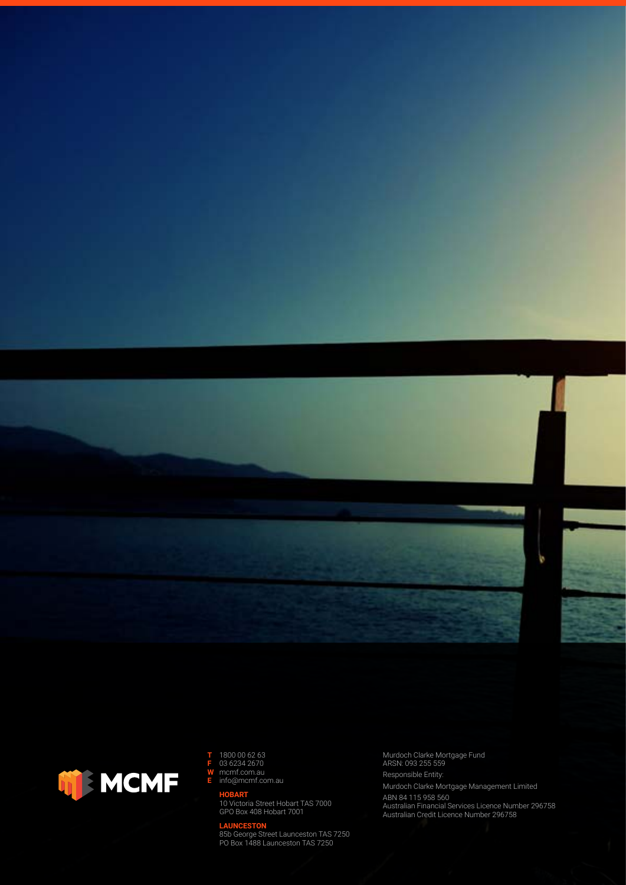MCMF

**T** 1800 00 62 63
**F** 03 6234 2670
**W** mcmf.com.au
**E** info@mcmf.com.au

**HOBART**
10 Victoria Street Hobart TAS 7000
GPO Box 408 Hobart 7001

**LAUNCESTON**
85b George Street Launceston TAS 7250
PO Box 1488 Launceston TAS 7250

Murdoch Clarke Mortgage Fund
ARSN: 093 255 559

Responsible Entity:

Murdoch Clarke Mortgage Management Limited

ABN 84 115 958 560
Australian Financial Services Licence Number 296758
Australian Credit Licence Number 296758